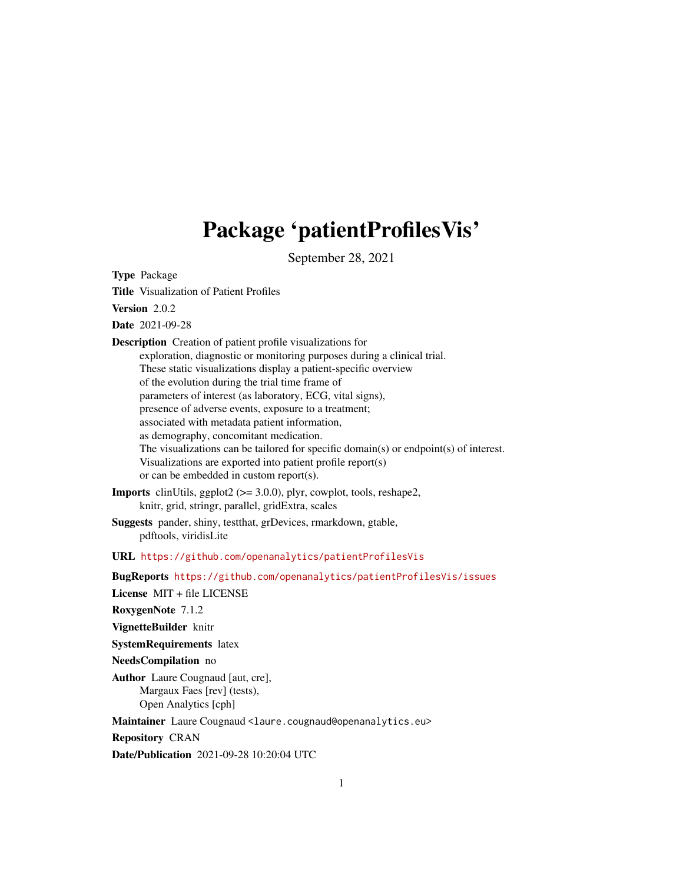# Package 'patientProfilesVis'

September 28, 2021

**Type** Package

**Title** Visualization of Patient Profiles

**Version** 2.0.2

**Date** 2021-09-28

**Description** Creation of patient profile visualizations for exploration, diagnostic or monitoring purposes during a clinical trial. These static visualizations display a patient-specific overview of the evolution during the trial time frame of parameters of interest (as laboratory, ECG, vital signs), presence of adverse events, exposure to a treatment; associated with metadata patient information, as demography, concomitant medication. The visualizations can be tailored for specific domain(s) or endpoint(s) of interest. Visualizations are exported into patient profile report(s) or can be embedded in custom report(s).

**Imports** clinUtils, ggplot2 (>= 3.0.0), plyr, cowplot, tools, reshape2, knitr, grid, stringr, parallel, gridExtra, scales

**Suggests** pander, shiny, testthat, grDevices, rmarkdown, gtable, pdftools, viridisLite

**URL** https://github.com/openanalytics/patientProfilesVis

**BugReports** https://github.com/openanalytics/patientProfilesVis/issues

**License** MIT + file LICENSE

**RoxygenNote** 7.1.2

**VignetteBuilder** knitr

**SystemRequirements** latex

**NeedsCompilation** no

**Author** Laure Cougnaud [aut, cre], Margaux Faes [rev] (tests), Open Analytics [cph]

**Maintainer** Laure Cougnaud <laure.cougnaud@openanalytics.eu>

**Repository** CRAN

**Date/Publication** 2021-09-28 10:20:04 UTC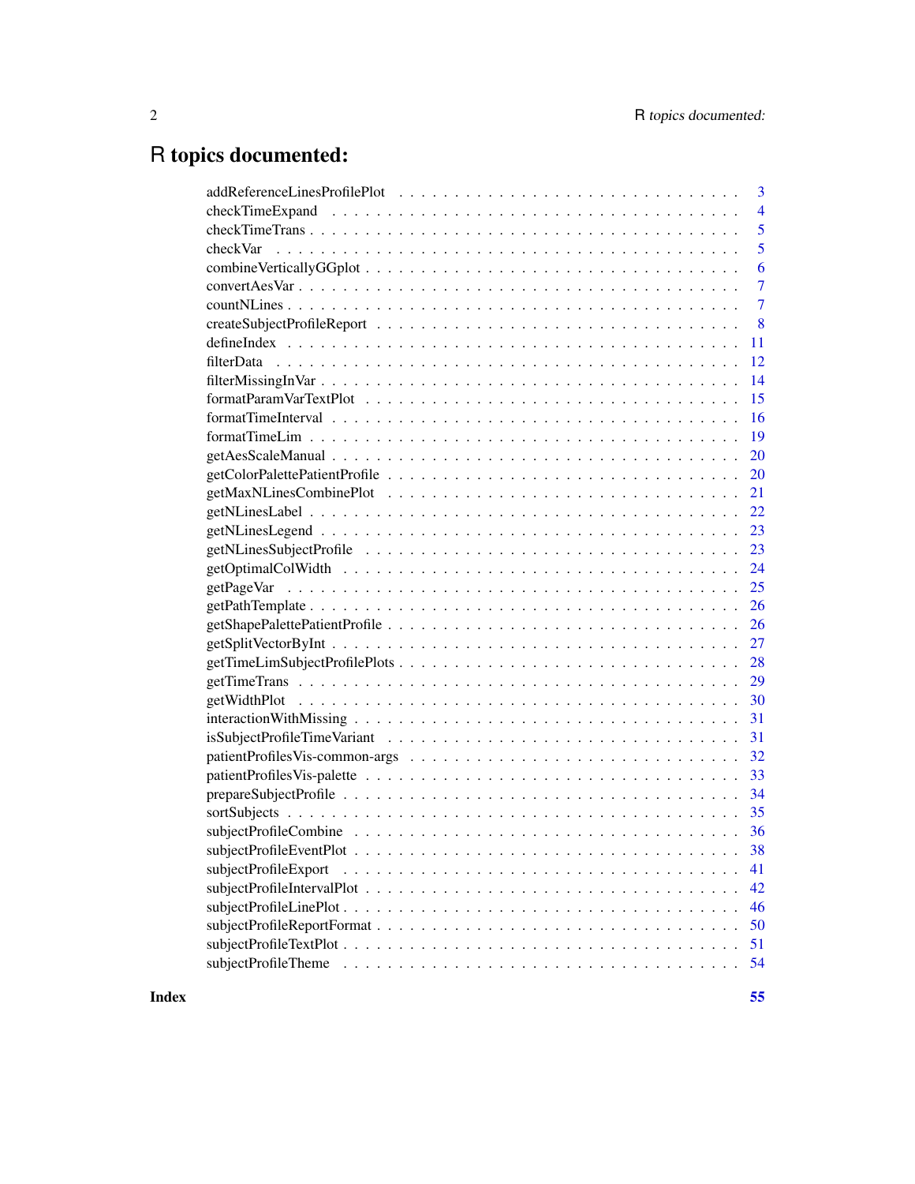# R topics documented:

| | |
|---|---|
| addReferenceLinesProfilePlot | 3 |
| checkTimeExpand | 4 |
| checkTimeTrans | 5 |
| checkVar | 5 |
| combineVerticallyGGplot | 6 |
| convertAesVar | 7 |
| countNLines | 7 |
| createSubjectProfileReport | 8 |
| defineIndex | 11 |
| filterData | 12 |
| filterMissingInVar | 14 |
| formatParamVarTextPlot | 15 |
| formatTimeInterval | 16 |
| formatTimeLim | 19 |
| getAesScaleManual | 20 |
| getColorPalettePatientProfile | 20 |
| getMaxNLinesCombinePlot | 21 |
| getNLinesLabel | 22 |
| getNLinesLegend | 23 |
| getNLinesSubjectProfile | 23 |
| getOptimalColWidth | 24 |
| getPageVar | 25 |
| getPathTemplate | 26 |
| getShapePalettePatientProfile | 26 |
| getSplitVectorByInt | 27 |
| getTimeLimSubjectProfilePlots | 28 |
| getTimeTrans | 29 |
| getWidthPlot | 30 |
| interactionWithMissing | 31 |
| isSubjectProfileTimeVariant | 31 |
| patientProfilesVis-common-args | 32 |
| patientProfilesVis-palette | 33 |
| prepareSubjectProfile | 34 |
| sortSubjects | 35 |
| subjectProfileCombine | 36 |
| subjectProfileEventPlot | 38 |
| subjectProfileExport | 41 |
| subjectProfileIntervalPlot | 42 |
| subjectProfileLinePlot | 46 |
| subjectProfileReportFormat | 50 |
| subjectProfileTextPlot | 51 |
| subjectProfileTheme | 54 |
| **Index** | **55** |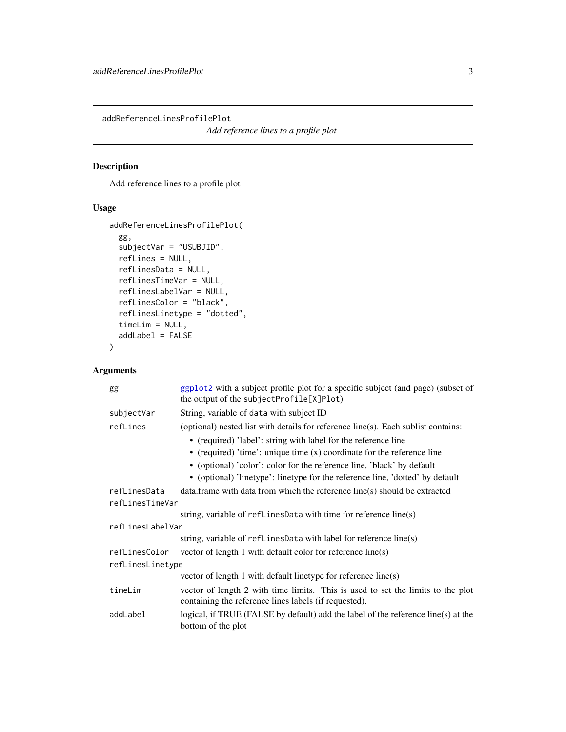addReferenceLinesProfilePlot

*Add reference lines to a profile plot*

## Description

Add reference lines to a profile plot

## Usage

```
addReferenceLinesProfilePlot(
  gg,
  subjectVar = "USUBJID",
  refLines = NULL,
  refLinesData = NULL,
  refLinesTimeVar = NULL,
  refLinesLabelVar = NULL,
  refLinesColor = "black",
  refLinesLinetype = "dotted",
  timeLim = NULL,
  addLabel = FALSE
)
```

## Arguments

| Argument | Description |
| --- | --- |
| `gg` | ggplot2 with a subject profile plot for a specific subject (and page) (subset of the output of the `subjectProfile[X]Plot`) |
| `subjectVar` | String, variable of `data` with subject ID |
| `refLines` | (optional) nested list with details for reference line(s). Each sublist contains: <br>• (required) 'label': string with label for the reference line <br>• (required) 'time': unique time (x) coordinate for the reference line <br>• (optional) 'color': color for the reference line, 'black' by default <br>• (optional) 'linetype': linetype for the reference line, 'dotted' by default |
| `refLinesData` | data.frame with data from which the reference line(s) should be extracted |
| `refLinesTimeVar` | string, variable of `refLinesData` with time for reference line(s) |
| `refLinesLabelVar` | string, variable of `refLinesData` with label for reference line(s) |
| `refLinesColor` | vector of length 1 with default color for reference line(s) |
| `refLinesLinetype` | vector of length 1 with default linetype for reference line(s) |
| `timeLim` | vector of length 2 with time limits. This is used to set the limits to the plot containing the reference lines labels (if requested). |
| `addLabel` | logical, if TRUE (FALSE by default) add the label of the reference line(s) at the bottom of the plot |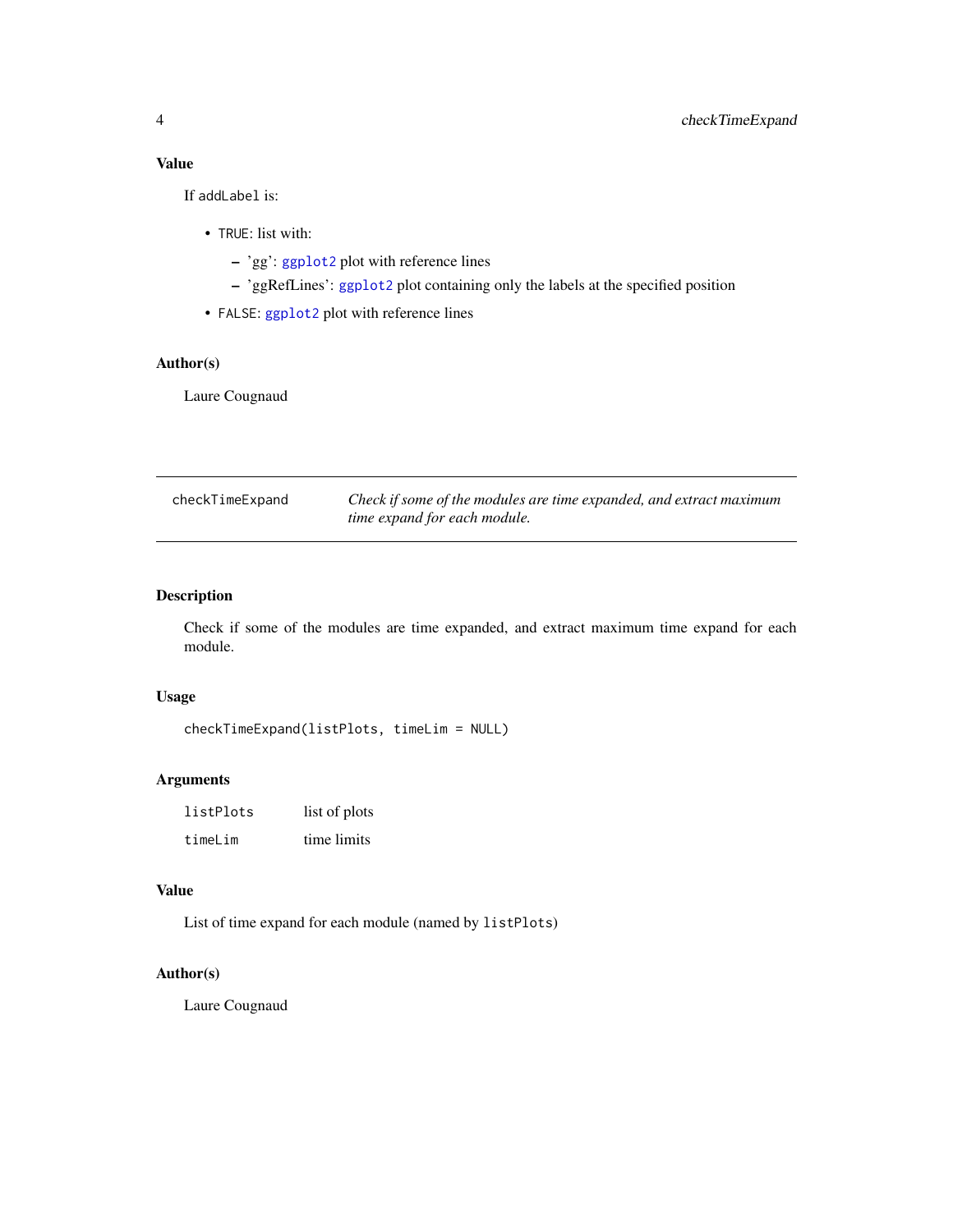### Value

If `addLabel` is:

- `TRUE`: list with:
  - 'gg': `ggplot2` plot with reference lines
  - 'ggRefLines': `ggplot2` plot containing only the labels at the specified position
- `FALSE`: `ggplot2` plot with reference lines

### Author(s)

Laure Cougnaud

---

## checkTimeExpand

*Check if some of the modules are time expanded, and extract maximum time expand for each module.*

---

### Description

Check if some of the modules are time expanded, and extract maximum time expand for each module.

### Usage

```
checkTimeExpand(listPlots, timeLim = NULL)
```

### Arguments

| | |
|---|---|
| `listPlots` | list of plots |
| `timeLim` | time limits |

### Value

List of time expand for each module (named by `listPlots`)

### Author(s)

Laure Cougnaud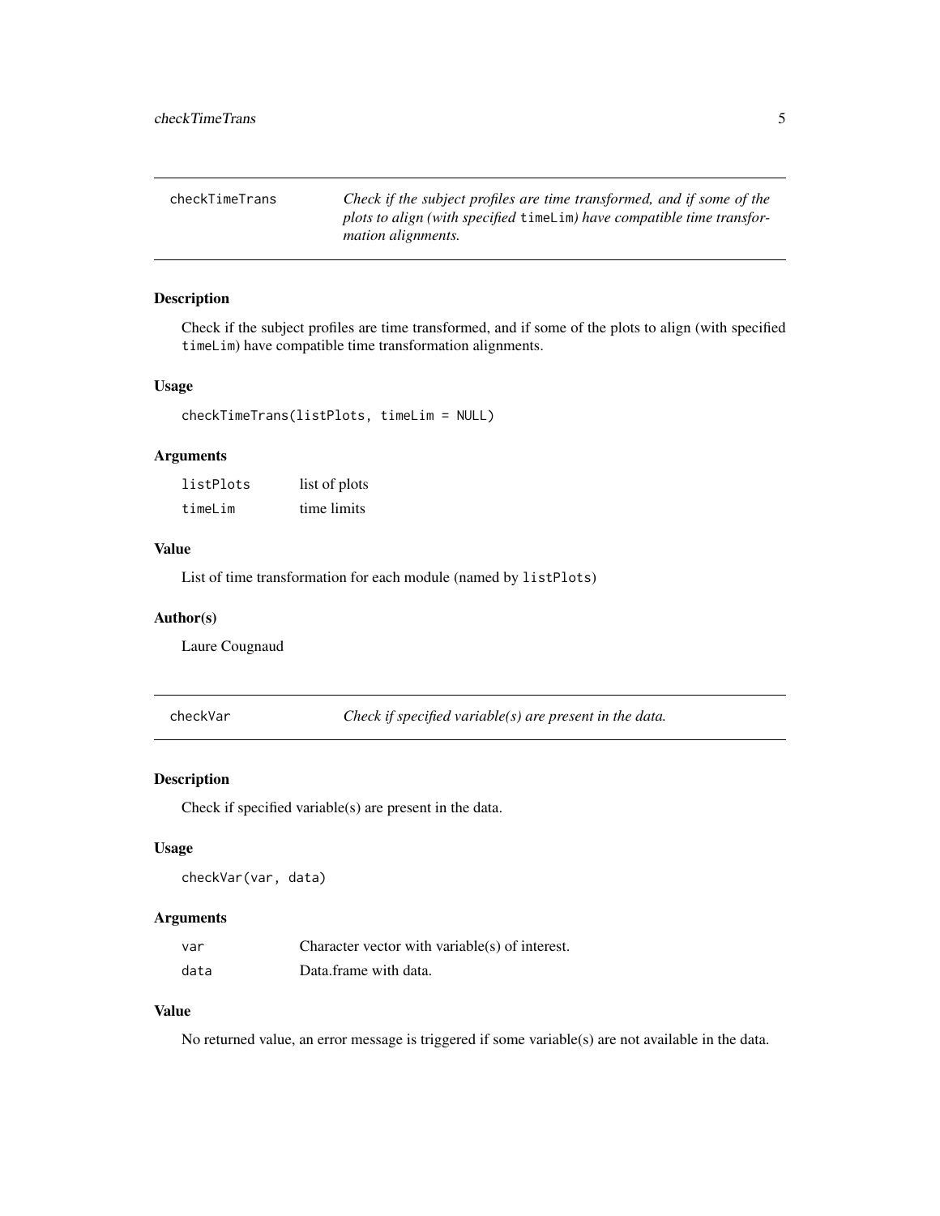## checkTimeTrans

*Check if the subject profiles are time transformed, and if some of the plots to align (with specified* `timeLim`*) have compatible time transformation alignments.*

### Description

Check if the subject profiles are time transformed, and if some of the plots to align (with specified `timeLim`) have compatible time transformation alignments.

### Usage

```
checkTimeTrans(listPlots, timeLim = NULL)
```

### Arguments

| | |
|---|---|
| `listPlots` | list of plots |
| `timeLim` | time limits |

### Value

List of time transformation for each module (named by `listPlots`)

### Author(s)

Laure Cougnaud

## checkVar

*Check if specified variable(s) are present in the data.*

### Description

Check if specified variable(s) are present in the data.

### Usage

```
checkVar(var, data)
```

### Arguments

| | |
|---|---|
| `var` | Character vector with variable(s) of interest. |
| `data` | Data.frame with data. |

### Value

No returned value, an error message is triggered if some variable(s) are not available in the data.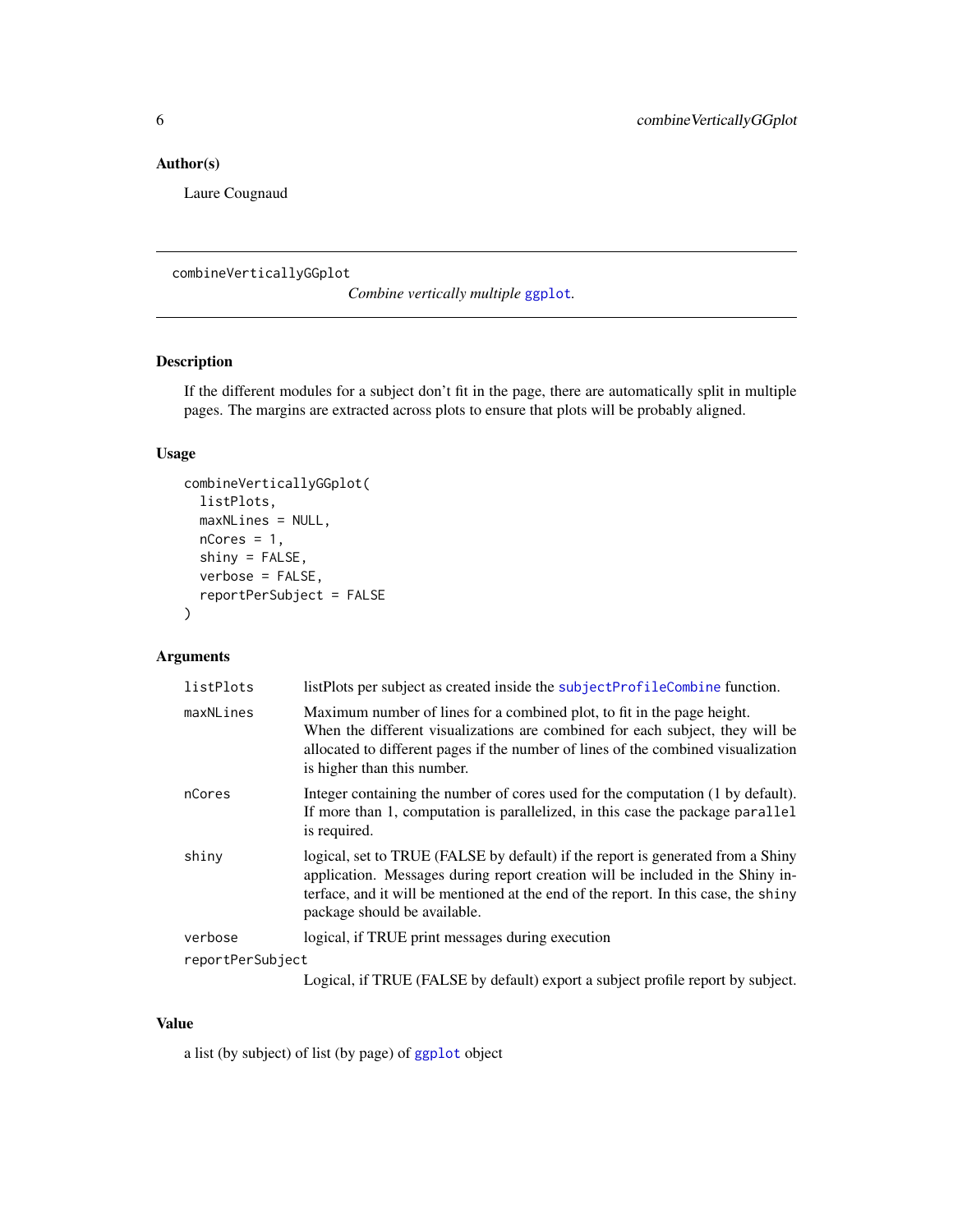### Author(s)

Laure Cougnaud

---

## combineVerticallyGGplot

*Combine vertically multiple* `ggplot`*.*

---

### Description

If the different modules for a subject don't fit in the page, there are automatically split in multiple pages. The margins are extracted across plots to ensure that plots will be probably aligned.

### Usage

```
combineVerticallyGGplot(
  listPlots,
  maxNLines = NULL,
  nCores = 1,
  shiny = FALSE,
  verbose = FALSE,
  reportPerSubject = FALSE
)
```

### Arguments

| | |
|---|---|
| `listPlots` | listPlots per subject as created inside the `subjectProfileCombine` function. |
| `maxNLines` | Maximum number of lines for a combined plot, to fit in the page height. When the different visualizations are combined for each subject, they will be allocated to different pages if the number of lines of the combined visualization is higher than this number. |
| `nCores` | Integer containing the number of cores used for the computation (1 by default). If more than 1, computation is parallelized, in this case the package `parallel` is required. |
| `shiny` | logical, set to TRUE (FALSE by default) if the report is generated from a Shiny application. Messages during report creation will be included in the Shiny interface, and it will be mentioned at the end of the report. In this case, the `shiny` package should be available. |
| `verbose` | logical, if TRUE print messages during execution |
| `reportPerSubject` | Logical, if TRUE (FALSE by default) export a subject profile report by subject. |

### Value

a list (by subject) of list (by page) of `ggplot` object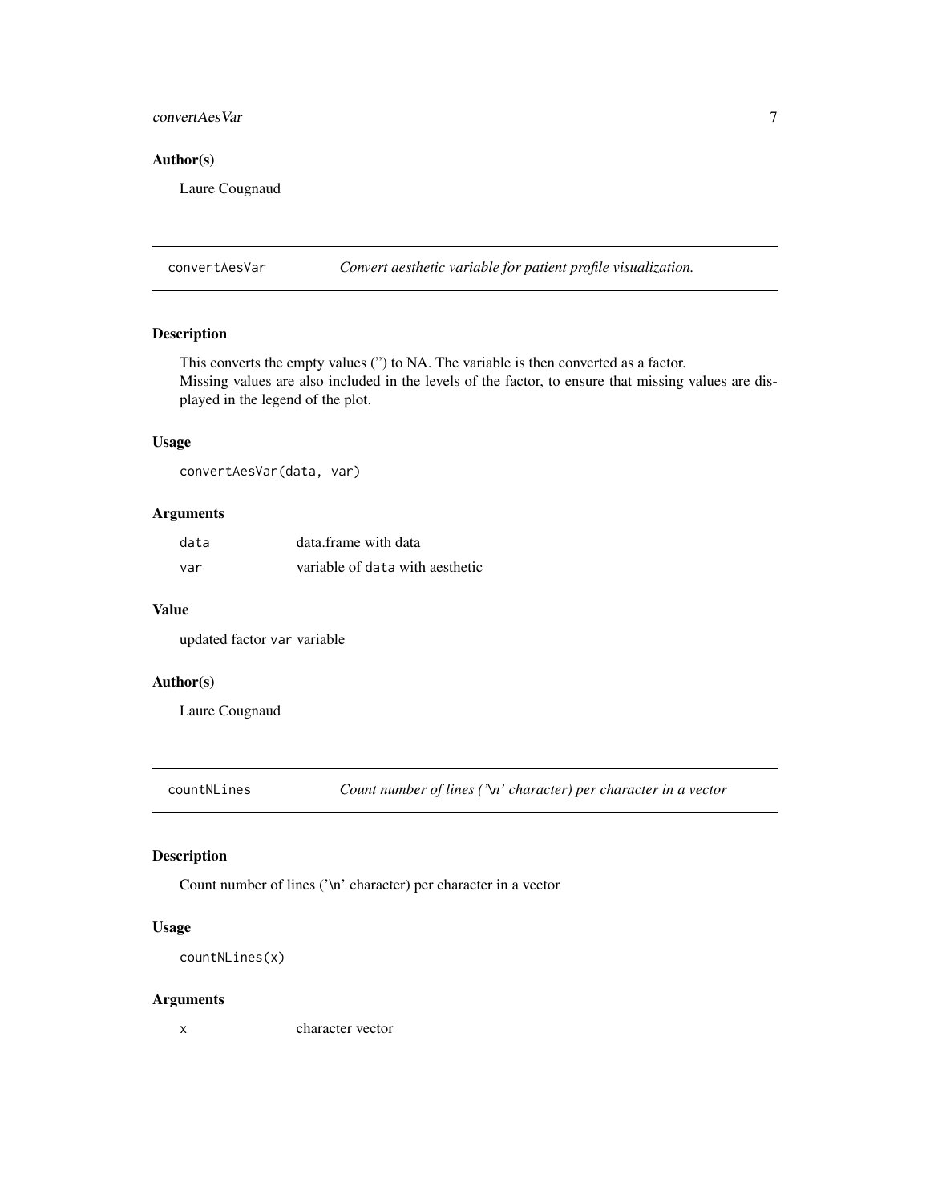### Author(s)

Laure Cougnaud

---

## convertAesVar — *Convert aesthetic variable for patient profile visualization.*

### Description

This converts the empty values ('') to NA. The variable is then converted as a factor.
Missing values are also included in the levels of the factor, to ensure that missing values are displayed in the legend of the plot.

### Usage

```
convertAesVar(data, var)
```

### Arguments

| | |
|---|---|
| `data` | data.frame with data |
| `var` | variable of `data` with aesthetic |

### Value

updated factor `var` variable

### Author(s)

Laure Cougnaud

---

## countNLines — *Count number of lines ('\n' character) per character in a vector*

### Description

Count number of lines ('\n' character) per character in a vector

### Usage

```
countNLines(x)
```

### Arguments

| | |
|---|---|
| `x` | character vector |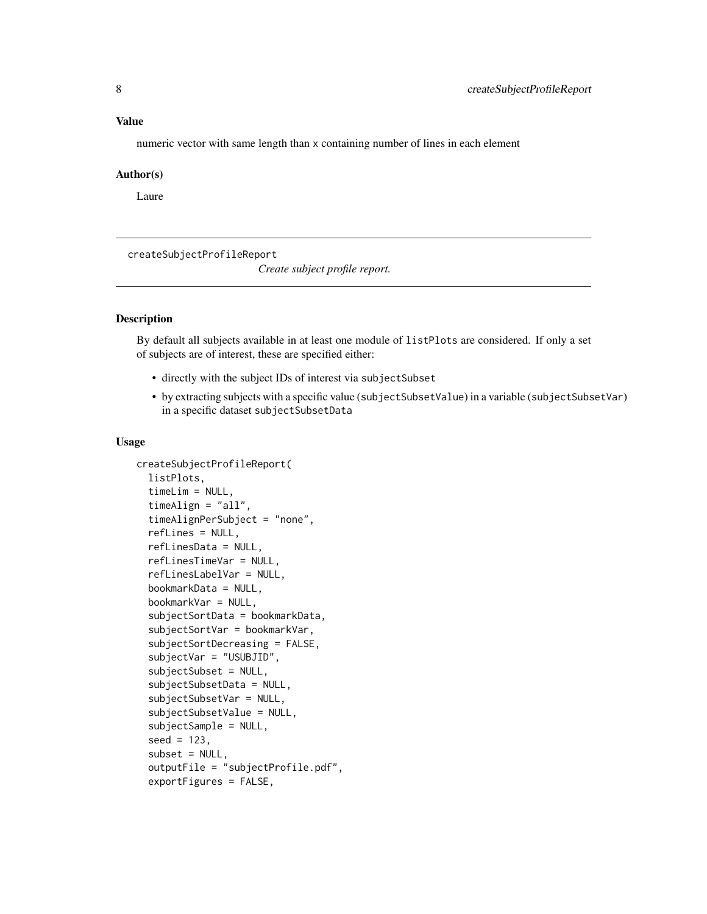### Value

numeric vector with same length than x containing number of lines in each element

### Author(s)

Laure

---

## createSubjectProfileReport

*Create subject profile report.*

---

### Description

By default all subjects available in at least one module of `listPlots` are considered. If only a set of subjects are of interest, these are specified either:

- directly with the subject IDs of interest via `subjectSubset`
- by extracting subjects with a specific value (`subjectSubsetValue`) in a variable (`subjectSubsetVar`) in a specific dataset `subjectSubsetData`

### Usage

```
createSubjectProfileReport(
  listPlots,
  timeLim = NULL,
  timeAlign = "all",
  timeAlignPerSubject = "none",
  refLines = NULL,
  refLinesData = NULL,
  refLinesTimeVar = NULL,
  refLinesLabelVar = NULL,
  bookmarkData = NULL,
  bookmarkVar = NULL,
  subjectSortData = bookmarkData,
  subjectSortVar = bookmarkVar,
  subjectSortDecreasing = FALSE,
  subjectVar = "USUBJID",
  subjectSubset = NULL,
  subjectSubsetData = NULL,
  subjectSubsetVar = NULL,
  subjectSubsetValue = NULL,
  subjectSample = NULL,
  seed = 123,
  subset = NULL,
  outputFile = "subjectProfile.pdf",
  exportFigures = FALSE,
```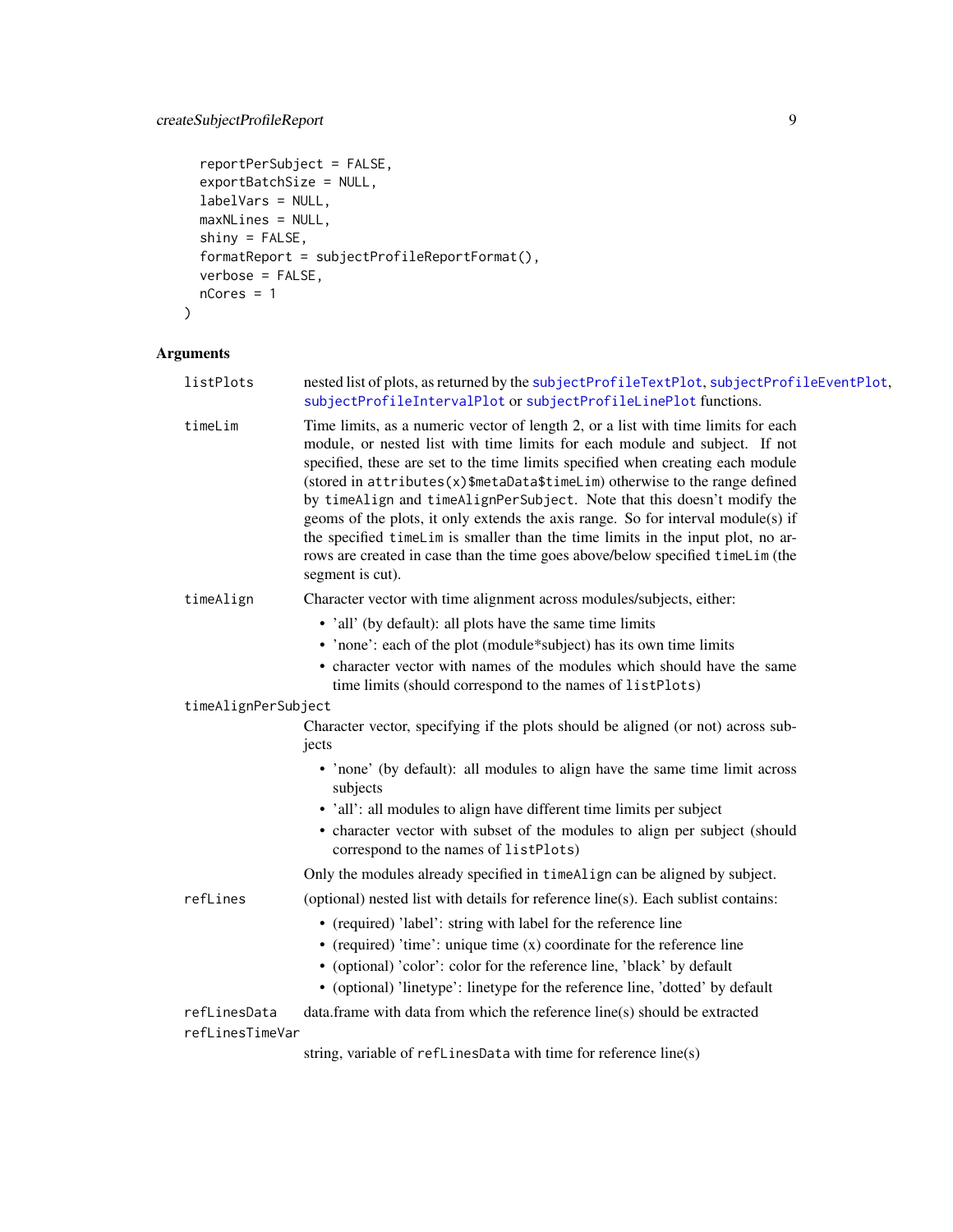```
  reportPerSubject = FALSE,
  exportBatchSize = NULL,
  labelVars = NULL,
  maxNLines = NULL,
  shiny = FALSE,
  formatReport = subjectProfileReportFormat(),
  verbose = FALSE,
  nCores = 1
)
```

## Arguments

`listPlots` nested list of plots, as returned by the `subjectProfileTextPlot`, `subjectProfileEventPlot`, `subjectProfileIntervalPlot` or `subjectProfileLinePlot` functions.

`timeLim` Time limits, as a numeric vector of length 2, or a list with time limits for each module, or nested list with time limits for each module and subject. If not specified, these are set to the time limits specified when creating each module (stored in `attributes(x)$metaData$timeLim`) otherwise to the range defined by `timeAlign` and `timeAlignPerSubject`. Note that this doesn't modify the geoms of the plots, it only extends the axis range. So for interval module(s) if the specified `timeLim` is smaller than the time limits in the input plot, no arrows are created in case than the time goes above/below specified `timeLim` (the segment is cut).

`timeAlign` Character vector with time alignment across modules/subjects, either:

- 'all' (by default): all plots have the same time limits
- 'none': each of the plot (module*subject) has its own time limits
- character vector with names of the modules which should have the same time limits (should correspond to the names of `listPlots`)

`timeAlignPerSubject` Character vector, specifying if the plots should be aligned (or not) across subjects

- 'none' (by default): all modules to align have the same time limit across subjects
- 'all': all modules to align have different time limits per subject
- character vector with subset of the modules to align per subject (should correspond to the names of `listPlots`)

Only the modules already specified in `timeAlign` can be aligned by subject.

`refLines` (optional) nested list with details for reference line(s). Each sublist contains:

- (required) 'label': string with label for the reference line
- (required) 'time': unique time (x) coordinate for the reference line
- (optional) 'color': color for the reference line, 'black' by default
- (optional) 'linetype': linetype for the reference line, 'dotted' by default

`refLinesData` data.frame with data from which the reference line(s) should be extracted

`refLinesTimeVar` string, variable of `refLinesData` with time for reference line(s)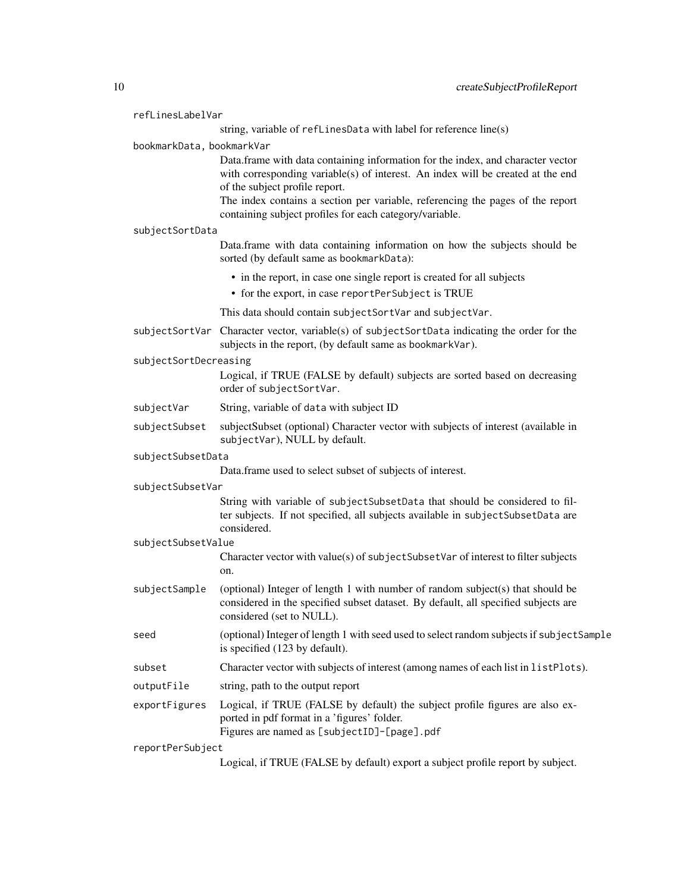`refLinesLabelVar`
: string, variable of `refLinesData` with label for reference line(s)

`bookmarkData, bookmarkVar`
: Data.frame with data containing information for the index, and character vector with corresponding variable(s) of interest. An index will be created at the end of the subject profile report.
  The index contains a section per variable, referencing the pages of the report containing subject profiles for each category/variable.

`subjectSortData`
: Data.frame with data containing information on how the subjects should be sorted (by default same as `bookmarkData`):
  - in the report, in case one single report is created for all subjects
  - for the export, in case `reportPerSubject` is TRUE

  This data should contain `subjectSortVar` and `subjectVar`.

`subjectSortVar`
: Character vector, variable(s) of `subjectSortData` indicating the order for the subjects in the report, (by default same as `bookmarkVar`).

`subjectSortDecreasing`
: Logical, if TRUE (FALSE by default) subjects are sorted based on decreasing order of `subjectSortVar`.

`subjectVar`
: String, variable of `data` with subject ID

`subjectSubset`
: subjectSubset (optional) Character vector with subjects of interest (available in `subjectVar`), NULL by default.

`subjectSubsetData`
: Data.frame used to select subset of subjects of interest.

`subjectSubsetVar`
: String with variable of `subjectSubsetData` that should be considered to filter subjects. If not specified, all subjects available in `subjectSubsetData` are considered.

`subjectSubsetValue`
: Character vector with value(s) of `subjectSubsetVar` of interest to filter subjects on.

`subjectSample`
: (optional) Integer of length 1 with number of random subject(s) that should be considered in the specified subset dataset. By default, all specified subjects are considered (set to NULL).

`seed`
: (optional) Integer of length 1 with seed used to select random subjects if `subjectSample` is specified (123 by default).

`subset`
: Character vector with subjects of interest (among names of each list in `listPlots`).

`outputFile`
: string, path to the output report

`exportFigures`
: Logical, if TRUE (FALSE by default) the subject profile figures are also exported in pdf format in a 'figures' folder.
  Figures are named as `[subjectID]-[page].pdf`

`reportPerSubject`
: Logical, if TRUE (FALSE by default) export a subject profile report by subject.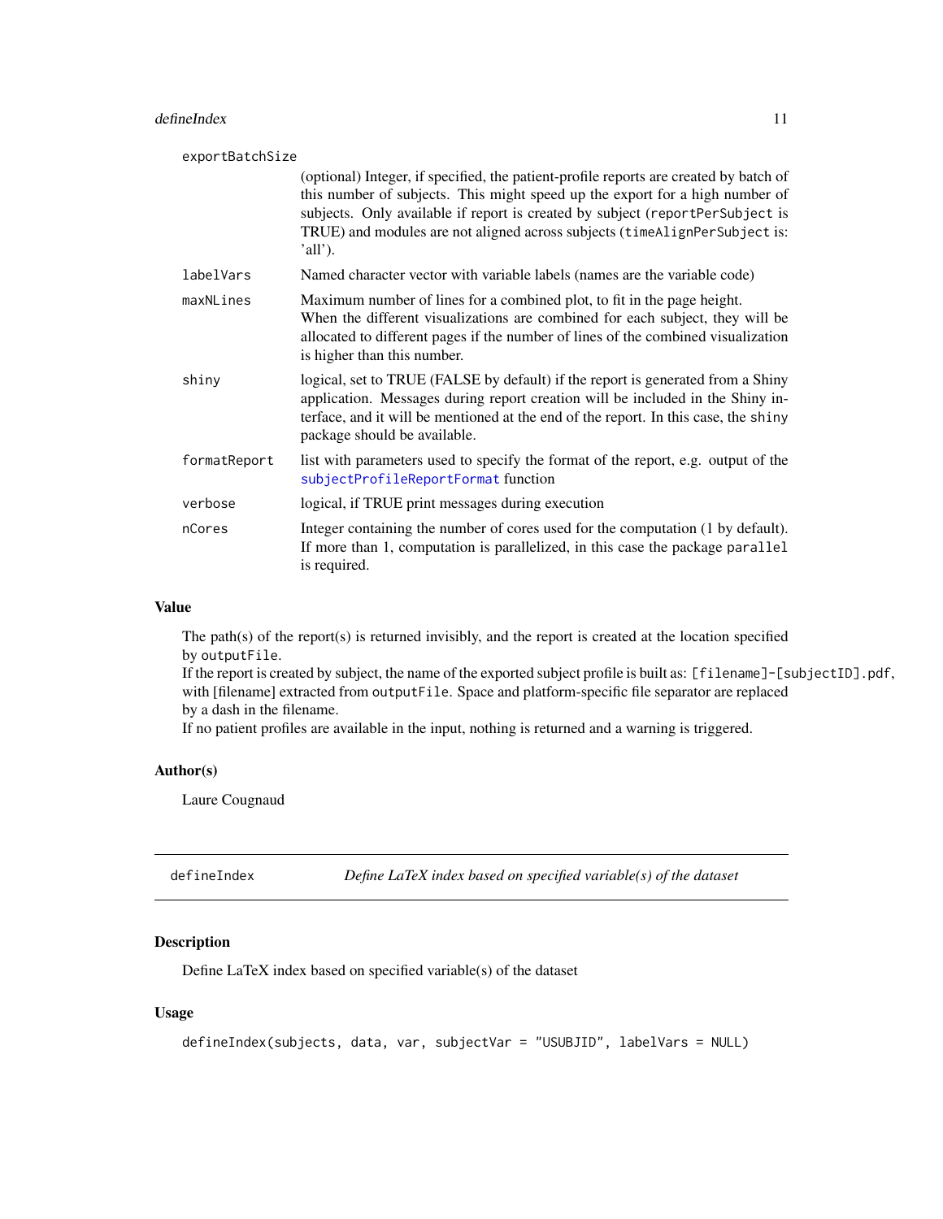| | |
|---|---|
| exportBatchSize | (optional) Integer, if specified, the patient-profile reports are created by batch of this number of subjects. This might speed up the export for a high number of subjects. Only available if report is created by subject (`reportPerSubject` is TRUE) and modules are not aligned across subjects (`timeAlignPerSubject` is: 'all'). |
| labelVars | Named character vector with variable labels (names are the variable code) |
| maxNLines | Maximum number of lines for a combined plot, to fit in the page height. When the different visualizations are combined for each subject, they will be allocated to different pages if the number of lines of the combined visualization is higher than this number. |
| shiny | logical, set to TRUE (FALSE by default) if the report is generated from a Shiny application. Messages during report creation will be included in the Shiny interface, and it will be mentioned at the end of the report. In this case, the `shiny` package should be available. |
| formatReport | list with parameters used to specify the format of the report, e.g. output of the `subjectProfileReportFormat` function |
| verbose | logical, if TRUE print messages during execution |
| nCores | Integer containing the number of cores used for the computation (1 by default). If more than 1, computation is parallelized, in this case the package `parallel` is required. |

### Value

The path(s) of the report(s) is returned invisibly, and the report is created at the location specified by `outputFile`.
If the report is created by subject, the name of the exported subject profile is built as: `[filename]-[subjectID].pdf`, with [filename] extracted from `outputFile`. Space and platform-specific file separator are replaced by a dash in the filename.
If no patient profiles are available in the input, nothing is returned and a warning is triggered.

### Author(s)

Laure Cougnaud

---

## defineIndex — *Define LaTeX index based on specified variable(s) of the dataset*

### Description

Define LaTeX index based on specified variable(s) of the dataset

### Usage

```
defineIndex(subjects, data, var, subjectVar = "USUBJID", labelVars = NULL)
```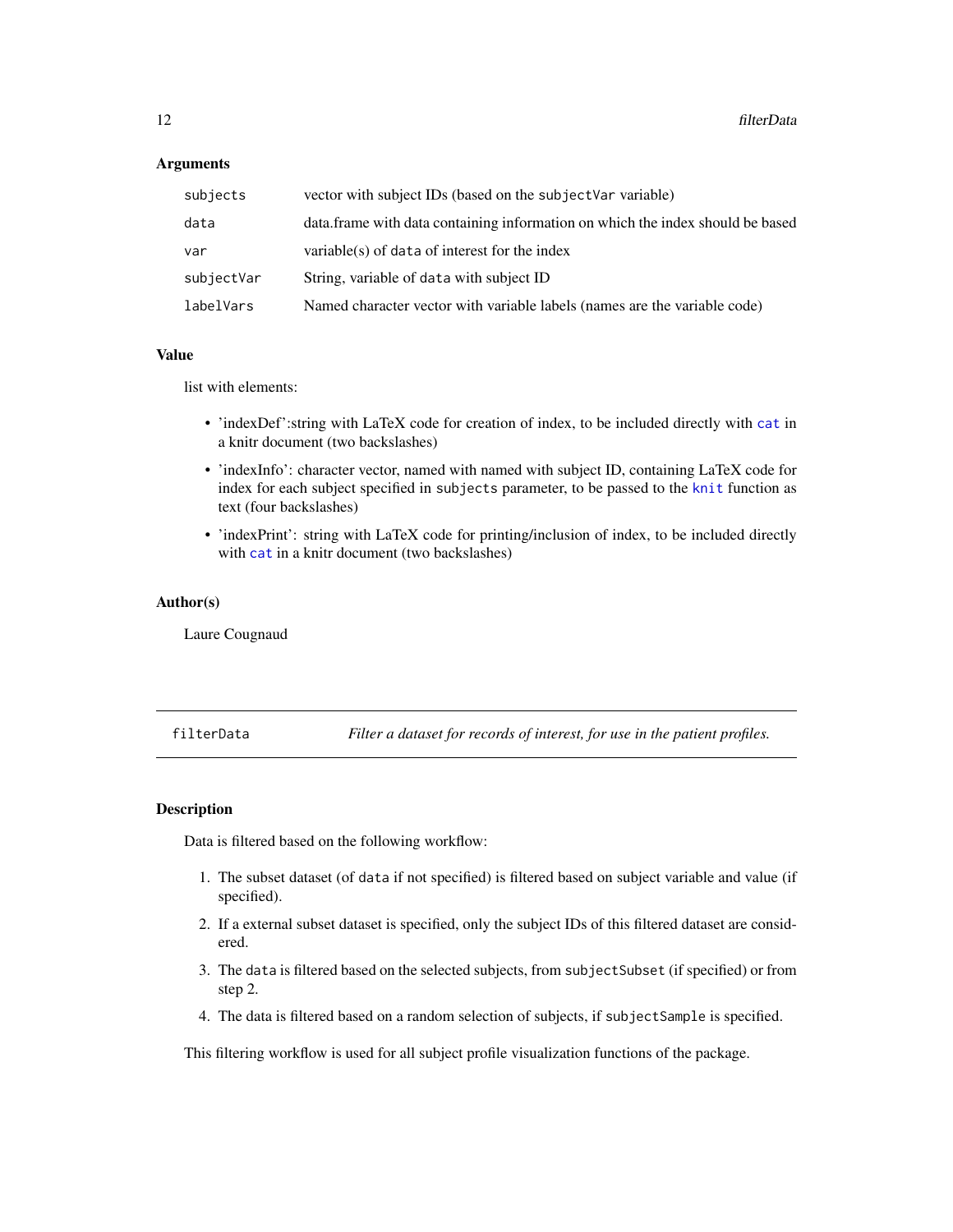### Arguments

| | |
|---|---|
| `subjects` | vector with subject IDs (based on the `subjectVar` variable) |
| `data` | data.frame with data containing information on which the index should be based |
| `var` | variable(s) of `data` of interest for the index |
| `subjectVar` | String, variable of `data` with subject ID |
| `labelVars` | Named character vector with variable labels (names are the variable code) |

### Value

list with elements:

- 'indexDef':string with LaTeX code for creation of index, to be included directly with `cat` in a knitr document (two backslashes)
- 'indexInfo': character vector, named with named with subject ID, containing LaTeX code for index for each subject specified in `subjects` parameter, to be passed to the `knit` function as text (four backslashes)
- 'indexPrint': string with LaTeX code for printing/inclusion of index, to be included directly with `cat` in a knitr document (two backslashes)

### Author(s)

Laure Cougnaud

---

## filterData — *Filter a dataset for records of interest, for use in the patient profiles.*

---

### Description

Data is filtered based on the following workflow:

1. The subset dataset (of `data` if not specified) is filtered based on subject variable and value (if specified).
2. If a external subset dataset is specified, only the subject IDs of this filtered dataset are considered.
3. The `data` is filtered based on the selected subjects, from `subjectSubset` (if specified) or from step 2.
4. The data is filtered based on a random selection of subjects, if `subjectSample` is specified.

This filtering workflow is used for all subject profile visualization functions of the package.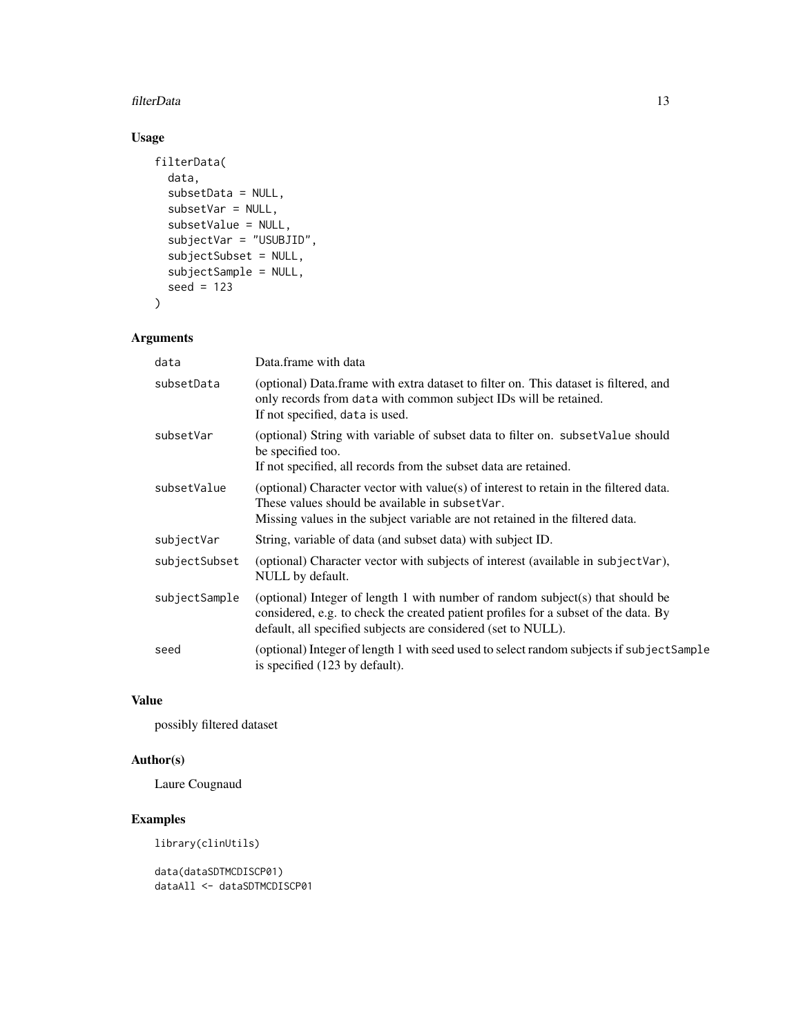## Usage

```
filterData(
  data,
  subsetData = NULL,
  subsetVar = NULL,
  subsetValue = NULL,
  subjectVar = "USUBJID",
  subjectSubset = NULL,
  subjectSample = NULL,
  seed = 123
)
```

## Arguments

| | |
|---|---|
| `data` | Data.frame with data |
| `subsetData` | (optional) Data.frame with extra dataset to filter on. This dataset is filtered, and only records from `data` with common subject IDs will be retained.<br>If not specified, `data` is used. |
| `subsetVar` | (optional) String with variable of subset data to filter on. `subsetValue` should be specified too.<br>If not specified, all records from the subset data are retained. |
| `subsetValue` | (optional) Character vector with value(s) of interest to retain in the filtered data. These values should be available in `subsetVar`.<br>Missing values in the subject variable are not retained in the filtered data. |
| `subjectVar` | String, variable of data (and subset data) with subject ID. |
| `subjectSubset` | (optional) Character vector with subjects of interest (available in `subjectVar`), NULL by default. |
| `subjectSample` | (optional) Integer of length 1 with number of random subject(s) that should be considered, e.g. to check the created patient profiles for a subset of the data. By default, all specified subjects are considered (set to NULL). |
| `seed` | (optional) Integer of length 1 with seed used to select random subjects if `subjectSample` is specified (123 by default). |

## Value

possibly filtered dataset

## Author(s)

Laure Cougnaud

## Examples

```
library(clinUtils)

data(dataSDTMCDISCP01)
dataAll <- dataSDTMCDISCP01
```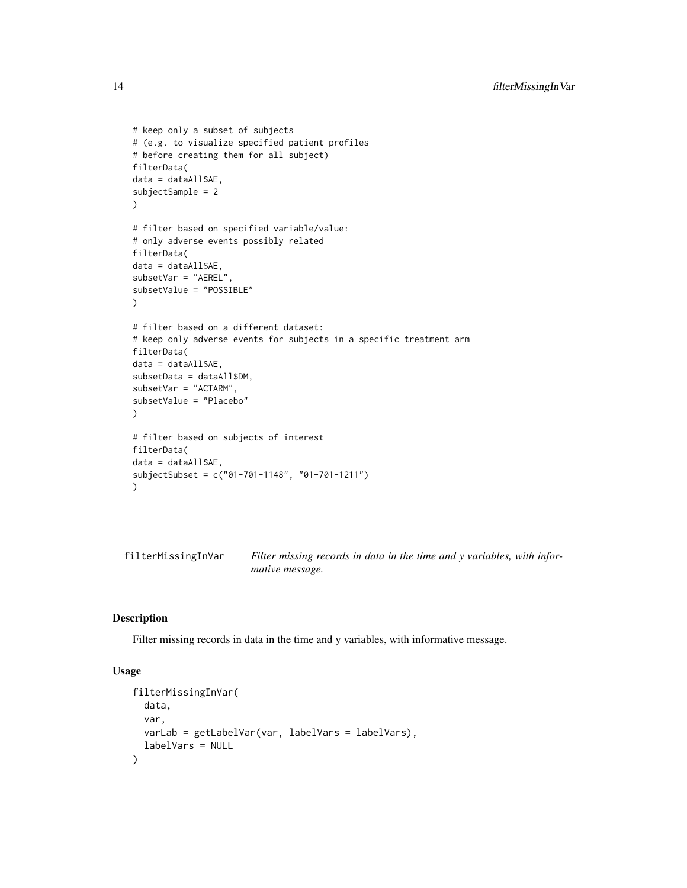```
# keep only a subset of subjects
# (e.g. to visualize specified patient profiles
# before creating them for all subject)
filterData(
data = dataAll$AE,
subjectSample = 2
)

# filter based on specified variable/value:
# only adverse events possibly related
filterData(
data = dataAll$AE,
subsetVar = "AEREL",
subsetValue = "POSSIBLE"
)

# filter based on a different dataset:
# keep only adverse events for subjects in a specific treatment arm
filterData(
data = dataAll$AE,
subsetData = dataAll$DM,
subsetVar = "ACTARM",
subsetValue = "Placebo"
)

# filter based on subjects of interest
filterData(
data = dataAll$AE,
subjectSubset = c("01-701-1148", "01-701-1211")
)
```

---

## filterMissingInVar

*Filter missing records in data in the time and y variables, with informative message.*

---

### Description

Filter missing records in data in the time and y variables, with informative message.

### Usage

```
filterMissingInVar(
  data,
  var,
  varLab = getLabelVar(var, labelVars = labelVars),
  labelVars = NULL
)
```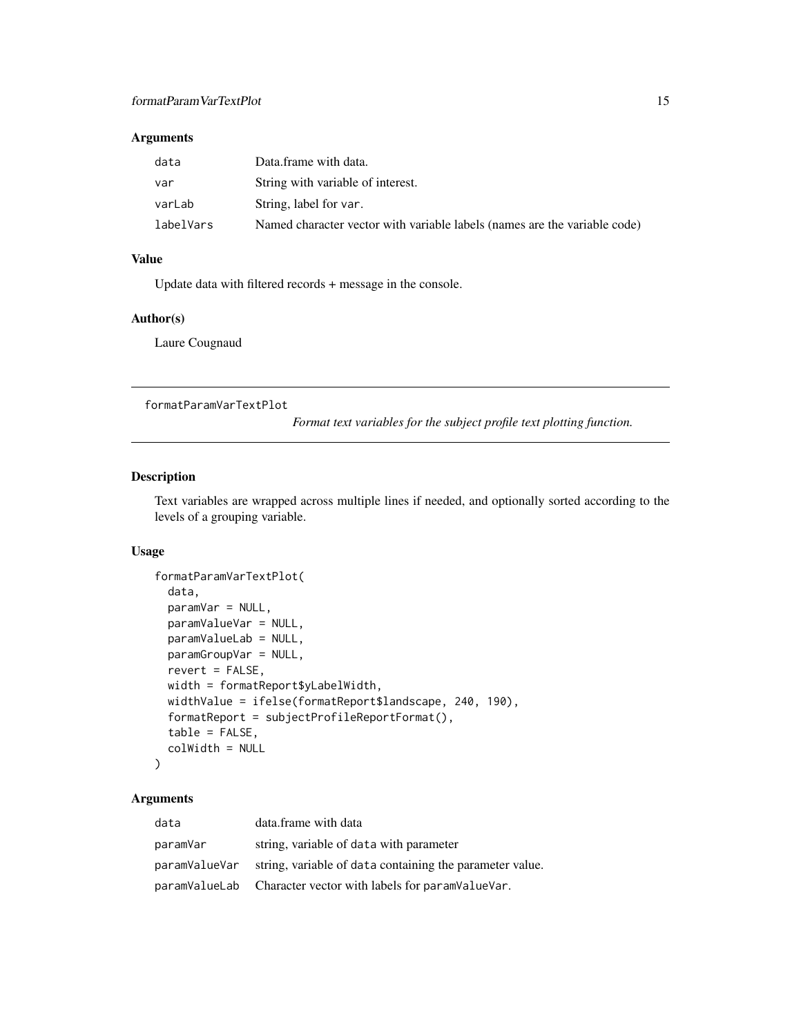## Arguments

| | |
|---|---|
| `data` | Data.frame with data. |
| `var` | String with variable of interest. |
| `varLab` | String, label for `var`. |
| `labelVars` | Named character vector with variable labels (names are the variable code) |

## Value

Update data with filtered records + message in the console.

## Author(s)

Laure Cougnaud

---

# formatParamVarTextPlot

*Format text variables for the subject profile text plotting function.*

---

## Description

Text variables are wrapped across multiple lines if needed, and optionally sorted according to the levels of a grouping variable.

## Usage

```
formatParamVarTextPlot(
  data,
  paramVar = NULL,
  paramValueVar = NULL,
  paramValueLab = NULL,
  paramGroupVar = NULL,
  revert = FALSE,
  width = formatReport$yLabelWidth,
  widthValue = ifelse(formatReport$landscape, 240, 190),
  formatReport = subjectProfileReportFormat(),
  table = FALSE,
  colWidth = NULL
)
```

## Arguments

| | |
|---|---|
| `data` | data.frame with data |
| `paramVar` | string, variable of `data` with parameter |
| `paramValueVar` | string, variable of `data` containing the parameter value. |
| `paramValueLab` | Character vector with labels for `paramValueVar`. |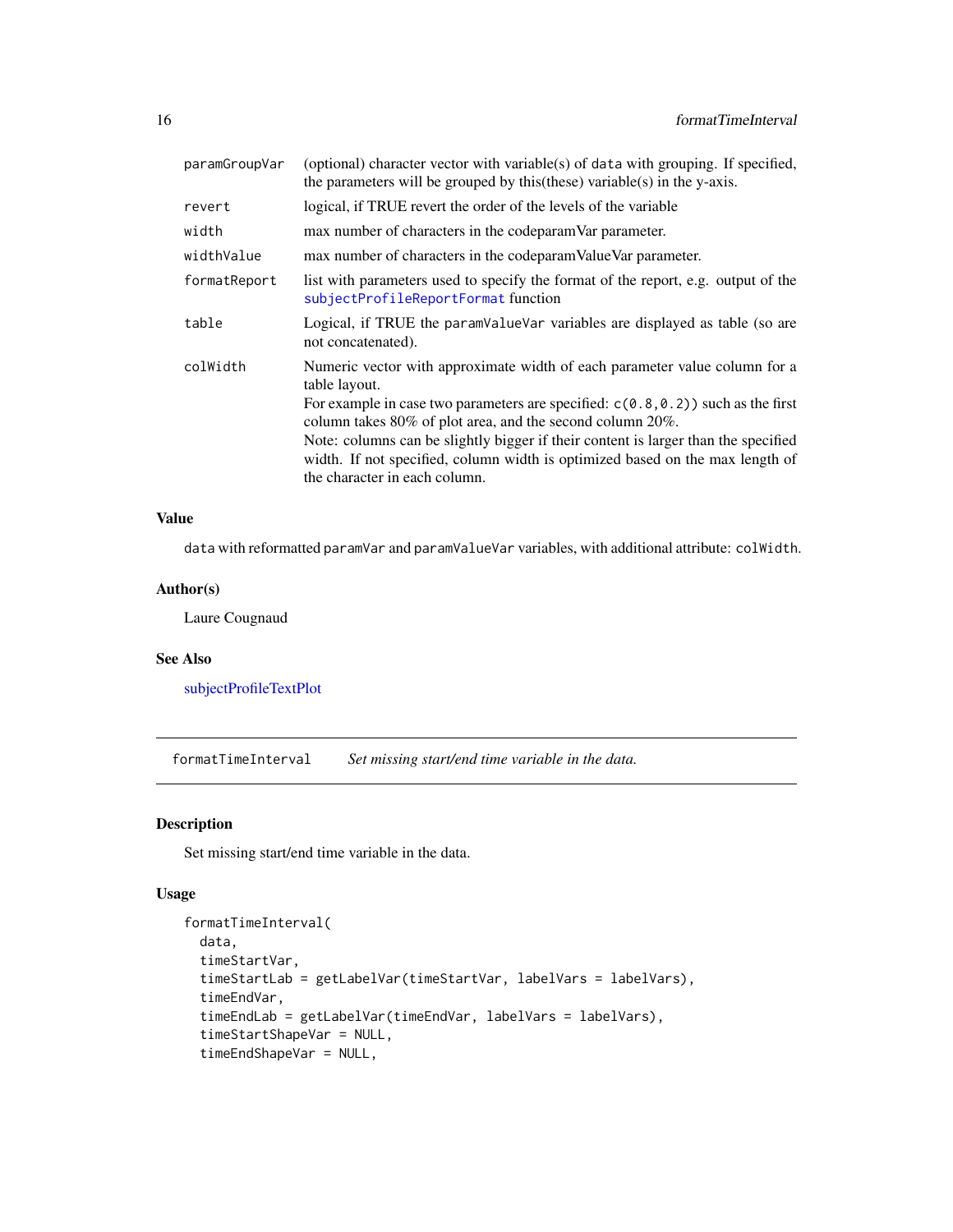| | |
|---|---|
| paramGroupVar | (optional) character vector with variable(s) of data with grouping. If specified, the parameters will be grouped by this(these) variable(s) in the y-axis. |
| revert | logical, if TRUE revert the order of the levels of the variable |
| width | max number of characters in the codeparamVar parameter. |
| widthValue | max number of characters in the codeparamValueVar parameter. |
| formatReport | list with parameters used to specify the format of the report, e.g. output of the subjectProfileReportFormat function |
| table | Logical, if TRUE the paramValueVar variables are displayed as table (so are not concatenated). |
| colWidth | Numeric vector with approximate width of each parameter value column for a table layout.<br>For example in case two parameters are specified: `c(0.8,0.2))` such as the first column takes 80% of plot area, and the second column 20%.<br>Note: columns can be slightly bigger if their content is larger than the specified width. If not specified, column width is optimized based on the max length of the character in each column. |

### Value

`data` with reformatted `paramVar` and `paramValueVar` variables, with additional attribute: `colWidth`.

### Author(s)

Laure Cougnaud

### See Also

subjectProfileTextPlot

---

## formatTimeInterval     *Set missing start/end time variable in the data.*

---

### Description

Set missing start/end time variable in the data.

### Usage

```
formatTimeInterval(
  data,
  timeStartVar,
  timeStartLab = getLabelVar(timeStartVar, labelVars = labelVars),
  timeEndVar,
  timeEndLab = getLabelVar(timeEndVar, labelVars = labelVars),
  timeStartShapeVar = NULL,
  timeEndShapeVar = NULL,
```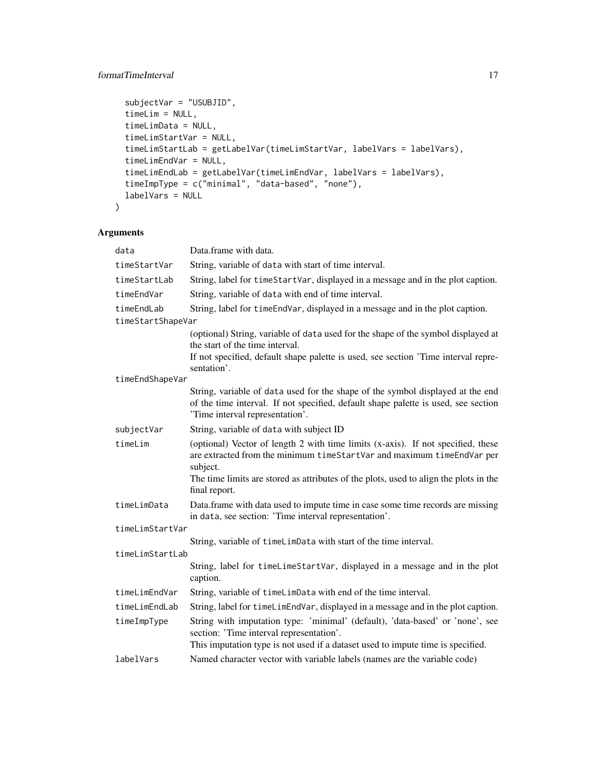```
  subjectVar = "USUBJID",
  timeLim = NULL,
  timeLimData = NULL,
  timeLimStartVar = NULL,
  timeLimStartLab = getLabelVar(timeLimStartVar, labelVars = labelVars),
  timeLimEndVar = NULL,
  timeLimEndLab = getLabelVar(timeLimEndVar, labelVars = labelVars),
  timeImpType = c("minimal", "data-based", "none"),
  labelVars = NULL
)
```

## Arguments

| | |
|---|---|
| `data` | Data.frame with data. |
| `timeStartVar` | String, variable of `data` with start of time interval. |
| `timeStartLab` | String, label for `timeStartVar`, displayed in a message and in the plot caption. |
| `timeEndVar` | String, variable of `data` with end of time interval. |
| `timeEndLab` | String, label for `timeEndVar`, displayed in a message and in the plot caption. |
| `timeStartShapeVar` | (optional) String, variable of `data` used for the shape of the symbol displayed at the start of the time interval. If not specified, default shape palette is used, see section 'Time interval representation'. |
| `timeEndShapeVar` | String, variable of `data` used for the shape of the symbol displayed at the end of the time interval. If not specified, default shape palette is used, see section 'Time interval representation'. |
| `subjectVar` | String, variable of `data` with subject ID |
| `timeLim` | (optional) Vector of length 2 with time limits (x-axis). If not specified, these are extracted from the minimum `timeStartVar` and maximum `timeEndVar` per subject. The time limits are stored as attributes of the plots, used to align the plots in the final report. |
| `timeLimData` | Data.frame with data used to impute time in case some time records are missing in `data`, see section: 'Time interval representation'. |
| `timeLimStartVar` | String, variable of `timeLimData` with start of the time interval. |
| `timeLimStartLab` | String, label for `timeLimeStartVar`, displayed in a message and in the plot caption. |
| `timeLimEndVar` | String, variable of `timeLimData` with end of the time interval. |
| `timeLimEndLab` | String, label for `timeLimEndVar`, displayed in a message and in the plot caption. |
| `timeImpType` | String with imputation type: 'minimal' (default), 'data-based' or 'none', see section: 'Time interval representation'. This imputation type is not used if a dataset used to impute time is specified. |
| `labelVars` | Named character vector with variable labels (names are the variable code) |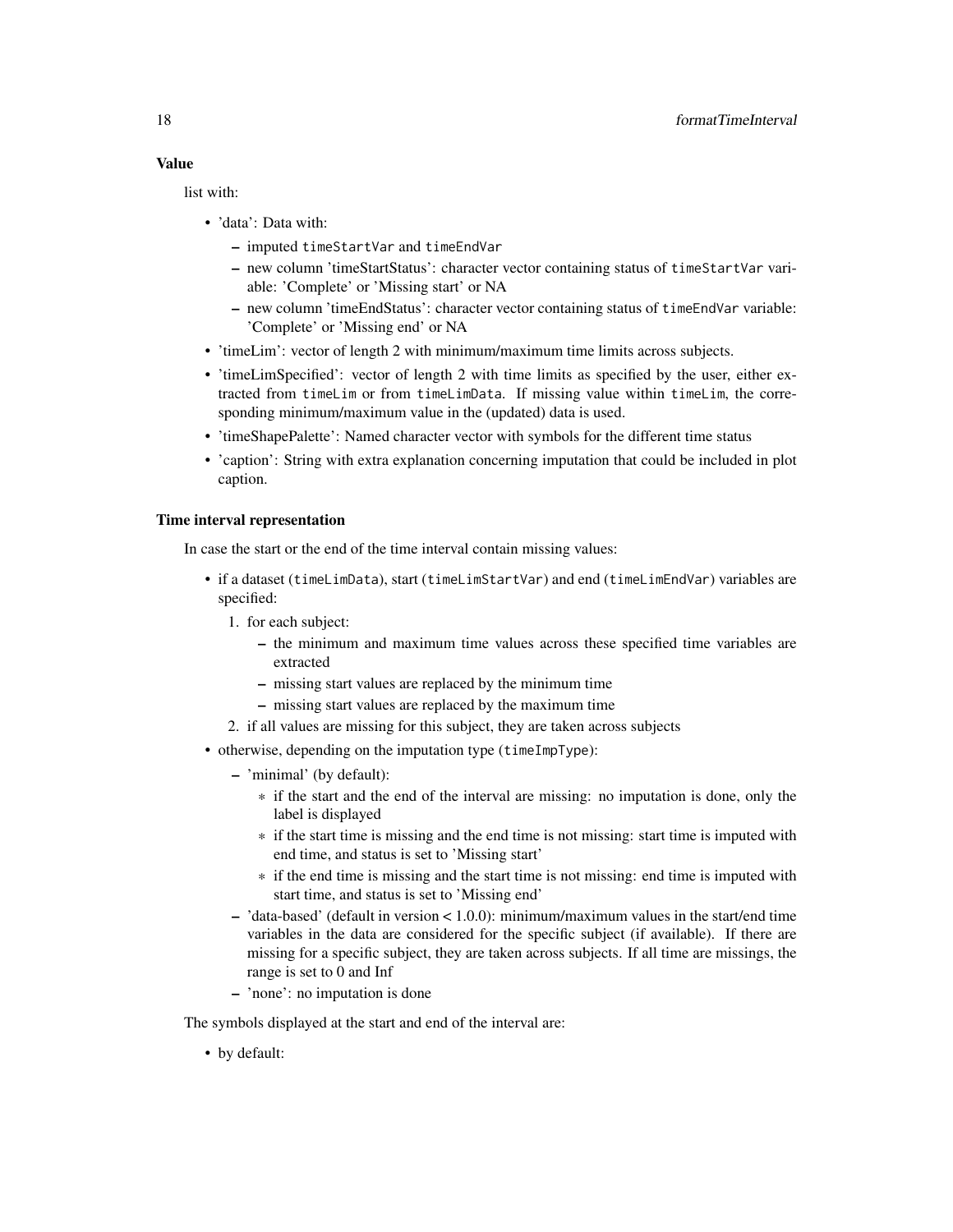### Value

list with:

- 'data': Data with:
  - imputed `timeStartVar` and `timeEndVar`
  - new column 'timeStartStatus': character vector containing status of `timeStartVar` variable: 'Complete' or 'Missing start' or NA
  - new column 'timeEndStatus': character vector containing status of `timeEndVar` variable: 'Complete' or 'Missing end' or NA
- 'timeLim': vector of length 2 with minimum/maximum time limits across subjects.
- 'timeLimSpecified': vector of length 2 with time limits as specified by the user, either extracted from `timeLim` or from `timeLimData`. If missing value within `timeLim`, the corresponding minimum/maximum value in the (updated) data is used.
- 'timeShapePalette': Named character vector with symbols for the different time status
- 'caption': String with extra explanation concerning imputation that could be included in plot caption.

### Time interval representation

In case the start or the end of the time interval contain missing values:

- if a dataset (`timeLimData`), start (`timeLimStartVar`) and end (`timeLimEndVar`) variables are specified:
  1. for each subject:
     - the minimum and maximum time values across these specified time variables are extracted
     - missing start values are replaced by the minimum time
     - missing start values are replaced by the maximum time
  2. if all values are missing for this subject, they are taken across subjects
- otherwise, depending on the imputation type (`timeImpType`):
  - 'minimal' (by default):
    - if the start and the end of the interval are missing: no imputation is done, only the label is displayed
    - if the start time is missing and the end time is not missing: start time is imputed with end time, and status is set to 'Missing start'
    - if the end time is missing and the start time is not missing: end time is imputed with start time, and status is set to 'Missing end'
  - 'data-based' (default in version < 1.0.0): minimum/maximum values in the start/end time variables in the data are considered for the specific subject (if available). If there are missing for a specific subject, they are taken across subjects. If all time are missings, the range is set to 0 and Inf
  - 'none': no imputation is done

The symbols displayed at the start and end of the interval are:

- by default: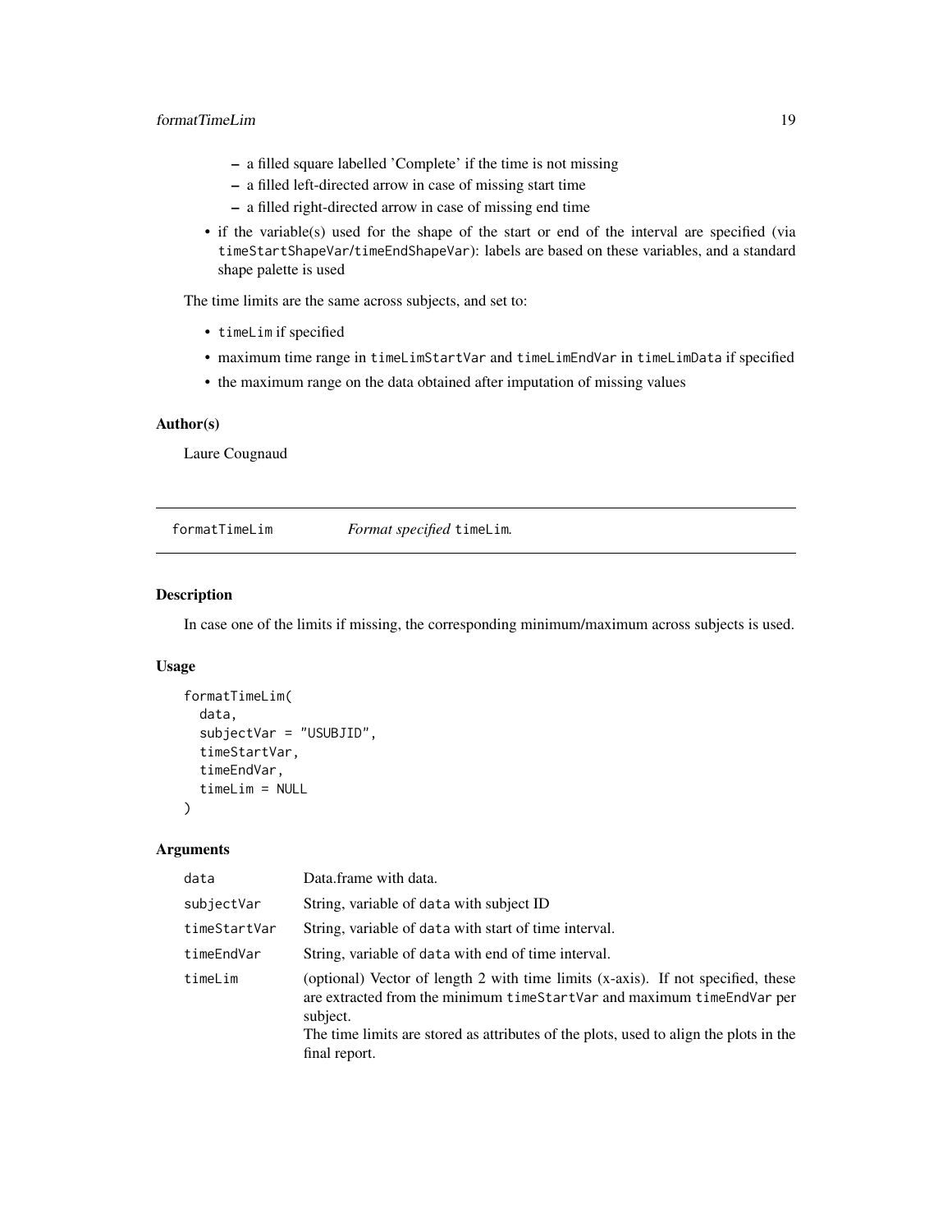- a filled square labelled 'Complete' if the time is not missing
  - a filled left-directed arrow in case of missing start time
  - a filled right-directed arrow in case of missing end time

- if the variable(s) used for the shape of the start or end of the interval are specified (via `timeStartShapeVar`/`timeEndShapeVar`): labels are based on these variables, and a standard shape palette is used

The time limits are the same across subjects, and set to:

- `timeLim` if specified
- maximum time range in `timeLimStartVar` and `timeLimEndVar` in `timeLimData` if specified
- the maximum range on the data obtained after imputation of missing values

### Author(s)

Laure Cougnaud

---

## formatTimeLim — *Format specified* `timeLim`*.*

### Description

In case one of the limits if missing, the corresponding minimum/maximum across subjects is used.

### Usage

```
formatTimeLim(
  data,
  subjectVar = "USUBJID",
  timeStartVar,
  timeEndVar,
  timeLim = NULL
)
```

### Arguments

| | |
|---|---|
| `data` | Data.frame with data. |
| `subjectVar` | String, variable of `data` with subject ID |
| `timeStartVar` | String, variable of `data` with start of time interval. |
| `timeEndVar` | String, variable of `data` with end of time interval. |
| `timeLim` | (optional) Vector of length 2 with time limits (x-axis). If not specified, these are extracted from the minimum `timeStartVar` and maximum `timeEndVar` per subject.<br>The time limits are stored as attributes of the plots, used to align the plots in the final report. |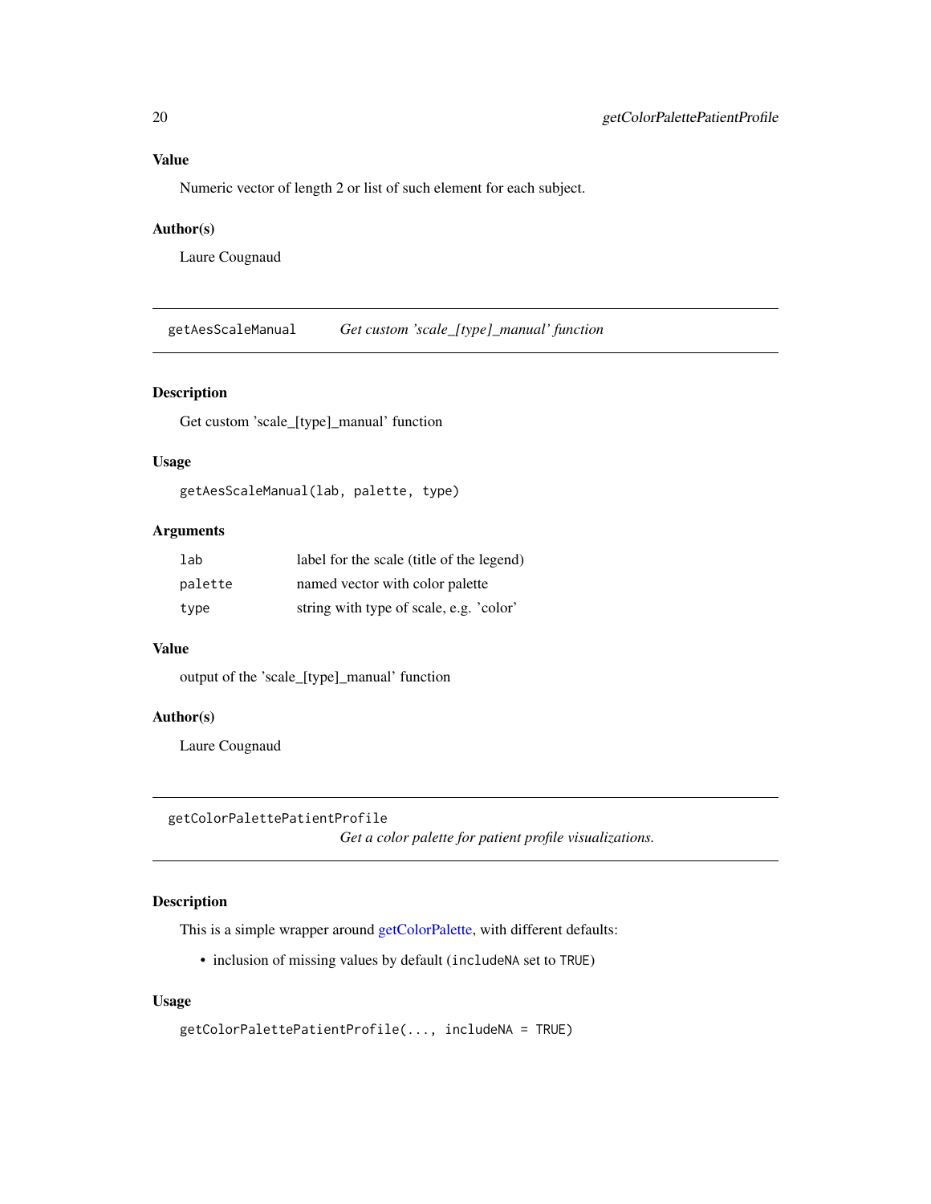### Value

Numeric vector of length 2 or list of such element for each subject.

### Author(s)

Laure Cougnaud

---

## getAesScaleManual *Get custom 'scale_[type]_manual' function*

### Description

Get custom 'scale_[type]_manual' function

### Usage

```
getAesScaleManual(lab, palette, type)
```

### Arguments

| | |
|---|---|
| `lab` | label for the scale (title of the legend) |
| `palette` | named vector with color palette |
| `type` | string with type of scale, e.g. 'color' |

### Value

output of the 'scale_[type]_manual' function

### Author(s)

Laure Cougnaud

---

## getColorPalettePatientProfile *Get a color palette for patient profile visualizations.*

### Description

This is a simple wrapper around getColorPalette, with different defaults:

- inclusion of missing values by default (`includeNA` set to `TRUE`)

### Usage

```
getColorPalettePatientProfile(..., includeNA = TRUE)
```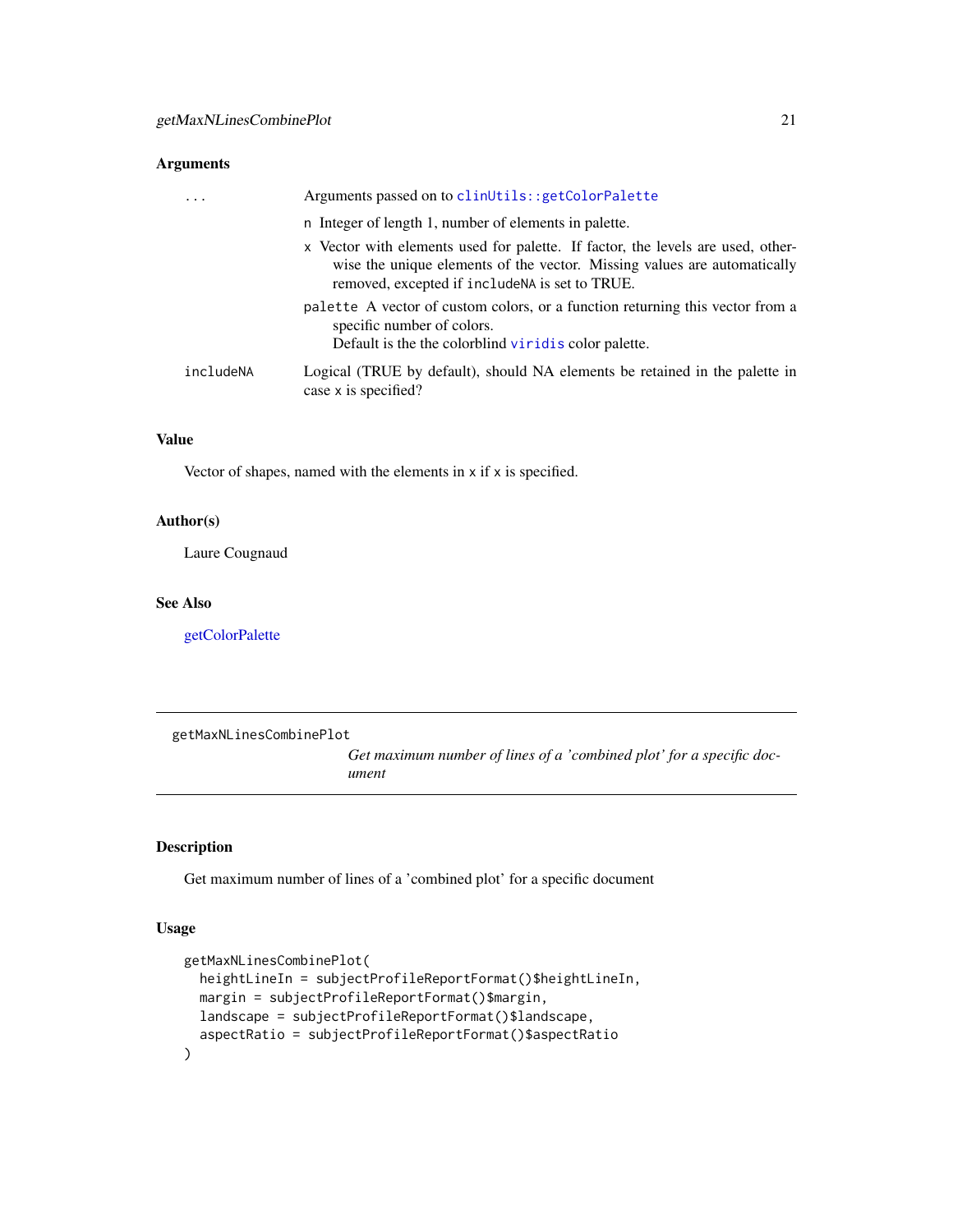### Arguments

| | |
|---|---|
| `...` | Arguments passed on to `clinUtils::getColorPalette`<br>`n` Integer of length 1, number of elements in palette.<br>`x` Vector with elements used for palette. If factor, the levels are used, otherwise the unique elements of the vector. Missing values are automatically removed, excepted if `includeNA` is set to TRUE.<br>`palette` A vector of custom colors, or a function returning this vector from a specific number of colors.<br>Default is the the colorblind `viridis` color palette. |
| `includeNA` | Logical (TRUE by default), should NA elements be retained in the palette in case `x` is specified? |

### Value

Vector of shapes, named with the elements in `x` if `x` is specified.

### Author(s)

Laure Cougnaud

### See Also

getColorPalette

---

## getMaxNLinesCombinePlot

*Get maximum number of lines of a 'combined plot' for a specific document*

---

### Description

Get maximum number of lines of a 'combined plot' for a specific document

### Usage

```
getMaxNLinesCombinePlot(
  heightLineIn = subjectProfileReportFormat()$heightLineIn,
  margin = subjectProfileReportFormat()$margin,
  landscape = subjectProfileReportFormat()$landscape,
  aspectRatio = subjectProfileReportFormat()$aspectRatio
)
```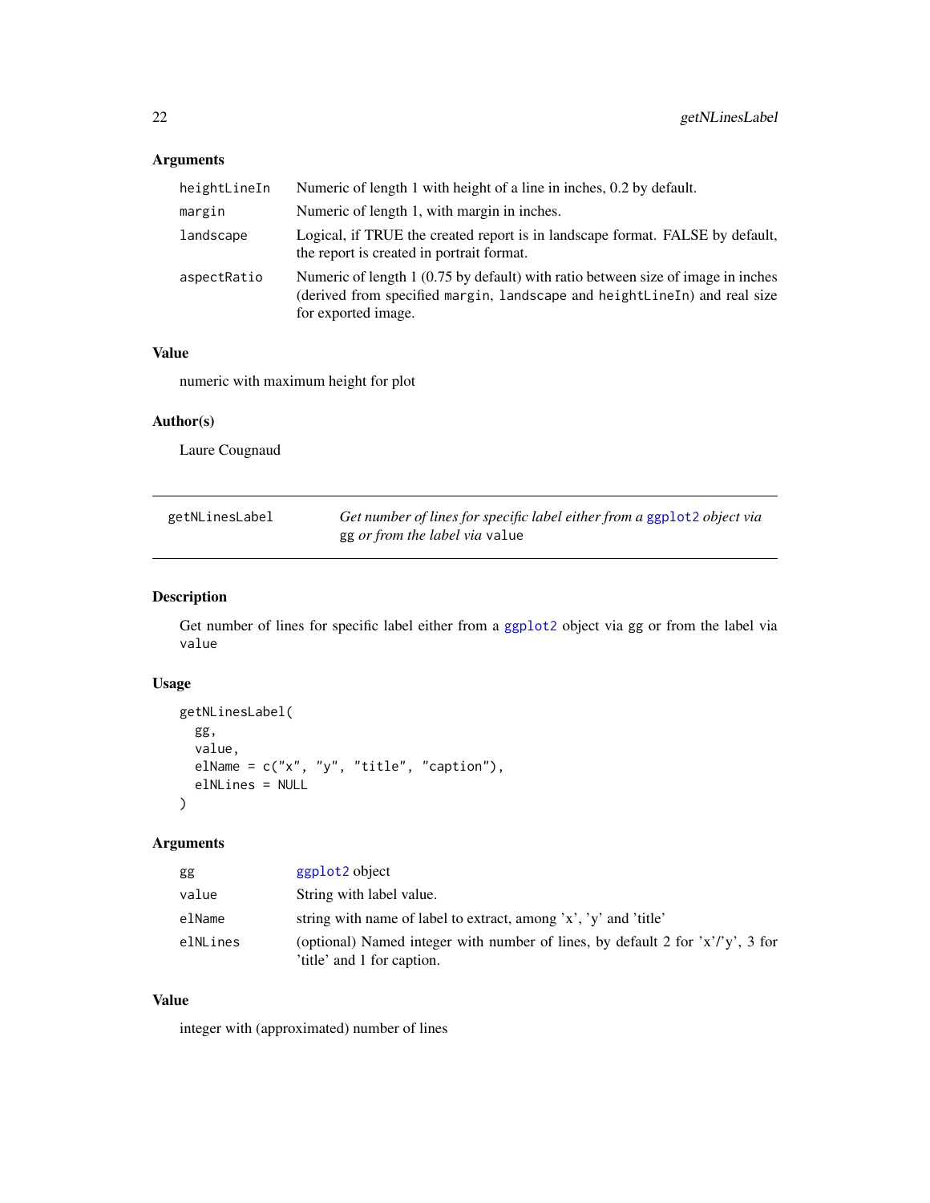### Arguments

| | |
|---|---|
| `heightLineIn` | Numeric of length 1 with height of a line in inches, 0.2 by default. |
| `margin` | Numeric of length 1, with margin in inches. |
| `landscape` | Logical, if TRUE the created report is in landscape format. FALSE by default, the report is created in portrait format. |
| `aspectRatio` | Numeric of length 1 (0.75 by default) with ratio between size of image in inches (derived from specified `margin`, `landscape` and `heightLineIn`) and real size for exported image. |

### Value

numeric with maximum height for plot

### Author(s)

Laure Cougnaud

---

## getNLinesLabel — *Get number of lines for specific label either from a* ggplot2 *object via* `gg` *or from the label via* `value`

### Description

Get number of lines for specific label either from a ggplot2 object via gg or from the label via `value`

### Usage

```
getNLinesLabel(
  gg,
  value,
  elName = c("x", "y", "title", "caption"),
  elNLines = NULL
)
```

### Arguments

| | |
|---|---|
| `gg` | ggplot2 object |
| `value` | String with label value. |
| `elName` | string with name of label to extract, among 'x', 'y' and 'title' |
| `elNLines` | (optional) Named integer with number of lines, by default 2 for 'x'/'y', 3 for 'title' and 1 for caption. |

### Value

integer with (approximated) number of lines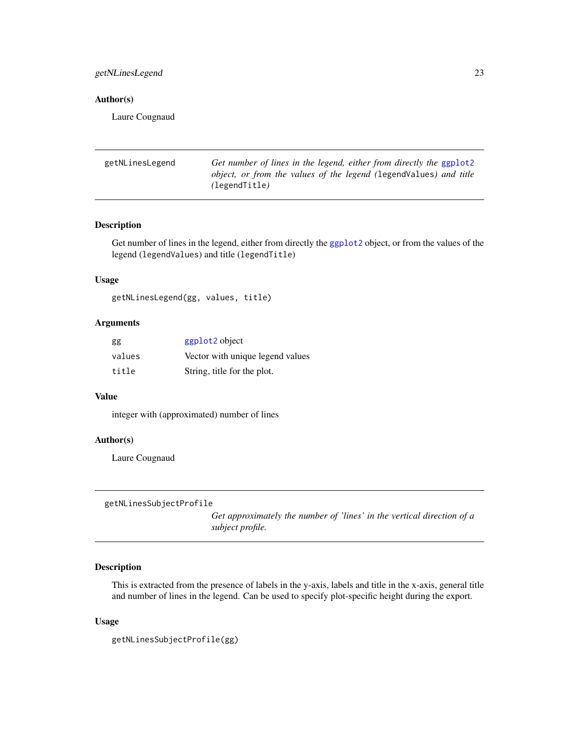## Author(s)

Laure Cougnaud

---

# getNLinesLegend

*Get number of lines in the legend, either from directly the* ggplot2 *object, or from the values of the legend (*`legendValues`*) and title (*`legendTitle`*)*

## Description

Get number of lines in the legend, either from directly the ggplot2 object, or from the values of the legend (`legendValues`) and title (`legendTitle`)

## Usage

```
getNLinesLegend(gg, values, title)
```

## Arguments

| | |
|---|---|
| `gg` | ggplot2 object |
| `values` | Vector with unique legend values |
| `title` | String, title for the plot. |

## Value

integer with (approximated) number of lines

## Author(s)

Laure Cougnaud

---

# getNLinesSubjectProfile

*Get approximately the number of 'lines' in the vertical direction of a subject profile.*

## Description

This is extracted from the presence of labels in the y-axis, labels and title in the x-axis, general title and number of lines in the legend. Can be used to specify plot-specific height during the export.

## Usage

```
getNLinesSubjectProfile(gg)
```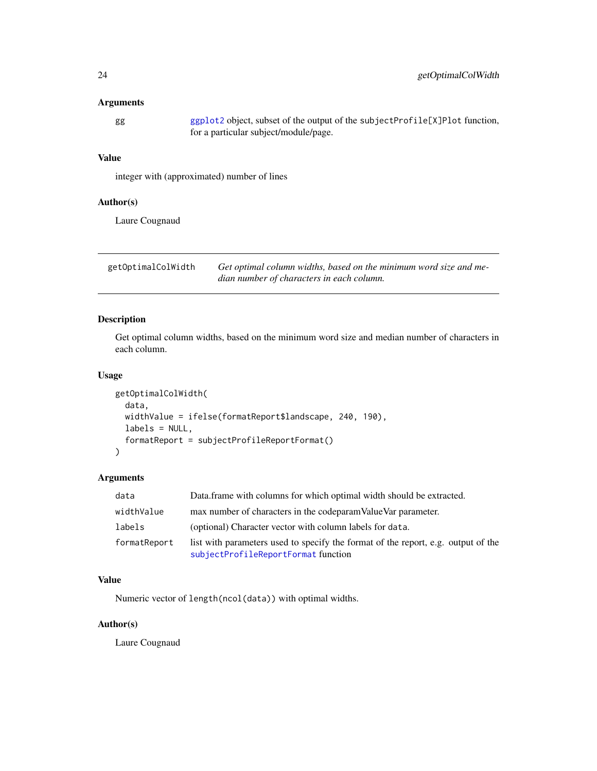### Arguments

| | |
|---|---|
| gg | ggplot2 object, subset of the output of the subjectProfile[X]Plot function, for a particular subject/module/page. |

### Value

integer with (approximated) number of lines

### Author(s)

Laure Cougnaud

---

## getOptimalColWidth

*Get optimal column widths, based on the minimum word size and median number of characters in each column.*

---

### Description

Get optimal column widths, based on the minimum word size and median number of characters in each column.

### Usage

```
getOptimalColWidth(
  data,
  widthValue = ifelse(formatReport$landscape, 240, 190),
  labels = NULL,
  formatReport = subjectProfileReportFormat()
)
```

### Arguments

| | |
|---|---|
| data | Data.frame with columns for which optimal width should be extracted. |
| widthValue | max number of characters in the codeparamValueVar parameter. |
| labels | (optional) Character vector with column labels for data. |
| formatReport | list with parameters used to specify the format of the report, e.g. output of the subjectProfileReportFormat function |

### Value

Numeric vector of length(ncol(data)) with optimal widths.

### Author(s)

Laure Cougnaud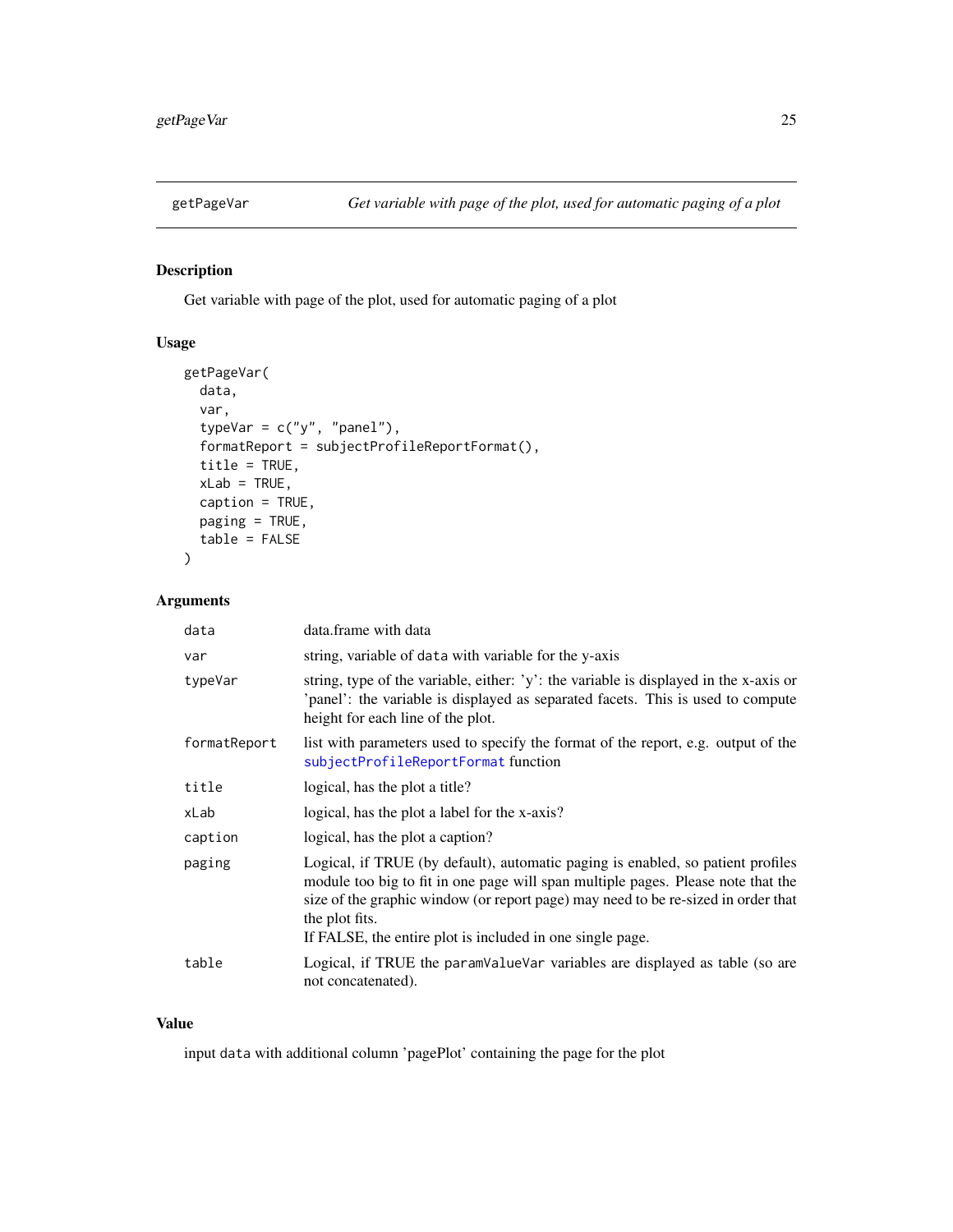## getPageVar — *Get variable with page of the plot, used for automatic paging of a plot*

### Description

Get variable with page of the plot, used for automatic paging of a plot

### Usage

```
getPageVar(
  data,
  var,
  typeVar = c("y", "panel"),
  formatReport = subjectProfileReportFormat(),
  title = TRUE,
  xLab = TRUE,
  caption = TRUE,
  paging = TRUE,
  table = FALSE
)
```

### Arguments

| Argument | Description |
|---|---|
| `data` | data.frame with data |
| `var` | string, variable of `data` with variable for the y-axis |
| `typeVar` | string, type of the variable, either: 'y': the variable is displayed in the x-axis or 'panel': the variable is displayed as separated facets. This is used to compute height for each line of the plot. |
| `formatReport` | list with parameters used to specify the format of the report, e.g. output of the `subjectProfileReportFormat` function |
| `title` | logical, has the plot a title? |
| `xLab` | logical, has the plot a label for the x-axis? |
| `caption` | logical, has the plot a caption? |
| `paging` | Logical, if TRUE (by default), automatic paging is enabled, so patient profiles module too big to fit in one page will span multiple pages. Please note that the size of the graphic window (or report page) may need to be re-sized in order that the plot fits.<br>If FALSE, the entire plot is included in one single page. |
| `table` | Logical, if TRUE the `paramValueVar` variables are displayed as table (so are not concatenated). |

### Value

input `data` with additional column 'pagePlot' containing the page for the plot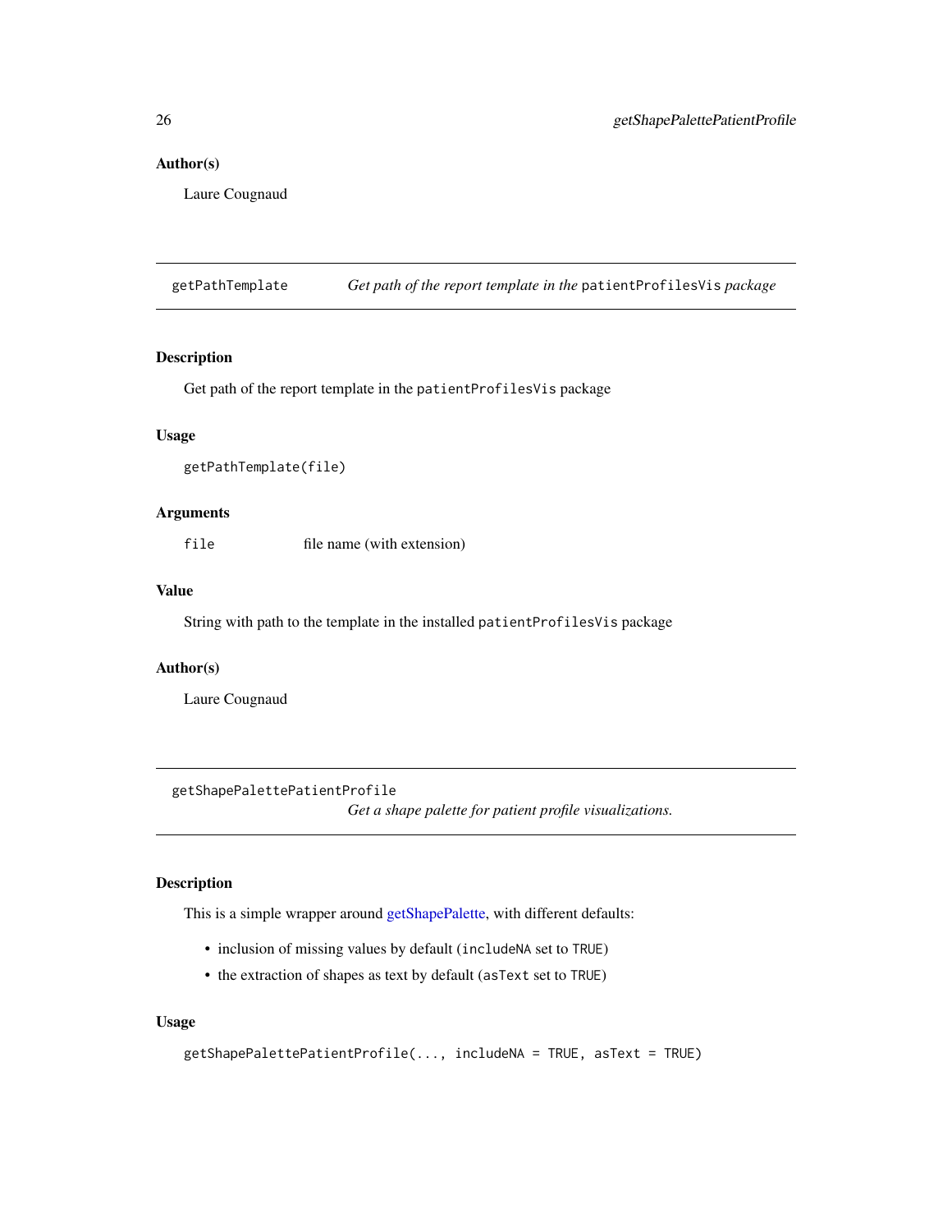### Author(s)

Laure Cougnaud

---

## getPathTemplate *Get path of the report template in the* `patientProfilesVis` *package*

### Description

Get path of the report template in the `patientProfilesVis` package

### Usage

```
getPathTemplate(file)
```

### Arguments

| | |
|---|---|
| `file` | file name (with extension) |

### Value

String with path to the template in the installed `patientProfilesVis` package

### Author(s)

Laure Cougnaud

---

## getShapePalettePatientProfile *Get a shape palette for patient profile visualizations.*

### Description

This is a simple wrapper around getShapePalette, with different defaults:

- inclusion of missing values by default (`includeNA` set to `TRUE`)
- the extraction of shapes as text by default (`asText` set to `TRUE`)

### Usage

```
getShapePalettePatientProfile(..., includeNA = TRUE, asText = TRUE)
```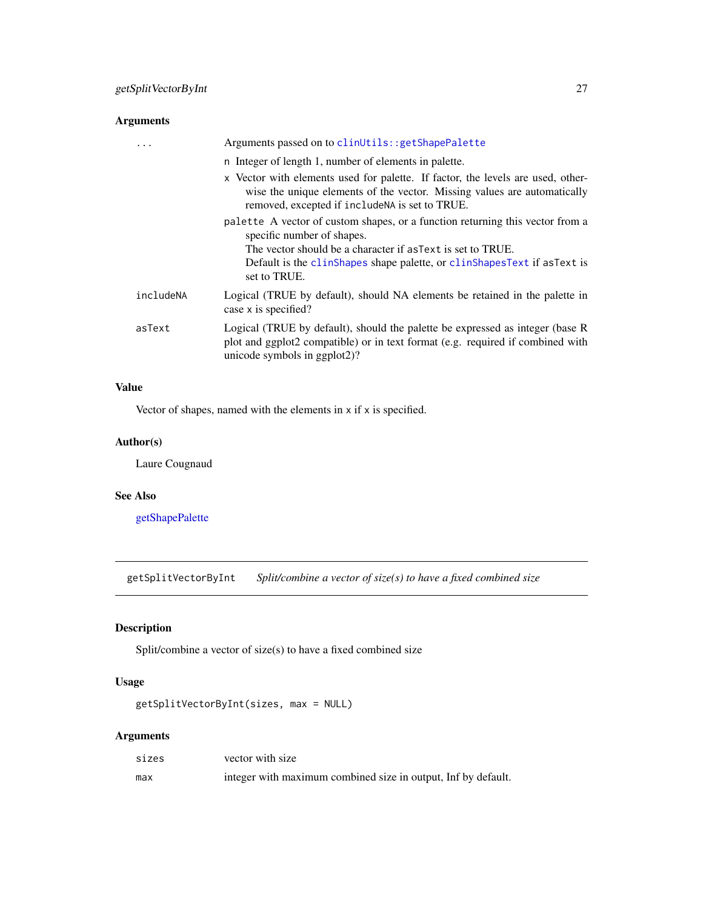### Arguments

| | |
|---|---|
| `...` | Arguments passed on to `clinUtils::getShapePalette`<br>`n` Integer of length 1, number of elements in palette.<br>`x` Vector with elements used for palette. If factor, the levels are used, otherwise the unique elements of the vector. Missing values are automatically removed, excepted if `includeNA` is set to TRUE.<br>`palette` A vector of custom shapes, or a function returning this vector from a specific number of shapes.<br>The vector should be a character if `asText` is set to TRUE.<br>Default is the `clinShapes` shape palette, or `clinShapesText` if `asText` is set to TRUE. |
| `includeNA` | Logical (TRUE by default), should NA elements be retained in the palette in case `x` is specified? |
| `asText` | Logical (TRUE by default), should the palette be expressed as integer (base R plot and ggplot2 compatible) or in text format (e.g. required if combined with unicode symbols in ggplot2)? |

### Value

Vector of shapes, named with the elements in `x` if `x` is specified.

### Author(s)

Laure Cougnaud

### See Also

getShapePalette

---

## getSplitVectorByInt    *Split/combine a vector of size(s) to have a fixed combined size*

### Description

Split/combine a vector of size(s) to have a fixed combined size

### Usage

```
getSplitVectorByInt(sizes, max = NULL)
```

### Arguments

| | |
|---|---|
| `sizes` | vector with size |
| `max` | integer with maximum combined size in output, Inf by default. |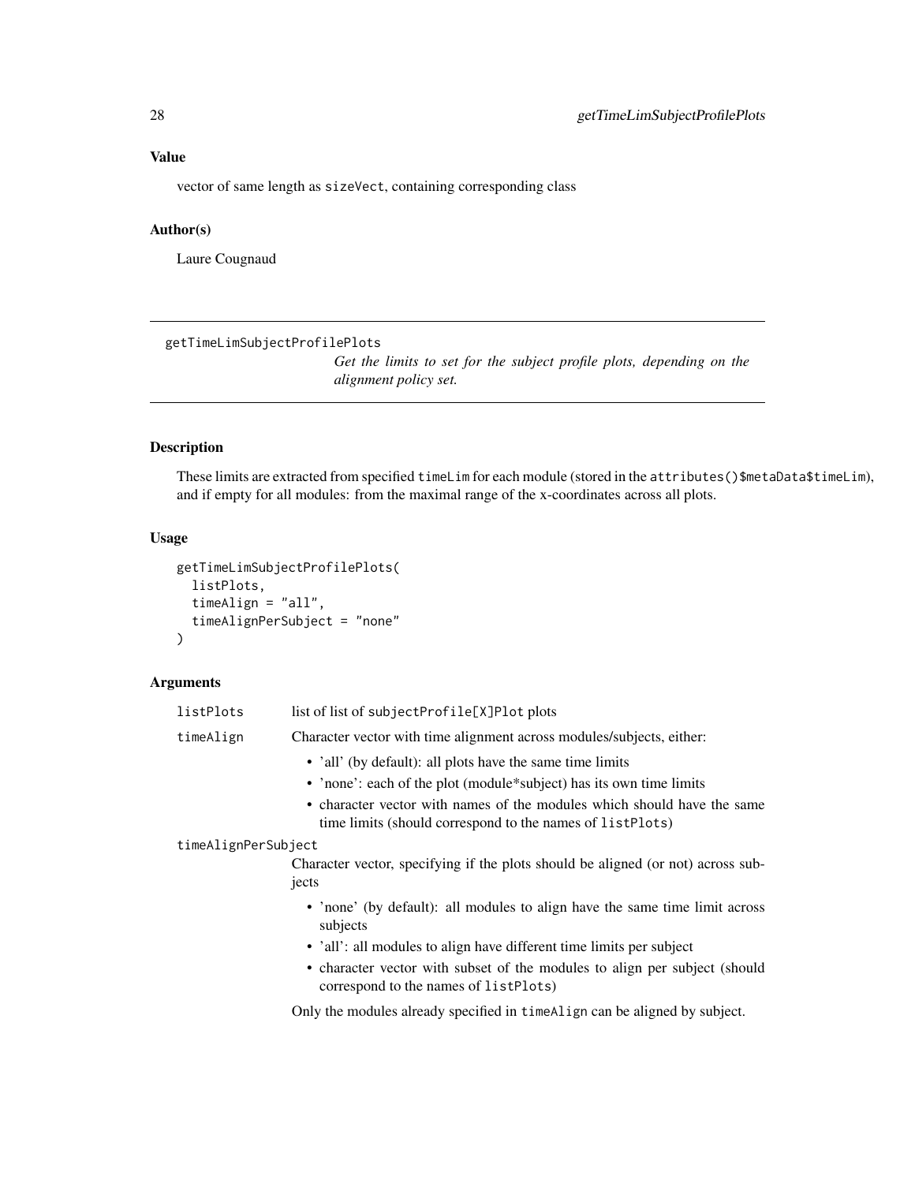## Value

vector of same length as sizeVect, containing corresponding class

## Author(s)

Laure Cougnaud

---

getTimeLimSubjectProfilePlots

*Get the limits to set for the subject profile plots, depending on the alignment policy set.*

---

## Description

These limits are extracted from specified timeLim for each module (stored in the attributes()$metaData$timeLim), and if empty for all modules: from the maximal range of the x-coordinates across all plots.

## Usage

```
getTimeLimSubjectProfilePlots(
  listPlots,
  timeAlign = "all",
  timeAlignPerSubject = "none"
)
```

## Arguments

listPlots
: list of list of subjectProfile[X]Plot plots

timeAlign
: Character vector with time alignment across modules/subjects, either:

- 'all' (by default): all plots have the same time limits
- 'none': each of the plot (module*subject) has its own time limits
- character vector with names of the modules which should have the same time limits (should correspond to the names of listPlots)

timeAlignPerSubject
: Character vector, specifying if the plots should be aligned (or not) across subjects

- 'none' (by default): all modules to align have the same time limit across subjects
- 'all': all modules to align have different time limits per subject
- character vector with subset of the modules to align per subject (should correspond to the names of listPlots)

Only the modules already specified in timeAlign can be aligned by subject.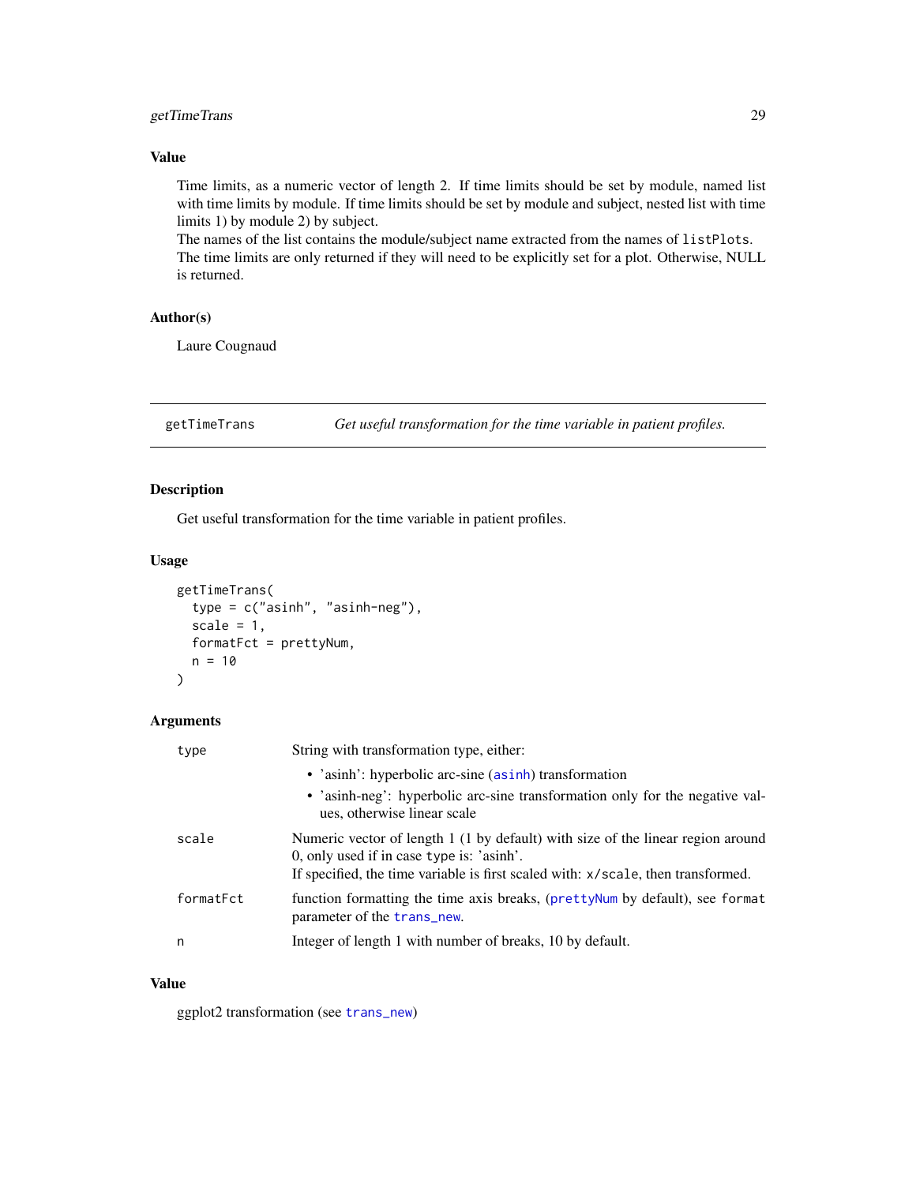### Value

Time limits, as a numeric vector of length 2. If time limits should be set by module, named list with time limits by module. If time limits should be set by module and subject, nested list with time limits 1) by module 2) by subject.
The names of the list contains the module/subject name extracted from the names of `listPlots`.
The time limits are only returned if they will need to be explicitly set for a plot. Otherwise, NULL is returned.

### Author(s)

Laure Cougnaud

---

## getTimeTrans — *Get useful transformation for the time variable in patient profiles.*

---

### Description

Get useful transformation for the time variable in patient profiles.

### Usage

```
getTimeTrans(
  type = c("asinh", "asinh-neg"),
  scale = 1,
  formatFct = prettyNum,
  n = 10
)
```

### Arguments

| | |
|---|---|
| `type` | String with transformation type, either:<br>• 'asinh': hyperbolic arc-sine (`asinh`) transformation<br>• 'asinh-neg': hyperbolic arc-sine transformation only for the negative values, otherwise linear scale |
| `scale` | Numeric vector of length 1 (1 by default) with size of the linear region around 0, only used if in case `type` is: 'asinh'.<br>If specified, the time variable is first scaled with: `x/scale`, then transformed. |
| `formatFct` | function formatting the time axis breaks, (`prettyNum` by default), see `format` parameter of the `trans_new`. |
| `n` | Integer of length 1 with number of breaks, 10 by default. |

### Value

ggplot2 transformation (see `trans_new`)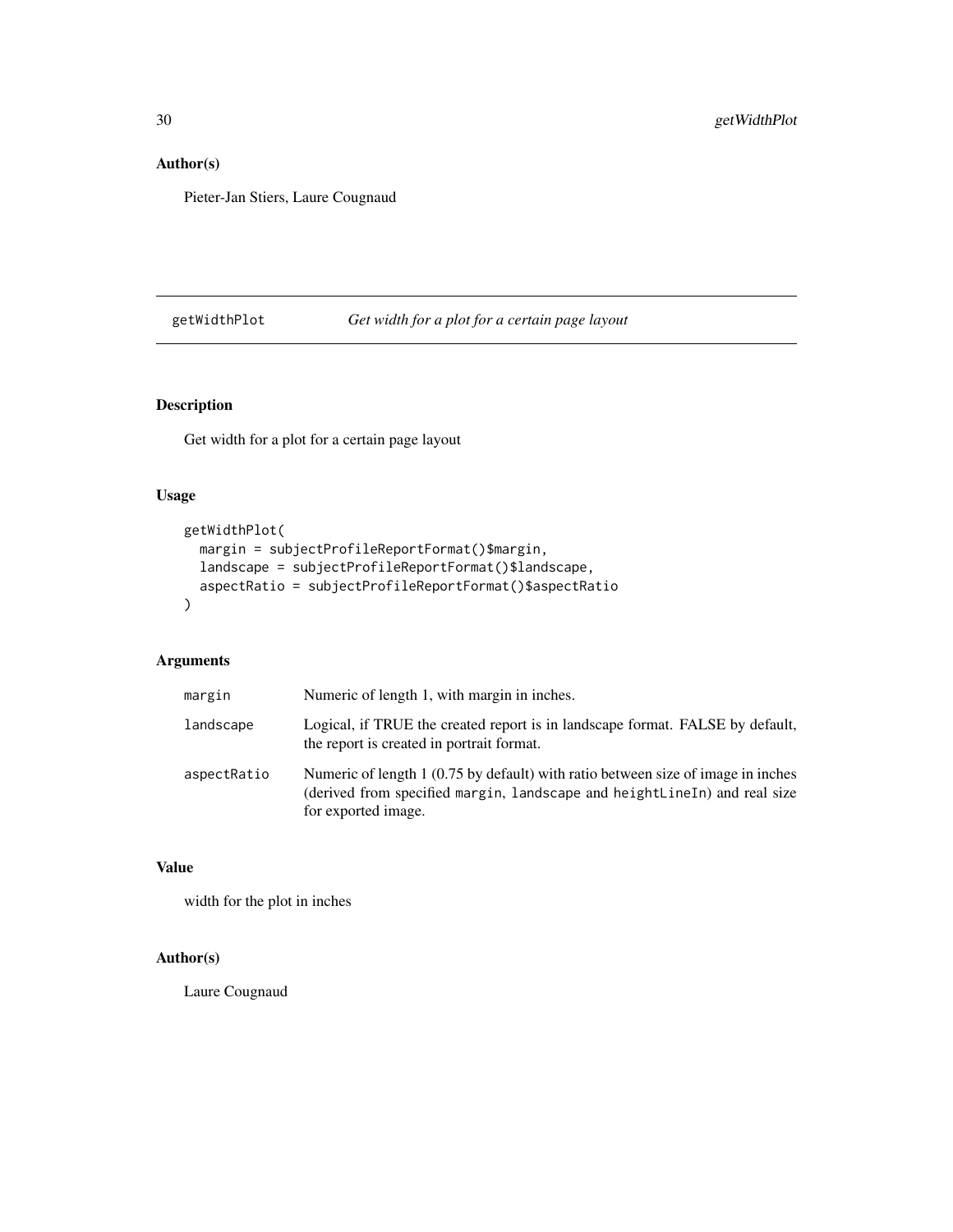## Author(s)

Pieter-Jan Stiers, Laure Cougnaud

---

# getWidthPlot — *Get width for a plot for a certain page layout*

---

## Description

Get width for a plot for a certain page layout

## Usage

```
getWidthPlot(
  margin = subjectProfileReportFormat()$margin,
  landscape = subjectProfileReportFormat()$landscape,
  aspectRatio = subjectProfileReportFormat()$aspectRatio
)
```

## Arguments

| | |
|---|---|
| `margin` | Numeric of length 1, with margin in inches. |
| `landscape` | Logical, if TRUE the created report is in landscape format. FALSE by default, the report is created in portrait format. |
| `aspectRatio` | Numeric of length 1 (0.75 by default) with ratio between size of image in inches (derived from specified `margin`, `landscape` and `heightLineIn`) and real size for exported image. |

## Value

width for the plot in inches

## Author(s)

Laure Cougnaud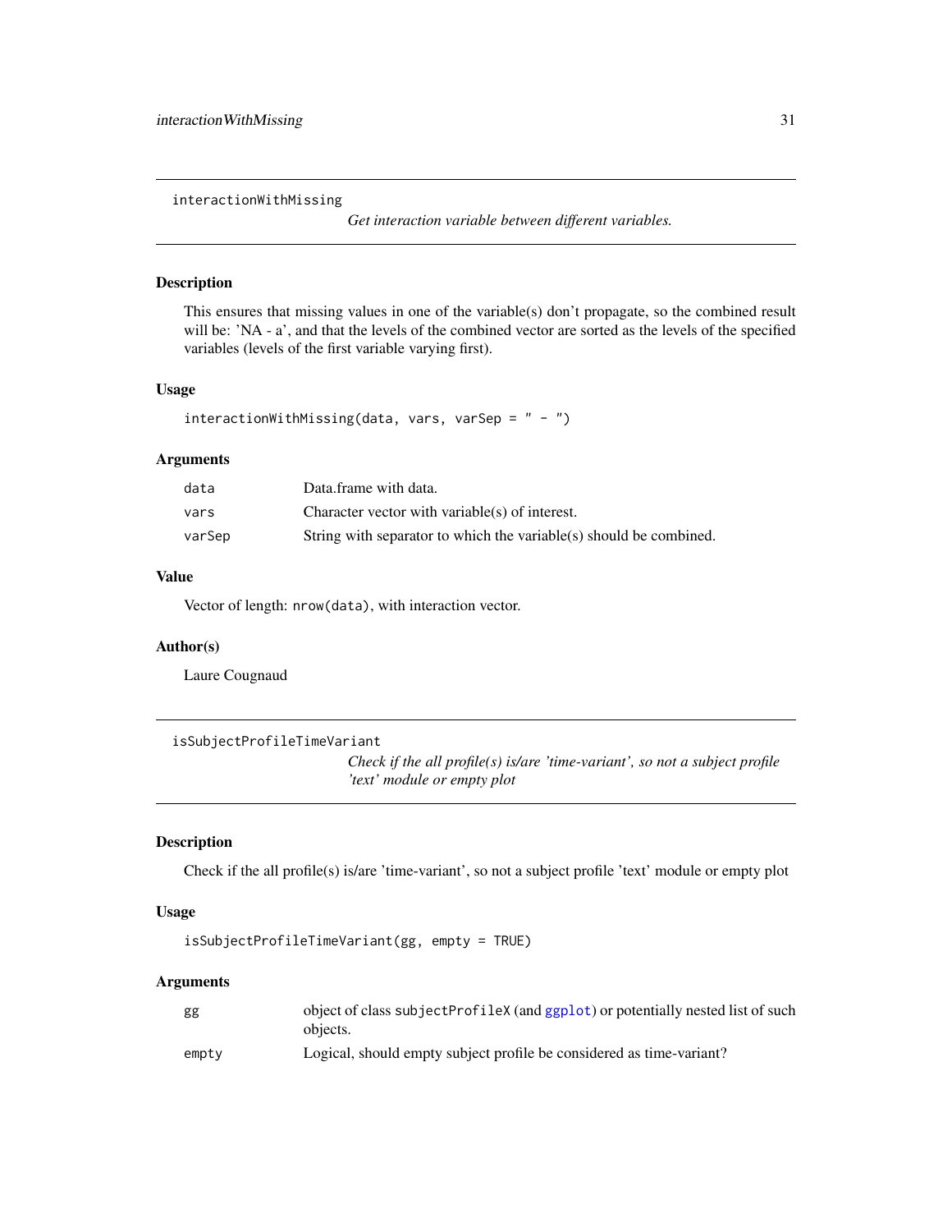## interactionWithMissing

*Get interaction variable between different variables.*

### Description

This ensures that missing values in one of the variable(s) don't propagate, so the combined result will be: 'NA - a', and that the levels of the combined vector are sorted as the levels of the specified variables (levels of the first variable varying first).

### Usage

```
interactionWithMissing(data, vars, varSep = " - ")
```

### Arguments

| | |
|---|---|
| `data` | Data.frame with data. |
| `vars` | Character vector with variable(s) of interest. |
| `varSep` | String with separator to which the variable(s) should be combined. |

### Value

Vector of length: `nrow(data)`, with interaction vector.

### Author(s)

Laure Cougnaud

## isSubjectProfileTimeVariant

*Check if the all profile(s) is/are 'time-variant', so not a subject profile 'text' module or empty plot*

### Description

Check if the all profile(s) is/are 'time-variant', so not a subject profile 'text' module or empty plot

### Usage

```
isSubjectProfileTimeVariant(gg, empty = TRUE)
```

### Arguments

| | |
|---|---|
| `gg` | object of class `subjectProfileX` (and `ggplot`) or potentially nested list of such objects. |
| `empty` | Logical, should empty subject profile be considered as time-variant? |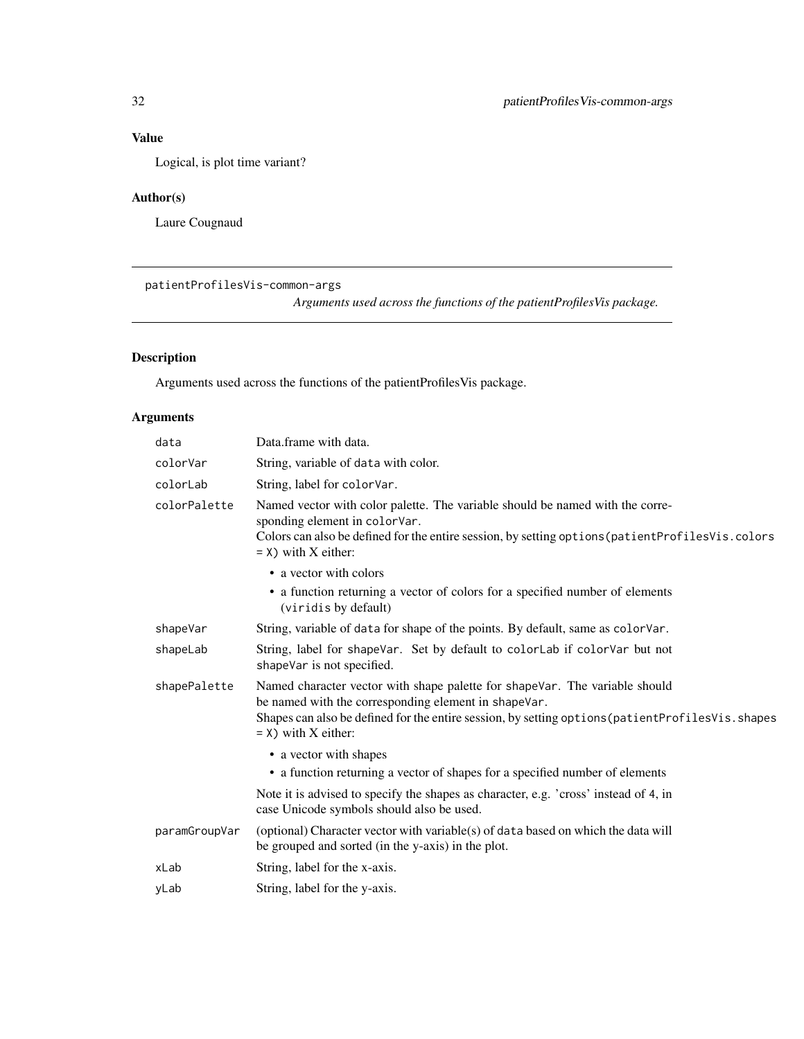## Value

Logical, is plot time variant?

## Author(s)

Laure Cougnaud

---

`patientProfilesVis-common-args`

*Arguments used across the functions of the patientProfilesVis package.*

---

## Description

Arguments used across the functions of the patientProfilesVis package.

## Arguments

| | |
|---|---|
| `data` | Data.frame with data. |
| `colorVar` | String, variable of `data` with color. |
| `colorLab` | String, label for `colorVar`. |
| `colorPalette` | Named vector with color palette. The variable should be named with the corresponding element in `colorVar`.<br>Colors can also be defined for the entire session, by setting `options(patientProfilesVis.colors = X)` with X either:<br>• a vector with colors<br>• a function returning a vector of colors for a specified number of elements (`viridis` by default) |
| `shapeVar` | String, variable of `data` for shape of the points. By default, same as `colorVar`. |
| `shapeLab` | String, label for `shapeVar`. Set by default to `colorLab` if `colorVar` but not `shapeVar` is not specified. |
| `shapePalette` | Named character vector with shape palette for `shapeVar`. The variable should be named with the corresponding element in `shapeVar`.<br>Shapes can also be defined for the entire session, by setting `options(patientProfilesVis.shapes = X)` with X either:<br>• a vector with shapes<br>• a function returning a vector of shapes for a specified number of elements<br>Note it is advised to specify the shapes as character, e.g. 'cross' instead of `4`, in case Unicode symbols should also be used. |
| `paramGroupVar` | (optional) Character vector with variable(s) of `data` based on which the data will be grouped and sorted (in the y-axis) in the plot. |
| `xLab` | String, label for the x-axis. |
| `yLab` | String, label for the y-axis. |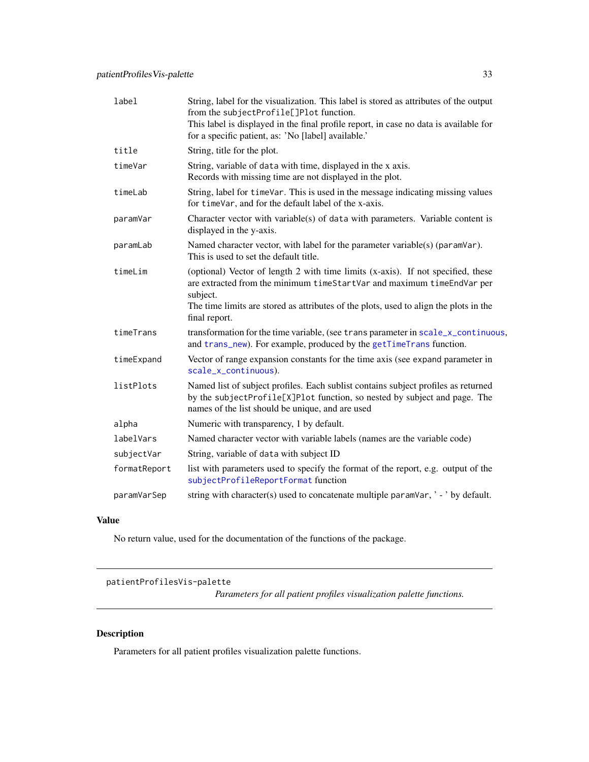| | |
|---|---|
| `label` | String, label for the visualization. This label is stored as attributes of the output from the `subjectProfile[]Plot` function.<br>This label is displayed in the final profile report, in case no data is available for for a specific patient, as: 'No [label] available.' |
| `title` | String, title for the plot. |
| `timeVar` | String, variable of `data` with time, displayed in the x axis.<br>Records with missing time are not displayed in the plot. |
| `timeLab` | String, label for `timeVar`. This is used in the message indicating missing values for `timeVar`, and for the default label of the x-axis. |
| `paramVar` | Character vector with variable(s) of `data` with parameters. Variable content is displayed in the y-axis. |
| `paramLab` | Named character vector, with label for the parameter variable(s) (`paramVar`). This is used to set the default title. |
| `timeLim` | (optional) Vector of length 2 with time limits (x-axis). If not specified, these are extracted from the minimum `timeStartVar` and maximum `timeEndVar` per subject.<br>The time limits are stored as attributes of the plots, used to align the plots in the final report. |
| `timeTrans` | transformation for the time variable, (see `trans` parameter in `scale_x_continuous`, and `trans_new`). For example, produced by the `getTimeTrans` function. |
| `timeExpand` | Vector of range expansion constants for the time axis (see `expand` parameter in `scale_x_continuous`). |
| `listPlots` | Named list of subject profiles. Each sublist contains subject profiles as returned by the `subjectProfile[X]Plot` function, so nested by subject and page. The names of the list should be unique, and are used |
| `alpha` | Numeric with transparency, 1 by default. |
| `labelVars` | Named character vector with variable labels (names are the variable code) |
| `subjectVar` | String, variable of `data` with subject ID |
| `formatReport` | list with parameters used to specify the format of the report, e.g. output of the `subjectProfileReportFormat` function |
| `paramVarSep` | string with character(s) used to concatenate multiple `paramVar`, ' - ' by default. |

### Value

No return value, used for the documentation of the functions of the package.

---

## patientProfilesVis-palette

*Parameters for all patient profiles visualization palette functions.*

---

### Description

Parameters for all patient profiles visualization palette functions.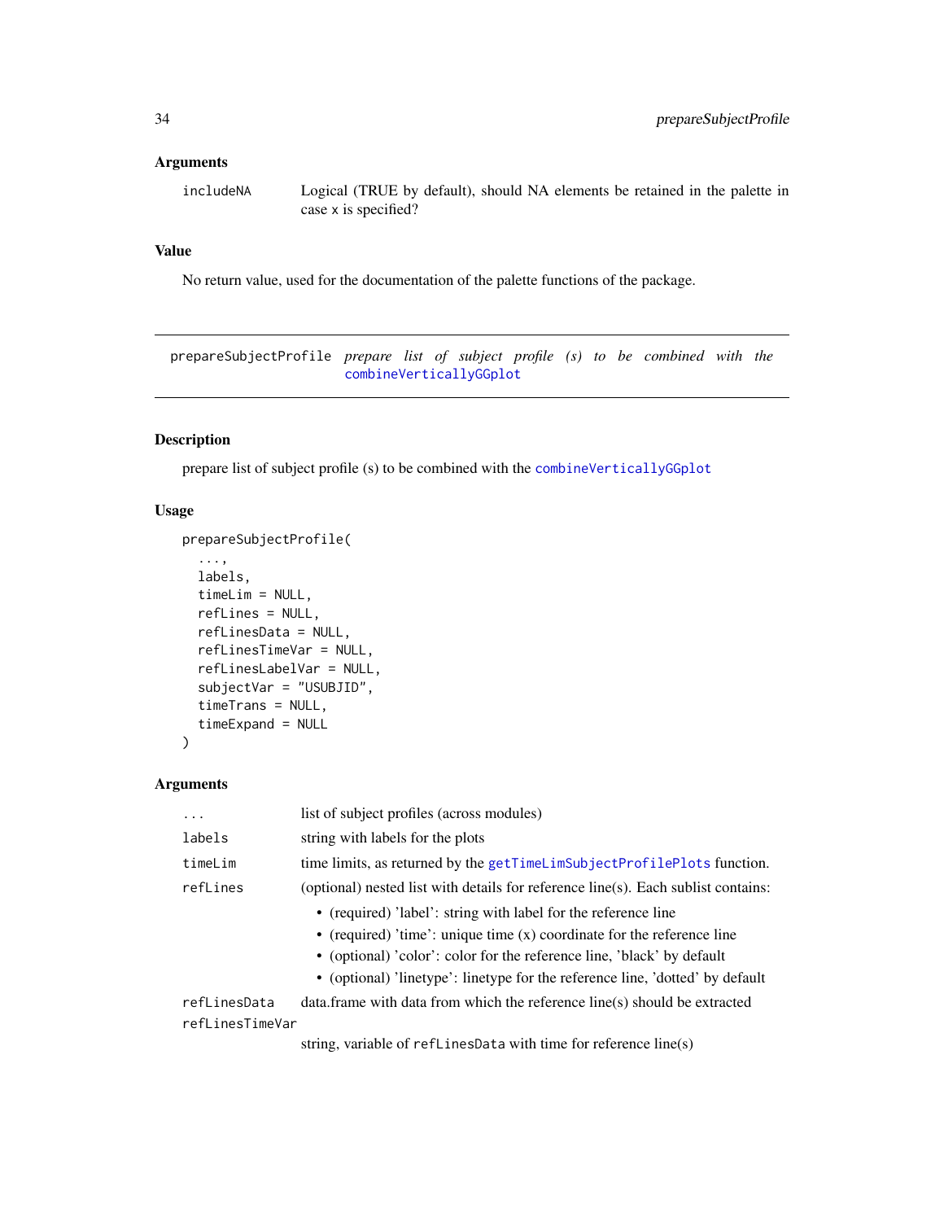### Arguments

includeNA — Logical (TRUE by default), should NA elements be retained in the palette in case x is specified?

### Value

No return value, used for the documentation of the palette functions of the package.

---

## prepareSubjectProfile — *prepare list of subject profile (s) to be combined with the* combineVerticallyGGplot

---

### Description

prepare list of subject profile (s) to be combined with the combineVerticallyGGplot

### Usage

```
prepareSubjectProfile(
  ...,
  labels,
  timeLim = NULL,
  refLines = NULL,
  refLinesData = NULL,
  refLinesTimeVar = NULL,
  refLinesLabelVar = NULL,
  subjectVar = "USUBJID",
  timeTrans = NULL,
  timeExpand = NULL
)
```

### Arguments

`...` — list of subject profiles (across modules)

`labels` — string with labels for the plots

`timeLim` — time limits, as returned by the getTimeLimSubjectProfilePlots function.

`refLines` — (optional) nested list with details for reference line(s). Each sublist contains:

- (required) 'label': string with label for the reference line
- (required) 'time': unique time (x) coordinate for the reference line
- (optional) 'color': color for the reference line, 'black' by default
- (optional) 'linetype': linetype for the reference line, 'dotted' by default

`refLinesData` — data.frame with data from which the reference line(s) should be extracted

`refLinesTimeVar` — string, variable of `refLinesData` with time for reference line(s)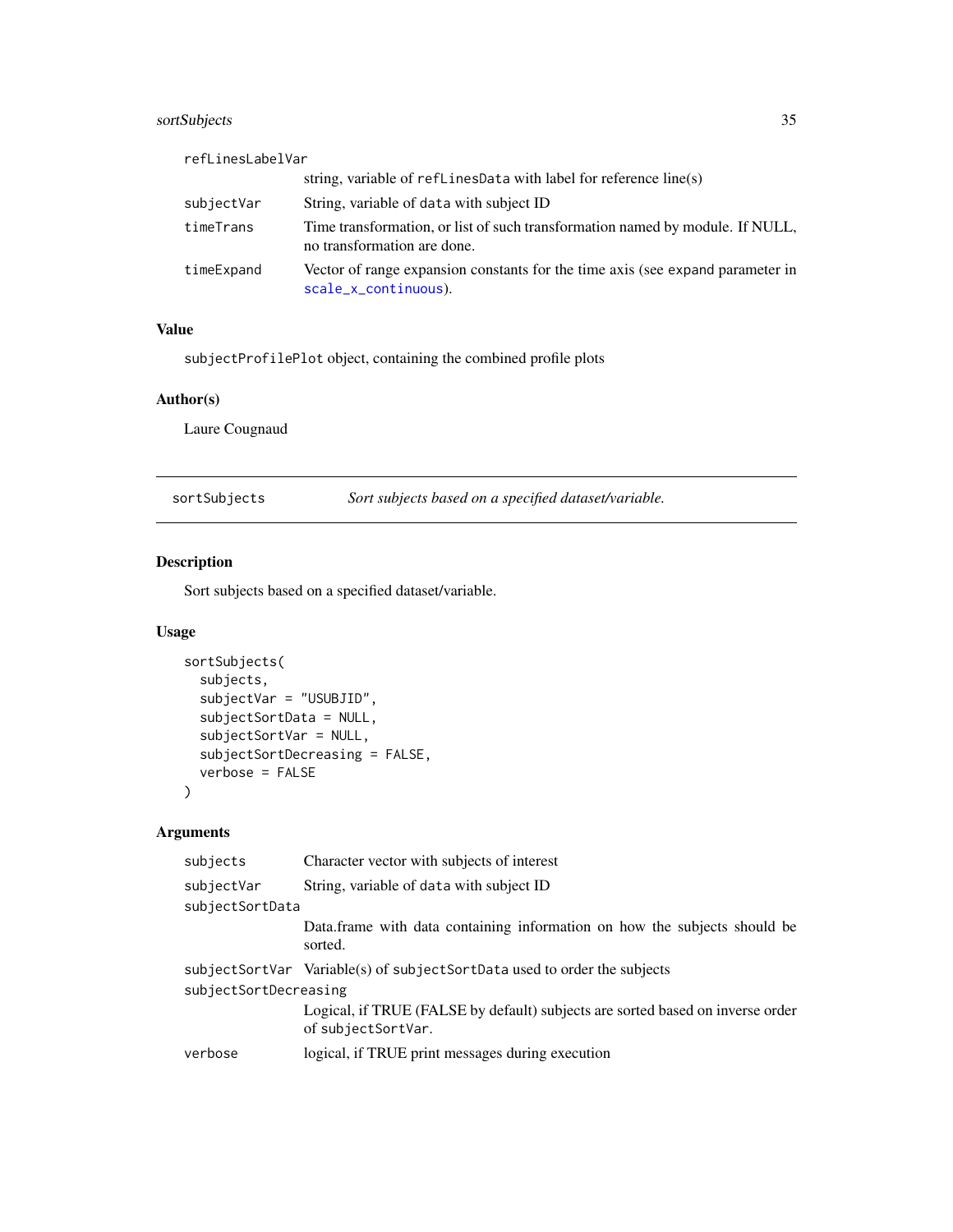| | |
|---|---|
| refLinesLabelVar | string, variable of refLinesData with label for reference line(s) |
| subjectVar | String, variable of data with subject ID |
| timeTrans | Time transformation, or list of such transformation named by module. If NULL, no transformation are done. |
| timeExpand | Vector of range expansion constants for the time axis (see expand parameter in scale_x_continuous). |

## Value

subjectProfilePlot object, containing the combined profile plots

## Author(s)

Laure Cougnaud

---

# sortSubjects — *Sort subjects based on a specified dataset/variable.*

## Description

Sort subjects based on a specified dataset/variable.

## Usage

```
sortSubjects(
  subjects,
  subjectVar = "USUBJID",
  subjectSortData = NULL,
  subjectSortVar = NULL,
  subjectSortDecreasing = FALSE,
  verbose = FALSE
)
```

## Arguments

| | |
|---|---|
| subjects | Character vector with subjects of interest |
| subjectVar | String, variable of data with subject ID |
| subjectSortData | Data.frame with data containing information on how the subjects should be sorted. |
| subjectSortVar | Variable(s) of subjectSortData used to order the subjects |
| subjectSortDecreasing | Logical, if TRUE (FALSE by default) subjects are sorted based on inverse order of subjectSortVar. |
| verbose | logical, if TRUE print messages during execution |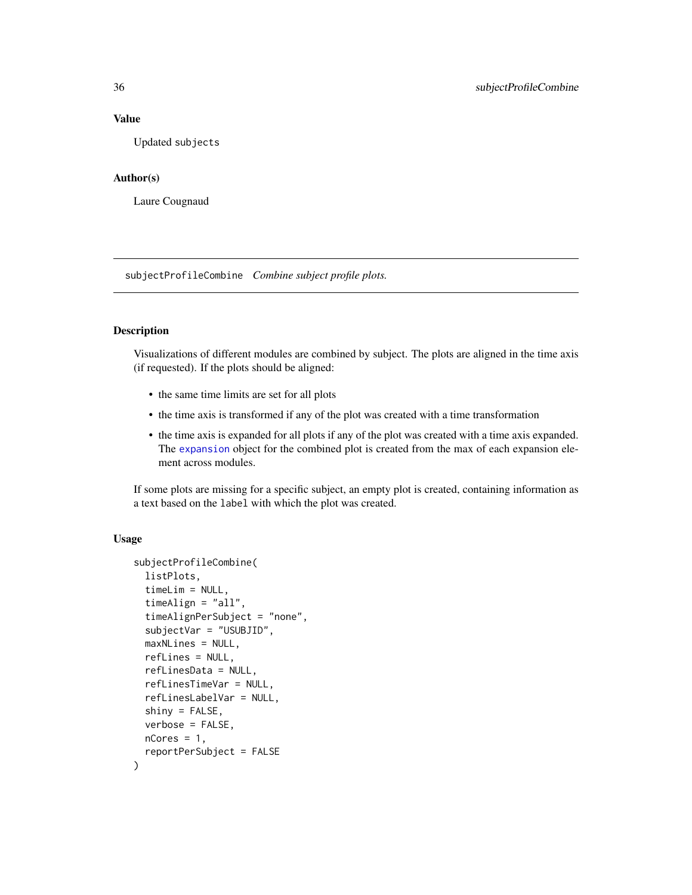### Value

Updated `subjects`

### Author(s)

Laure Cougnaud

---

## subjectProfileCombine *Combine subject profile plots.*

---

### Description

Visualizations of different modules are combined by subject. The plots are aligned in the time axis (if requested). If the plots should be aligned:

- the same time limits are set for all plots
- the time axis is transformed if any of the plot was created with a time transformation
- the time axis is expanded for all plots if any of the plot was created with a time axis expanded. The `expansion` object for the combined plot is created from the max of each expansion element across modules.

If some plots are missing for a specific subject, an empty plot is created, containing information as a text based on the `label` with which the plot was created.

### Usage

```
subjectProfileCombine(
  listPlots,
  timeLim = NULL,
  timeAlign = "all",
  timeAlignPerSubject = "none",
  subjectVar = "USUBJID",
  maxNLines = NULL,
  refLines = NULL,
  refLinesData = NULL,
  refLinesTimeVar = NULL,
  refLinesLabelVar = NULL,
  shiny = FALSE,
  verbose = FALSE,
  nCores = 1,
  reportPerSubject = FALSE
)
```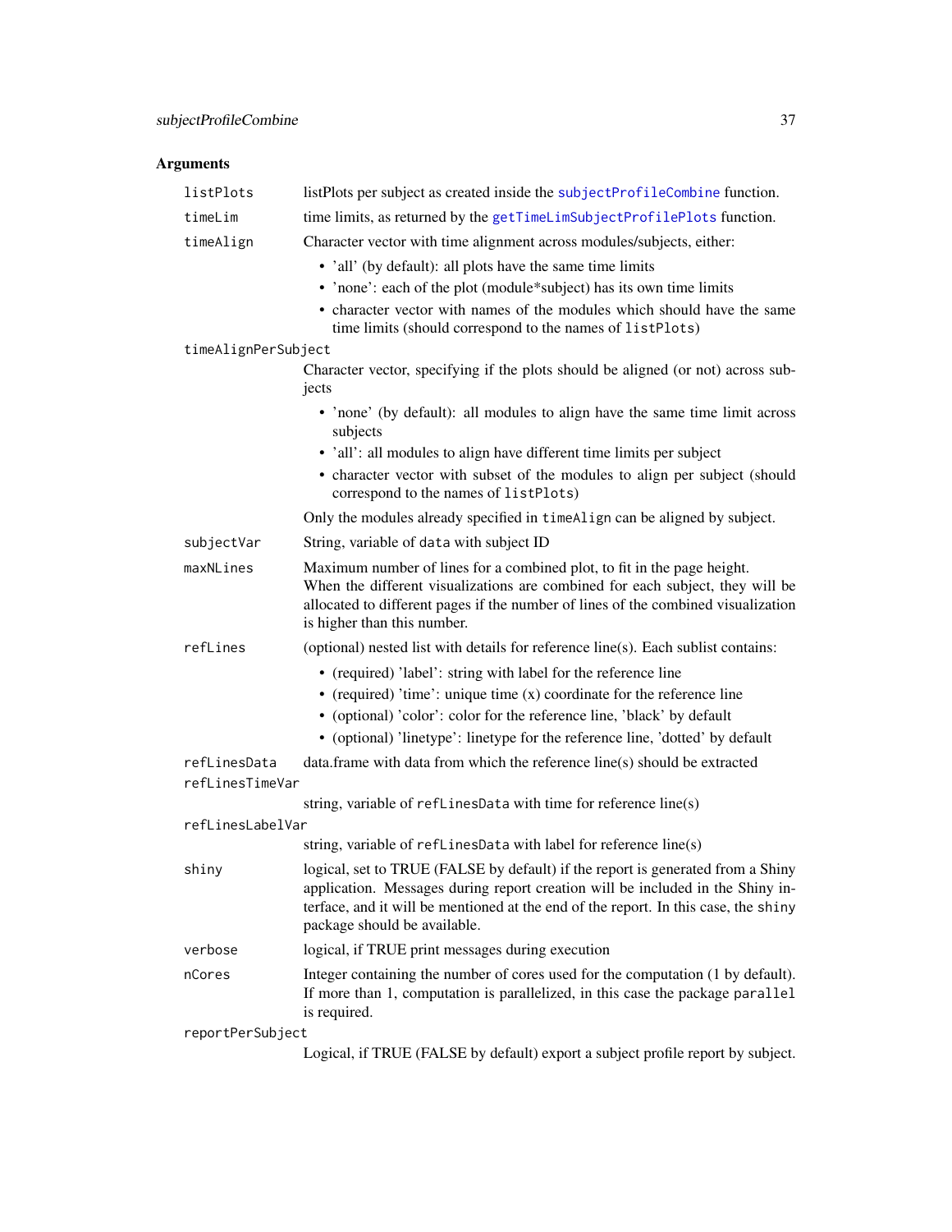## Arguments

**`listPlots`**
listPlots per subject as created inside the `subjectProfileCombine` function.

**`timeLim`**
time limits, as returned by the `getTimeLimSubjectProfilePlots` function.

**`timeAlign`**
Character vector with time alignment across modules/subjects, either:

- 'all' (by default): all plots have the same time limits
- 'none': each of the plot (module*subject) has its own time limits
- character vector with names of the modules which should have the same time limits (should correspond to the names of `listPlots`)

**`timeAlignPerSubject`**
Character vector, specifying if the plots should be aligned (or not) across subjects

- 'none' (by default): all modules to align have the same time limit across subjects
- 'all': all modules to align have different time limits per subject
- character vector with subset of the modules to align per subject (should correspond to the names of `listPlots`)

Only the modules already specified in `timeAlign` can be aligned by subject.

**`subjectVar`**
String, variable of `data` with subject ID

**`maxNLines`**
Maximum number of lines for a combined plot, to fit in the page height.
When the different visualizations are combined for each subject, they will be allocated to different pages if the number of lines of the combined visualization is higher than this number.

**`refLines`**
(optional) nested list with details for reference line(s). Each sublist contains:

- (required) 'label': string with label for the reference line
- (required) 'time': unique time (x) coordinate for the reference line
- (optional) 'color': color for the reference line, 'black' by default
- (optional) 'linetype': linetype for the reference line, 'dotted' by default

**`refLinesData`**
data.frame with data from which the reference line(s) should be extracted

**`refLinesTimeVar`**
string, variable of `refLinesData` with time for reference line(s)

**`refLinesLabelVar`**
string, variable of `refLinesData` with label for reference line(s)

**`shiny`**
logical, set to TRUE (FALSE by default) if the report is generated from a Shiny application. Messages during report creation will be included in the Shiny interface, and it will be mentioned at the end of the report. In this case, the `shiny` package should be available.

**`verbose`**
logical, if TRUE print messages during execution

**`nCores`**
Integer containing the number of cores used for the computation (1 by default). If more than 1, computation is parallelized, in this case the package `parallel` is required.

**`reportPerSubject`**
Logical, if TRUE (FALSE by default) export a subject profile report by subject.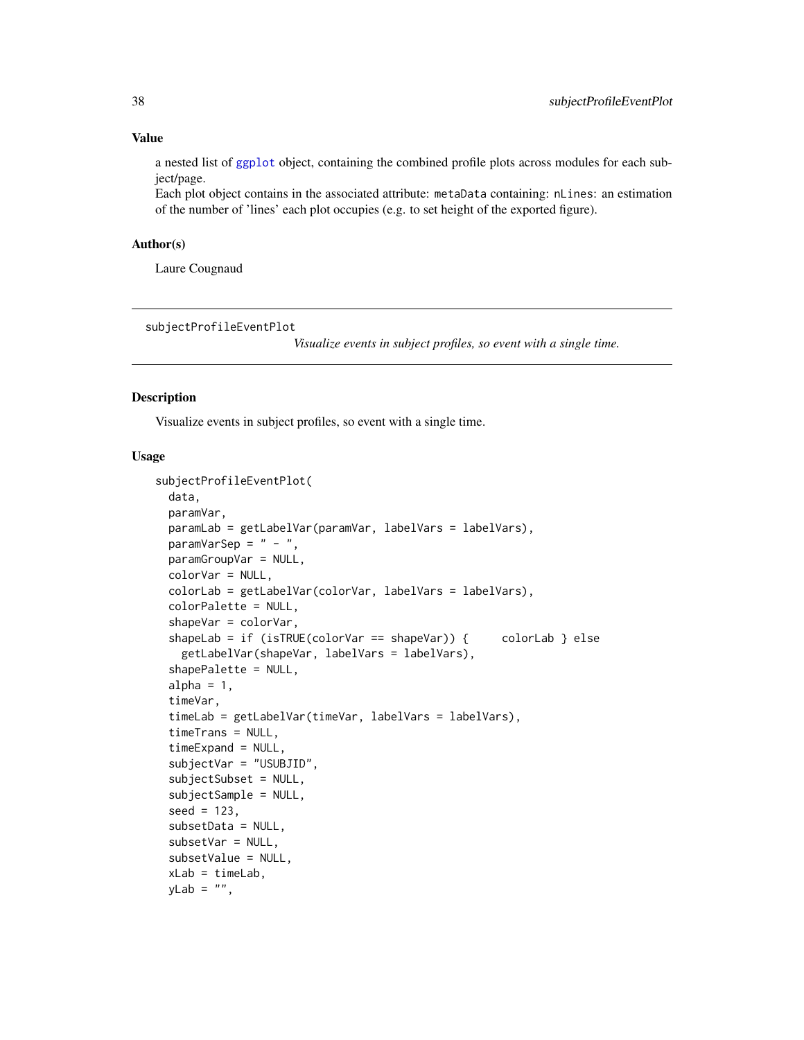## Value

a nested list of `ggplot` object, containing the combined profile plots across modules for each subject/page.
Each plot object contains in the associated attribute: `metaData` containing: `nLines`: an estimation of the number of 'lines' each plot occupies (e.g. to set height of the exported figure).

## Author(s)

Laure Cougnaud

---

`subjectProfileEventPlot` *Visualize events in subject profiles, so event with a single time.*

---

## Description

Visualize events in subject profiles, so event with a single time.

## Usage

```
subjectProfileEventPlot(
  data,
  paramVar,
  paramLab = getLabelVar(paramVar, labelVars = labelVars),
  paramVarSep = " - ",
  paramGroupVar = NULL,
  colorVar = NULL,
  colorLab = getLabelVar(colorVar, labelVars = labelVars),
  colorPalette = NULL,
  shapeVar = colorVar,
  shapeLab = if (isTRUE(colorVar == shapeVar)) {     colorLab } else
    getLabelVar(shapeVar, labelVars = labelVars),
  shapePalette = NULL,
  alpha = 1,
  timeVar,
  timeLab = getLabelVar(timeVar, labelVars = labelVars),
  timeTrans = NULL,
  timeExpand = NULL,
  subjectVar = "USUBJID",
  subjectSubset = NULL,
  subjectSample = NULL,
  seed = 123,
  subsetData = NULL,
  subsetVar = NULL,
  subsetValue = NULL,
  xLab = timeLab,
  yLab = "",
```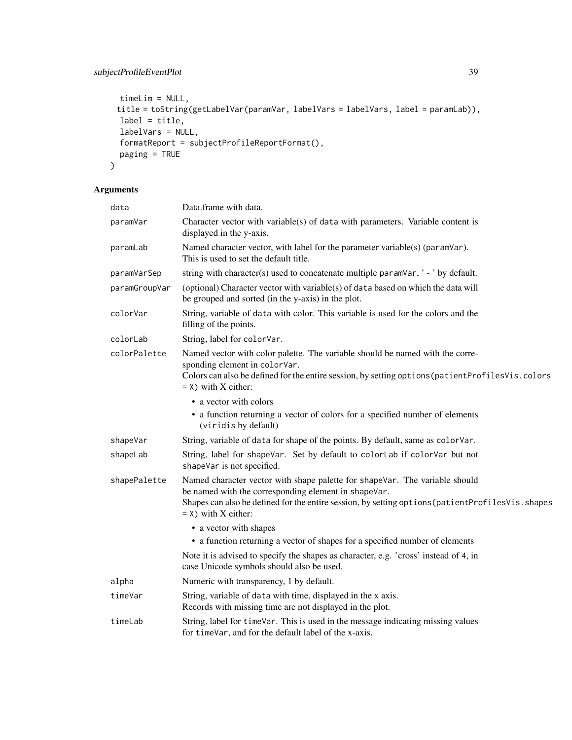```
  timeLim = NULL,
  title = toString(getLabelVar(paramVar, labelVars = labelVars, label = paramLab)),
  label = title,
  labelVars = NULL,
  formatReport = subjectProfileReportFormat(),
  paging = TRUE
)
```

## Arguments

| | |
|---|---|
| data | Data.frame with data. |
| paramVar | Character vector with variable(s) of data with parameters. Variable content is displayed in the y-axis. |
| paramLab | Named character vector, with label for the parameter variable(s) (paramVar). This is used to set the default title. |
| paramVarSep | string with character(s) used to concatenate multiple paramVar, ' - ' by default. |
| paramGroupVar | (optional) Character vector with variable(s) of data based on which the data will be grouped and sorted (in the y-axis) in the plot. |
| colorVar | String, variable of data with color. This variable is used for the colors and the filling of the points. |
| colorLab | String, label for colorVar. |
| colorPalette | Named vector with color palette. The variable should be named with the corresponding element in colorVar. Colors can also be defined for the entire session, by setting options(patientProfilesVis.colors = X) with X either: <br>• a vector with colors <br>• a function returning a vector of colors for a specified number of elements (viridis by default) |
| shapeVar | String, variable of data for shape of the points. By default, same as colorVar. |
| shapeLab | String, label for shapeVar. Set by default to colorLab if colorVar but not shapeVar is not specified. |
| shapePalette | Named character vector with shape palette for shapeVar. The variable should be named with the corresponding element in shapeVar. Shapes can also be defined for the entire session, by setting options(patientProfilesVis.shapes = X) with X either: <br>• a vector with shapes <br>• a function returning a vector of shapes for a specified number of elements <br>Note it is advised to specify the shapes as character, e.g. 'cross' instead of 4, in case Unicode symbols should also be used. |
| alpha | Numeric with transparency, 1 by default. |
| timeVar | String, variable of data with time, displayed in the x axis. Records with missing time are not displayed in the plot. |
| timeLab | String, label for timeVar. This is used in the message indicating missing values for timeVar, and for the default label of the x-axis. |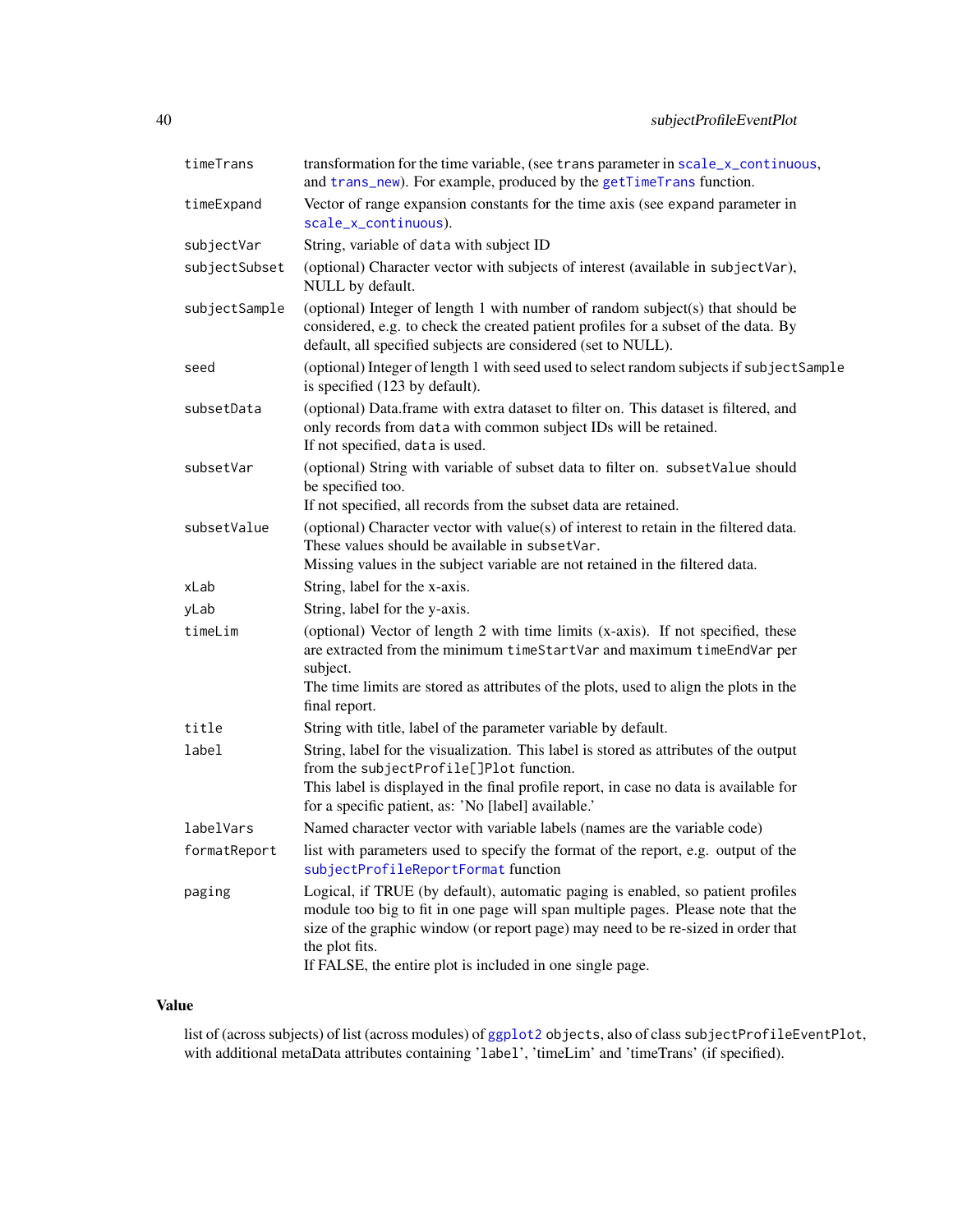| | |
|---|---|
| `timeTrans` | transformation for the time variable, (see `trans` parameter in `scale_x_continuous`, and `trans_new`). For example, produced by the `getTimeTrans` function. |
| `timeExpand` | Vector of range expansion constants for the time axis (see `expand` parameter in `scale_x_continuous`). |
| `subjectVar` | String, variable of `data` with subject ID |
| `subjectSubset` | (optional) Character vector with subjects of interest (available in `subjectVar`), NULL by default. |
| `subjectSample` | (optional) Integer of length 1 with number of random subject(s) that should be considered, e.g. to check the created patient profiles for a subset of the data. By default, all specified subjects are considered (set to NULL). |
| `seed` | (optional) Integer of length 1 with seed used to select random subjects if `subjectSample` is specified (123 by default). |
| `subsetData` | (optional) Data.frame with extra dataset to filter on. This dataset is filtered, and only records from `data` with common subject IDs will be retained. If not specified, `data` is used. |
| `subsetVar` | (optional) String with variable of subset data to filter on. `subsetValue` should be specified too. If not specified, all records from the subset data are retained. |
| `subsetValue` | (optional) Character vector with value(s) of interest to retain in the filtered data. These values should be available in `subsetVar`. Missing values in the subject variable are not retained in the filtered data. |
| `xLab` | String, label for the x-axis. |
| `yLab` | String, label for the y-axis. |
| `timeLim` | (optional) Vector of length 2 with time limits (x-axis). If not specified, these are extracted from the minimum `timeStartVar` and maximum `timeEndVar` per subject. The time limits are stored as attributes of the plots, used to align the plots in the final report. |
| `title` | String with title, label of the parameter variable by default. |
| `label` | String, label for the visualization. This label is stored as attributes of the output from the `subjectProfile[]Plot` function. This label is displayed in the final profile report, in case no data is available for for a specific patient, as: 'No [label] available.' |
| `labelVars` | Named character vector with variable labels (names are the variable code) |
| `formatReport` | list with parameters used to specify the format of the report, e.g. output of the `subjectProfileReportFormat` function |
| `paging` | Logical, if TRUE (by default), automatic paging is enabled, so patient profiles module too big to fit in one page will span multiple pages. Please note that the size of the graphic window (or report page) may need to be re-sized in order that the plot fits. If FALSE, the entire plot is included in one single page. |

## Value

list of (across subjects) of list (across modules) of `ggplot2` objects, also of class `subjectProfileEventPlot`, with additional metaData attributes containing '`label`', 'timeLim' and 'timeTrans' (if specified).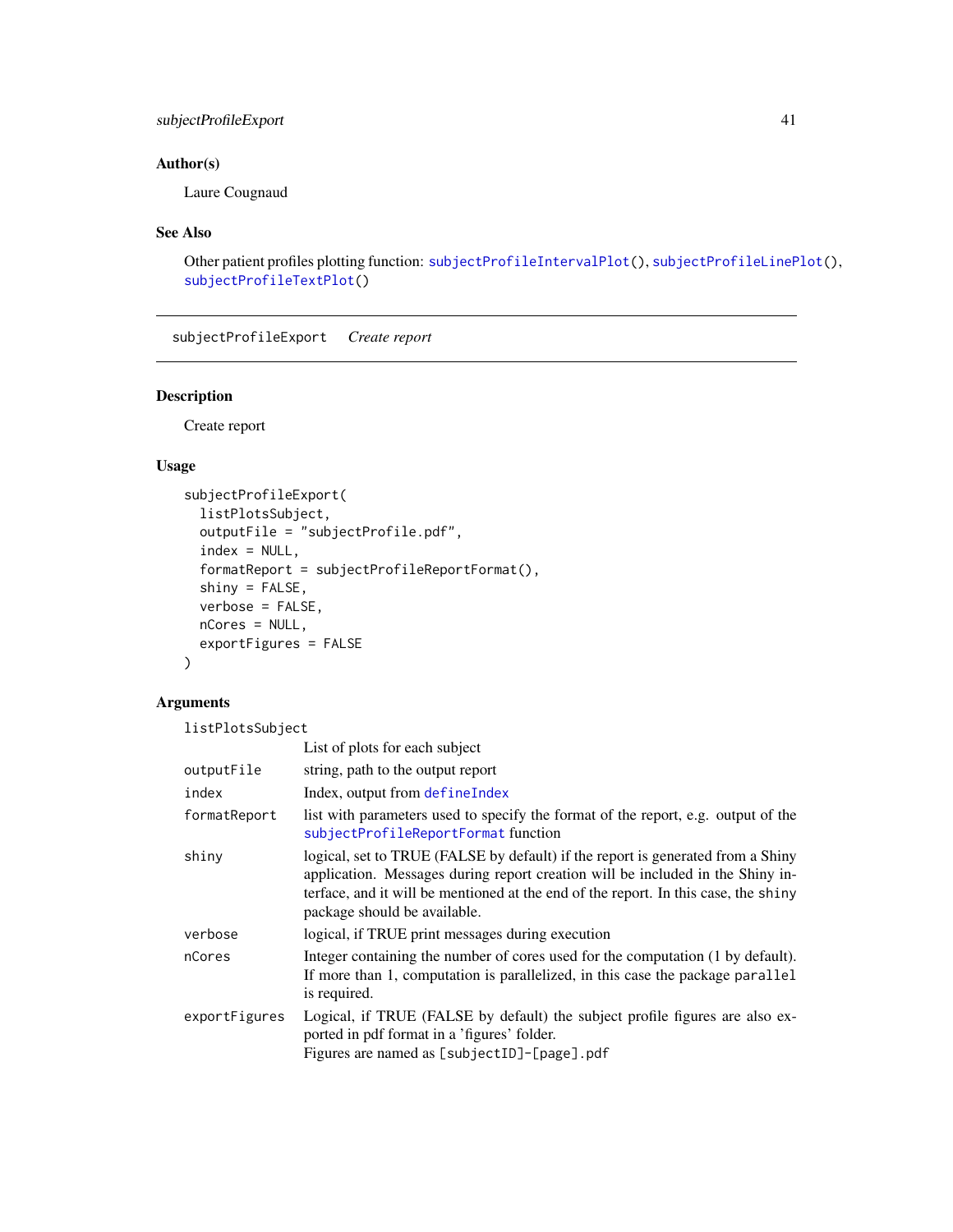### Author(s)

Laure Cougnaud

### See Also

Other patient profiles plotting function: `subjectProfileIntervalPlot()`, `subjectProfileLinePlot()`, `subjectProfileTextPlot()`

---

## subjectProfileExport *Create report*

---

### Description

Create report

### Usage

```
subjectProfileExport(
  listPlotsSubject,
  outputFile = "subjectProfile.pdf",
  index = NULL,
  formatReport = subjectProfileReportFormat(),
  shiny = FALSE,
  verbose = FALSE,
  nCores = NULL,
  exportFigures = FALSE
)
```

### Arguments

| Argument | Description |
|---|---|
| `listPlotsSubject` | List of plots for each subject |
| `outputFile` | string, path to the output report |
| `index` | Index, output from `defineIndex` |
| `formatReport` | list with parameters used to specify the format of the report, e.g. output of the `subjectProfileReportFormat` function |
| `shiny` | logical, set to TRUE (FALSE by default) if the report is generated from a Shiny application. Messages during report creation will be included in the Shiny interface, and it will be mentioned at the end of the report. In this case, the `shiny` package should be available. |
| `verbose` | logical, if TRUE print messages during execution |
| `nCores` | Integer containing the number of cores used for the computation (1 by default). If more than 1, computation is parallelized, in this case the package `parallel` is required. |
| `exportFigures` | Logical, if TRUE (FALSE by default) the subject profile figures are also exported in pdf format in a 'figures' folder. Figures are named as `[subjectID]-[page].pdf` |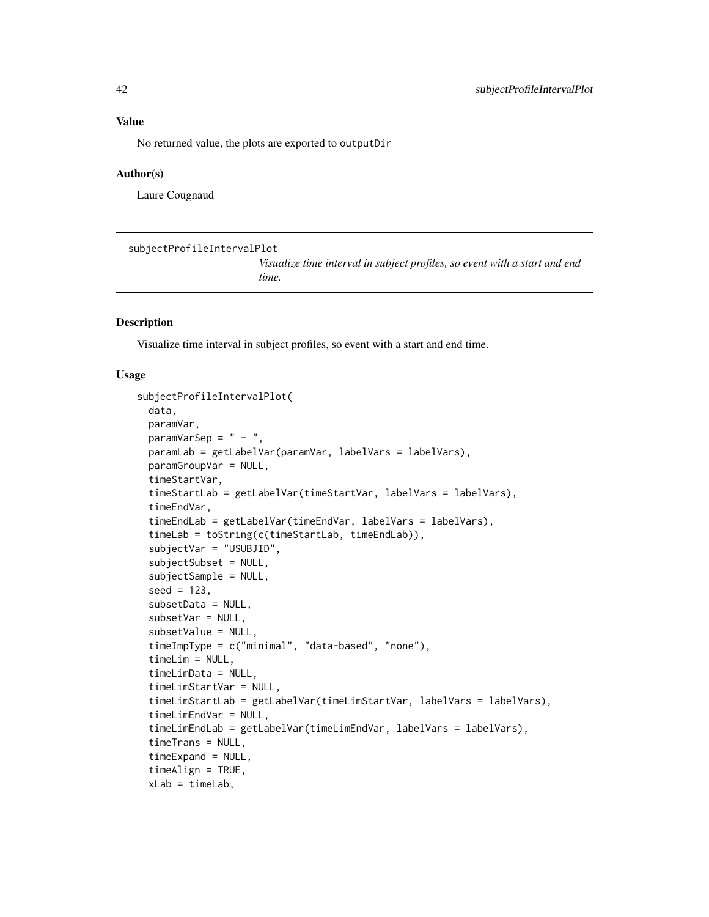### Value

No returned value, the plots are exported to `outputDir`

### Author(s)

Laure Cougnaud

---

## subjectProfileIntervalPlot

*Visualize time interval in subject profiles, so event with a start and end time.*

---

### Description

Visualize time interval in subject profiles, so event with a start and end time.

### Usage

```
subjectProfileIntervalPlot(
  data,
  paramVar,
  paramVarSep = " - ",
  paramLab = getLabelVar(paramVar, labelVars = labelVars),
  paramGroupVar = NULL,
  timeStartVar,
  timeStartLab = getLabelVar(timeStartVar, labelVars = labelVars),
  timeEndVar,
  timeEndLab = getLabelVar(timeEndVar, labelVars = labelVars),
  timeLab = toString(c(timeStartLab, timeEndLab)),
  subjectVar = "USUBJID",
  subjectSubset = NULL,
  subjectSample = NULL,
  seed = 123,
  subsetData = NULL,
  subsetVar = NULL,
  subsetValue = NULL,
  timeImpType = c("minimal", "data-based", "none"),
  timeLim = NULL,
  timeLimData = NULL,
  timeLimStartVar = NULL,
  timeLimStartLab = getLabelVar(timeLimStartVar, labelVars = labelVars),
  timeLimEndVar = NULL,
  timeLimEndLab = getLabelVar(timeLimEndVar, labelVars = labelVars),
  timeTrans = NULL,
  timeExpand = NULL,
  timeAlign = TRUE,
  xLab = timeLab,
```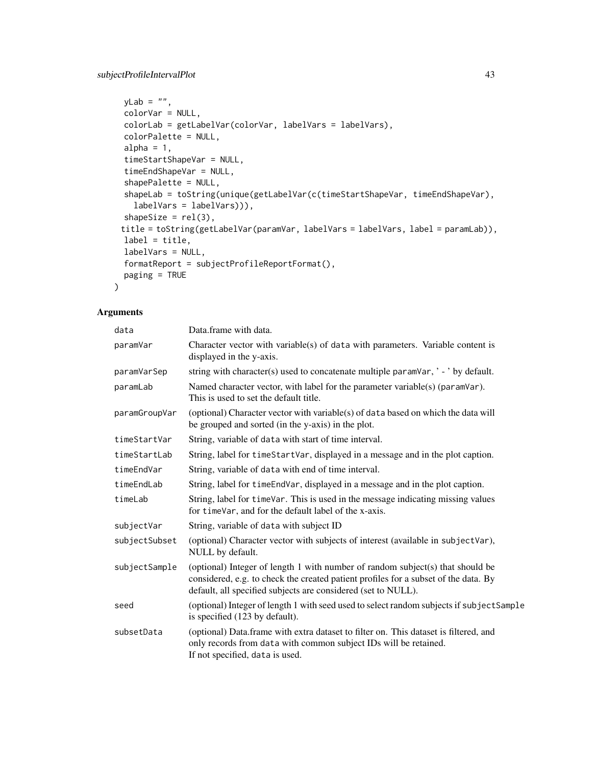```
  yLab = "",
  colorVar = NULL,
  colorLab = getLabelVar(colorVar, labelVars = labelVars),
  colorPalette = NULL,
  alpha = 1,
  timeStartShapeVar = NULL,
  timeEndShapeVar = NULL,
  shapePalette = NULL,
  shapeLab = toString(unique(getLabelVar(c(timeStartShapeVar, timeEndShapeVar),
    labelVars = labelVars))),
  shapeSize = rel(3),
 title = toString(getLabelVar(paramVar, labelVars = labelVars, label = paramLab)),
  label = title,
  labelVars = NULL,
  formatReport = subjectProfileReportFormat(),
  paging = TRUE
)
```

## Arguments

| | |
|---|---|
| `data` | Data.frame with data. |
| `paramVar` | Character vector with variable(s) of `data` with parameters. Variable content is displayed in the y-axis. |
| `paramVarSep` | string with character(s) used to concatenate multiple `paramVar`, ' - ' by default. |
| `paramLab` | Named character vector, with label for the parameter variable(s) (`paramVar`). This is used to set the default title. |
| `paramGroupVar` | (optional) Character vector with variable(s) of `data` based on which the data will be grouped and sorted (in the y-axis) in the plot. |
| `timeStartVar` | String, variable of `data` with start of time interval. |
| `timeStartLab` | String, label for `timeStartVar`, displayed in a message and in the plot caption. |
| `timeEndVar` | String, variable of `data` with end of time interval. |
| `timeEndLab` | String, label for `timeEndVar`, displayed in a message and in the plot caption. |
| `timeLab` | String, label for `timeVar`. This is used in the message indicating missing values for `timeVar`, and for the default label of the x-axis. |
| `subjectVar` | String, variable of `data` with subject ID |
| `subjectSubset` | (optional) Character vector with subjects of interest (available in `subjectVar`), NULL by default. |
| `subjectSample` | (optional) Integer of length 1 with number of random subject(s) that should be considered, e.g. to check the created patient profiles for a subset of the data. By default, all specified subjects are considered (set to NULL). |
| `seed` | (optional) Integer of length 1 with seed used to select random subjects if `subjectSample` is specified (123 by default). |
| `subsetData` | (optional) Data.frame with extra dataset to filter on. This dataset is filtered, and only records from `data` with common subject IDs will be retained. If not specified, `data` is used. |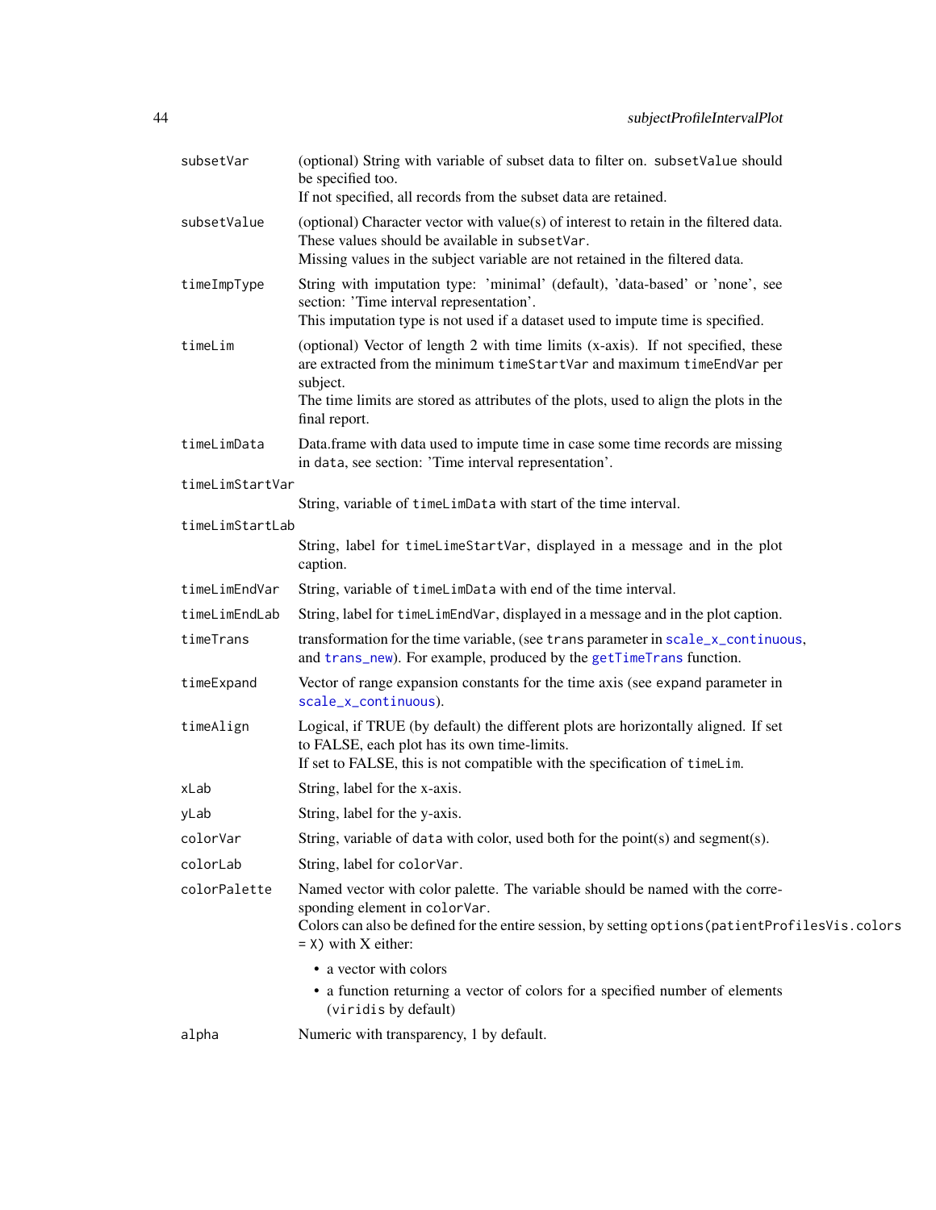| | |
|---|---|
| `subsetVar` | (optional) String with variable of subset data to filter on. `subsetValue` should be specified too.<br>If not specified, all records from the subset data are retained. |
| `subsetValue` | (optional) Character vector with value(s) of interest to retain in the filtered data. These values should be available in `subsetVar`.<br>Missing values in the subject variable are not retained in the filtered data. |
| `timeImpType` | String with imputation type: 'minimal' (default), 'data-based' or 'none', see section: 'Time interval representation'.<br>This imputation type is not used if a dataset used to impute time is specified. |
| `timeLim` | (optional) Vector of length 2 with time limits (x-axis). If not specified, these are extracted from the minimum `timeStartVar` and maximum `timeEndVar` per subject.<br>The time limits are stored as attributes of the plots, used to align the plots in the final report. |
| `timeLimData` | Data.frame with data used to impute time in case some time records are missing in `data`, see section: 'Time interval representation'. |
| `timeLimStartVar` | String, variable of `timeLimData` with start of the time interval. |
| `timeLimStartLab` | String, label for `timeLimeStartVar`, displayed in a message and in the plot caption. |
| `timeLimEndVar` | String, variable of `timeLimData` with end of the time interval. |
| `timeLimEndLab` | String, label for `timeLimEndVar`, displayed in a message and in the plot caption. |
| `timeTrans` | transformation for the time variable, (see `trans` parameter in `scale_x_continuous`, and `trans_new`). For example, produced by the `getTimeTrans` function. |
| `timeExpand` | Vector of range expansion constants for the time axis (see `expand` parameter in `scale_x_continuous`). |
| `timeAlign` | Logical, if TRUE (by default) the different plots are horizontally aligned. If set to FALSE, each plot has its own time-limits.<br>If set to FALSE, this is not compatible with the specification of `timeLim`. |
| `xLab` | String, label for the x-axis. |
| `yLab` | String, label for the y-axis. |
| `colorVar` | String, variable of `data` with color, used both for the point(s) and segment(s). |
| `colorLab` | String, label for `colorVar`. |
| `colorPalette` | Named vector with color palette. The variable should be named with the corresponding element in `colorVar`.<br>Colors can also be defined for the entire session, by setting `options(patientProfilesVis.colors = X)` with X either:<br>• a vector with colors<br>• a function returning a vector of colors for a specified number of elements (`viridis` by default) |
| `alpha` | Numeric with transparency, 1 by default. |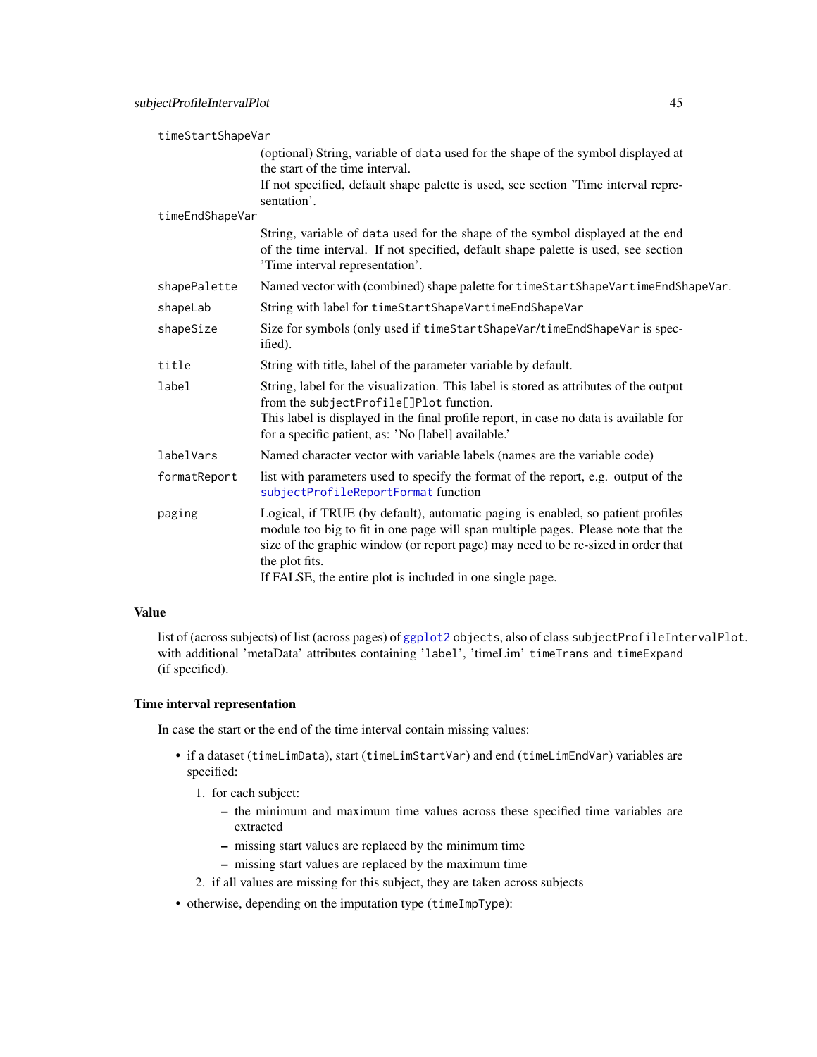**timeStartShapeVar**
: (optional) String, variable of `data` used for the shape of the symbol displayed at the start of the time interval.
  If not specified, default shape palette is used, see section 'Time interval representation'.

**timeEndShapeVar**
: String, variable of `data` used for the shape of the symbol displayed at the end of the time interval. If not specified, default shape palette is used, see section 'Time interval representation'.

**shapePalette**
: Named vector with (combined) shape palette for `timeStartShapeVar` `timeEndShapeVar`.

**shapeLab**
: String with label for `timeStartShapeVar` `timeEndShapeVar`

**shapeSize**
: Size for symbols (only used if `timeStartShapeVar`/`timeEndShapeVar` is specified).

**title**
: String with title, label of the parameter variable by default.

**label**
: String, label for the visualization. This label is stored as attributes of the output from the `subjectProfile[]Plot` function.
  This label is displayed in the final profile report, in case no data is available for for a specific patient, as: 'No [label] available.'

**labelVars**
: Named character vector with variable labels (names are the variable code)

**formatReport**
: list with parameters used to specify the format of the report, e.g. output of the `subjectProfileReportFormat` function

**paging**
: Logical, if TRUE (by default), automatic paging is enabled, so patient profiles module too big to fit in one page will span multiple pages. Please note that the size of the graphic window (or report page) may need to be re-sized in order that the plot fits.
  If FALSE, the entire plot is included in one single page.

## Value

list of (across subjects) of list (across pages) of `ggplot2` objects, also of class `subjectProfileIntervalPlot`. with additional 'metaData' attributes containing 'label', 'timeLim' `timeTrans` and `timeExpand` (if specified).

## Time interval representation

In case the start or the end of the time interval contain missing values:

- if a dataset (`timeLimData`), start (`timeLimStartVar`) and end (`timeLimEndVar`) variables are specified:
  1. for each subject:
     - the minimum and maximum time values across these specified time variables are extracted
     - missing start values are replaced by the minimum time
     - missing start values are replaced by the maximum time
  2. if all values are missing for this subject, they are taken across subjects
- otherwise, depending on the imputation type (`timeImpType`):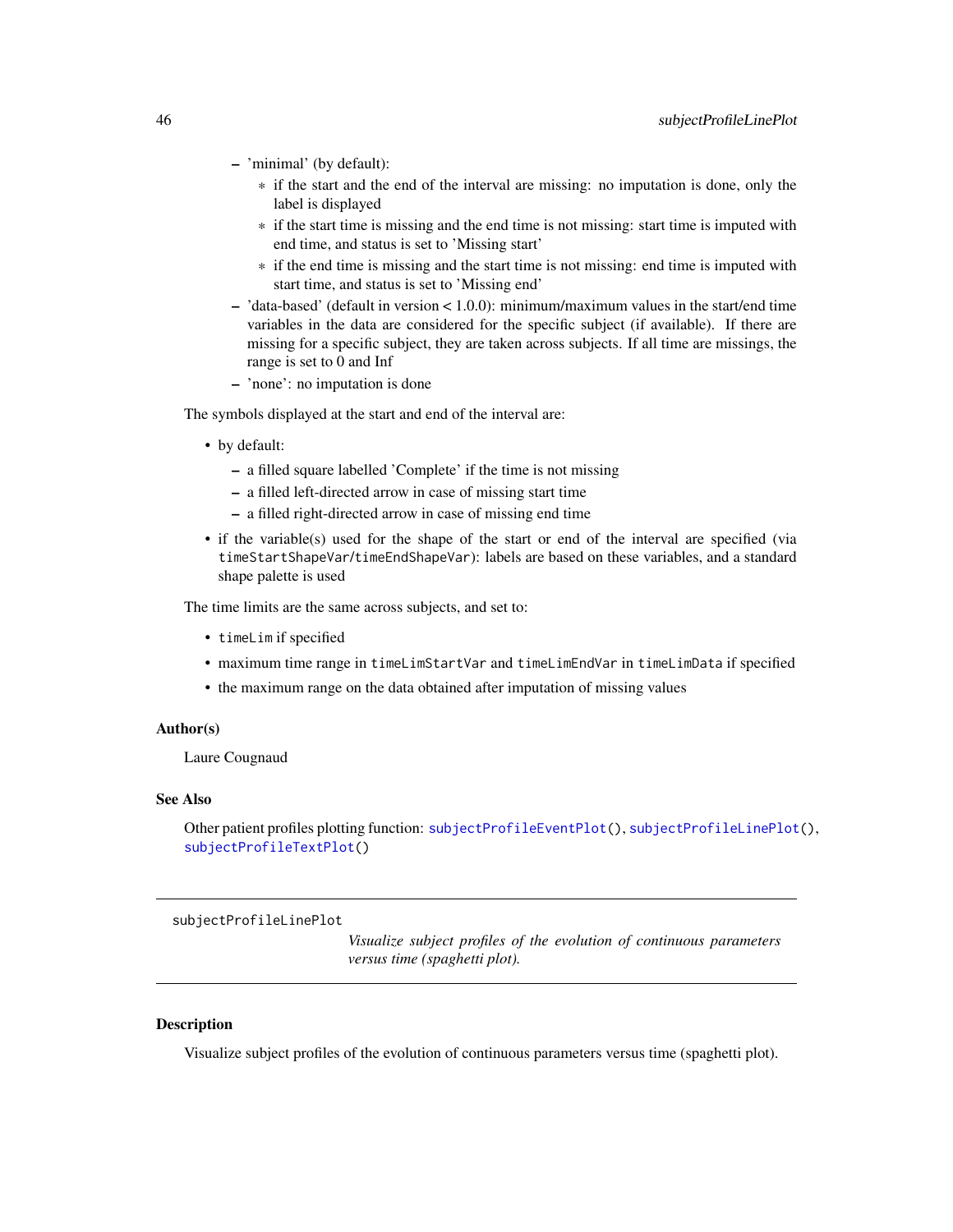- 'minimal' (by default):
  - if the start and the end of the interval are missing: no imputation is done, only the label is displayed
  - if the start time is missing and the end time is not missing: start time is imputed with end time, and status is set to 'Missing start'
  - if the end time is missing and the start time is not missing: end time is imputed with start time, and status is set to 'Missing end'
- 'data-based' (default in version < 1.0.0): minimum/maximum values in the start/end time variables in the data are considered for the specific subject (if available). If there are missing for a specific subject, they are taken across subjects. If all time are missings, the range is set to 0 and Inf
- 'none': no imputation is done

The symbols displayed at the start and end of the interval are:

- by default:
  - a filled square labelled 'Complete' if the time is not missing
  - a filled left-directed arrow in case of missing start time
  - a filled right-directed arrow in case of missing end time
- if the variable(s) used for the shape of the start or end of the interval are specified (via `timeStartShapeVar`/`timeEndShapeVar`): labels are based on these variables, and a standard shape palette is used

The time limits are the same across subjects, and set to:

- `timeLim` if specified
- maximum time range in `timeLimStartVar` and `timeLimEndVar` in `timeLimData` if specified
- the maximum range on the data obtained after imputation of missing values

### Author(s)

Laure Cougnaud

### See Also

Other patient profiles plotting function: `subjectProfileEventPlot()`, `subjectProfileLinePlot()`, `subjectProfileTextPlot()`

---

## subjectProfileLinePlot

*Visualize subject profiles of the evolution of continuous parameters versus time (spaghetti plot).*

---

### Description

Visualize subject profiles of the evolution of continuous parameters versus time (spaghetti plot).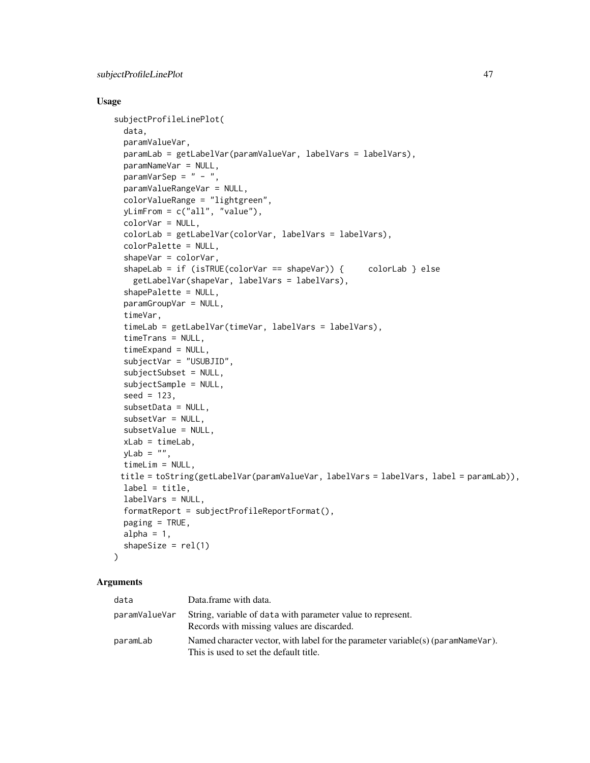## Usage

```
subjectProfileLinePlot(
  data,
  paramValueVar,
  paramLab = getLabelVar(paramValueVar, labelVars = labelVars),
  paramNameVar = NULL,
  paramVarSep = " - ",
  paramValueRangeVar = NULL,
  colorValueRange = "lightgreen",
  yLimFrom = c("all", "value"),
  colorVar = NULL,
  colorLab = getLabelVar(colorVar, labelVars = labelVars),
  colorPalette = NULL,
  shapeVar = colorVar,
  shapeLab = if (isTRUE(colorVar == shapeVar)) {     colorLab } else
    getLabelVar(shapeVar, labelVars = labelVars),
  shapePalette = NULL,
  paramGroupVar = NULL,
  timeVar,
  timeLab = getLabelVar(timeVar, labelVars = labelVars),
  timeTrans = NULL,
  timeExpand = NULL,
  subjectVar = "USUBJID",
  subjectSubset = NULL,
  subjectSample = NULL,
  seed = 123,
  subsetData = NULL,
  subsetVar = NULL,
  subsetValue = NULL,
  xLab = timeLab,
  yLab = "",
  timeLim = NULL,
 title = toString(getLabelVar(paramValueVar, labelVars = labelVars, label = paramLab)),
  label = title,
  labelVars = NULL,
  formatReport = subjectProfileReportFormat(),
  paging = TRUE,
  alpha = 1,
  shapeSize = rel(1)
)
```

## Arguments

| | |
|---|---|
| data | Data.frame with data. |
| paramValueVar | String, variable of data with parameter value to represent. Records with missing values are discarded. |
| paramLab | Named character vector, with label for the parameter variable(s) (paramNameVar). This is used to set the default title. |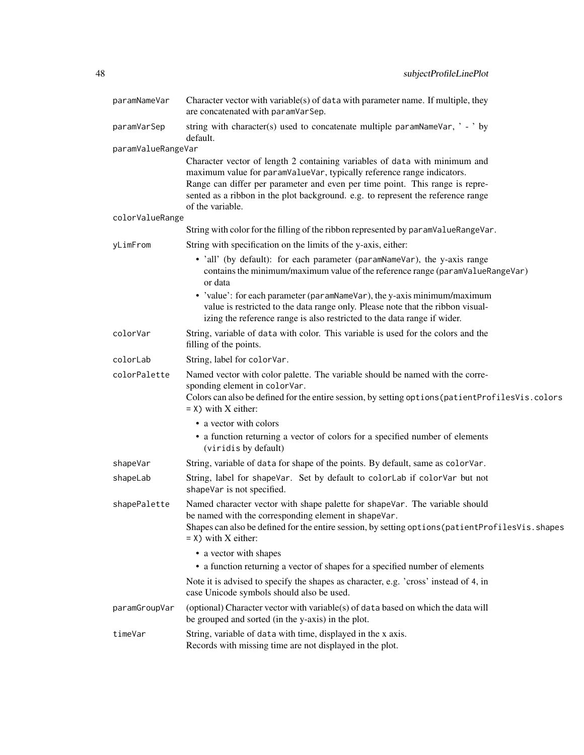| | |
|---|---|
| paramNameVar | Character vector with variable(s) of data with parameter name. If multiple, they are concatenated with paramVarSep. |
| paramVarSep | string with character(s) used to concatenate multiple paramNameVar, ' - ' by default. |
| paramValueRangeVar | Character vector of length 2 containing variables of data with minimum and maximum value for paramValueVar, typically reference range indicators.<br>Range can differ per parameter and even per time point. This range is represented as a ribbon in the plot background. e.g. to represent the reference range of the variable. |
| colorValueRange | String with color for the filling of the ribbon represented by paramValueRangeVar. |
| yLimFrom | String with specification on the limits of the y-axis, either:<br>• 'all' (by default): for each parameter (paramNameVar), the y-axis range contains the minimum/maximum value of the reference range (paramValueRangeVar) or data<br>• 'value': for each parameter (paramNameVar), the y-axis minimum/maximum value is restricted to the data range only. Please note that the ribbon visualizing the reference range is also restricted to the data range if wider. |
| colorVar | String, variable of data with color. This variable is used for the colors and the filling of the points. |
| colorLab | String, label for colorVar. |
| colorPalette | Named vector with color palette. The variable should be named with the corresponding element in colorVar.<br>Colors can also be defined for the entire session, by setting options(patientProfilesVis.colors = X) with X either:<br>• a vector with colors<br>• a function returning a vector of colors for a specified number of elements (viridis by default) |
| shapeVar | String, variable of data for shape of the points. By default, same as colorVar. |
| shapeLab | String, label for shapeVar. Set by default to colorLab if colorVar but not shapeVar is not specified. |
| shapePalette | Named character vector with shape palette for shapeVar. The variable should be named with the corresponding element in shapeVar.<br>Shapes can also be defined for the entire session, by setting options(patientProfilesVis.shapes = X) with X either:<br>• a vector with shapes<br>• a function returning a vector of shapes for a specified number of elements<br>Note it is advised to specify the shapes as character, e.g. 'cross' instead of 4, in case Unicode symbols should also be used. |
| paramGroupVar | (optional) Character vector with variable(s) of data based on which the data will be grouped and sorted (in the y-axis) in the plot. |
| timeVar | String, variable of data with time, displayed in the x axis.<br>Records with missing time are not displayed in the plot. |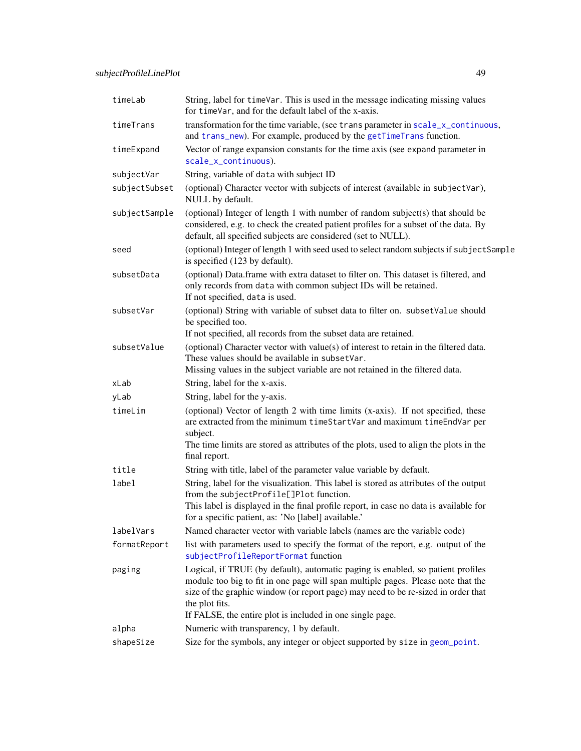| | |
|---|---|
| timeLab | String, label for `timeVar`. This is used in the message indicating missing values for `timeVar`, and for the default label of the x-axis. |
| timeTrans | transformation for the time variable, (see `trans` parameter in `scale_x_continuous`, and `trans_new`). For example, produced by the `getTimeTrans` function. |
| timeExpand | Vector of range expansion constants for the time axis (see `expand` parameter in `scale_x_continuous`). |
| subjectVar | String, variable of `data` with subject ID |
| subjectSubset | (optional) Character vector with subjects of interest (available in `subjectVar`), NULL by default. |
| subjectSample | (optional) Integer of length 1 with number of random subject(s) that should be considered, e.g. to check the created patient profiles for a subset of the data. By default, all specified subjects are considered (set to NULL). |
| seed | (optional) Integer of length 1 with seed used to select random subjects if `subjectSample` is specified (123 by default). |
| subsetData | (optional) Data.frame with extra dataset to filter on. This dataset is filtered, and only records from `data` with common subject IDs will be retained.<br>If not specified, `data` is used. |
| subsetVar | (optional) String with variable of subset data to filter on. `subsetValue` should be specified too.<br>If not specified, all records from the subset data are retained. |
| subsetValue | (optional) Character vector with value(s) of interest to retain in the filtered data. These values should be available in `subsetVar`.<br>Missing values in the subject variable are not retained in the filtered data. |
| xLab | String, label for the x-axis. |
| yLab | String, label for the y-axis. |
| timeLim | (optional) Vector of length 2 with time limits (x-axis). If not specified, these are extracted from the minimum `timeStartVar` and maximum `timeEndVar` per subject.<br>The time limits are stored as attributes of the plots, used to align the plots in the final report. |
| title | String with title, label of the parameter value variable by default. |
| label | String, label for the visualization. This label is stored as attributes of the output from the `subjectProfile[]Plot` function.<br>This label is displayed in the final profile report, in case no data is available for for a specific patient, as: 'No [label] available.' |
| labelVars | Named character vector with variable labels (names are the variable code) |
| formatReport | list with parameters used to specify the format of the report, e.g. output of the `subjectProfileReportFormat` function |
| paging | Logical, if TRUE (by default), automatic paging is enabled, so patient profiles module too big to fit in one page will span multiple pages. Please note that the size of the graphic window (or report page) may need to be re-sized in order that the plot fits.<br>If FALSE, the entire plot is included in one single page. |
| alpha | Numeric with transparency, 1 by default. |
| shapeSize | Size for the symbols, any integer or object supported by `size` in `geom_point`. |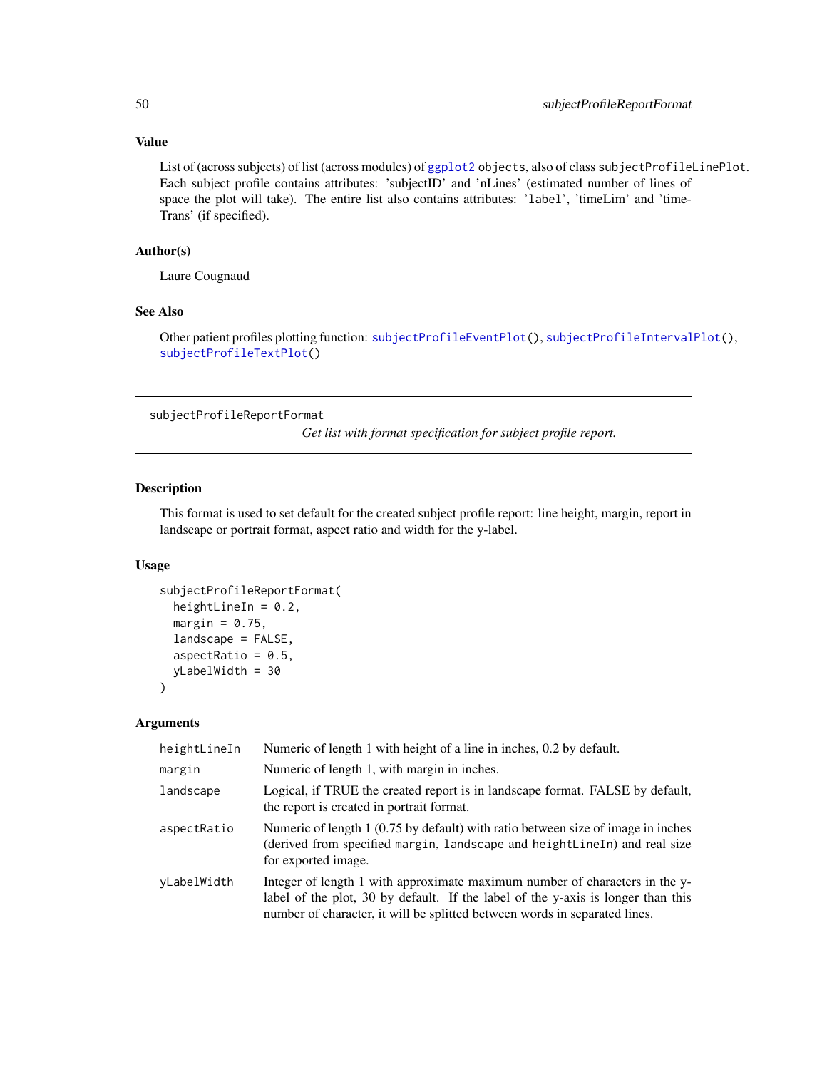### Value

List of (across subjects) of list (across modules) of ggplot2 objects, also of class subjectProfileLinePlot. Each subject profile contains attributes: 'subjectID' and 'nLines' (estimated number of lines of space the plot will take). The entire list also contains attributes: 'label', 'timeLim' and 'timeTrans' (if specified).

### Author(s)

Laure Cougnaud

### See Also

Other patient profiles plotting function: subjectProfileEventPlot(), subjectProfileIntervalPlot(), subjectProfileTextPlot()

---

## subjectProfileReportFormat

*Get list with format specification for subject profile report.*

---

### Description

This format is used to set default for the created subject profile report: line height, margin, report in landscape or portrait format, aspect ratio and width for the y-label.

### Usage

```
subjectProfileReportFormat(
  heightLineIn = 0.2,
  margin = 0.75,
  landscape = FALSE,
  aspectRatio = 0.5,
  yLabelWidth = 30
)
```

### Arguments

| | |
|---|---|
| heightLineIn | Numeric of length 1 with height of a line in inches, 0.2 by default. |
| margin | Numeric of length 1, with margin in inches. |
| landscape | Logical, if TRUE the created report is in landscape format. FALSE by default, the report is created in portrait format. |
| aspectRatio | Numeric of length 1 (0.75 by default) with ratio between size of image in inches (derived from specified margin, landscape and heightLineIn) and real size for exported image. |
| yLabelWidth | Integer of length 1 with approximate maximum number of characters in the y-label of the plot, 30 by default. If the label of the y-axis is longer than this number of character, it will be splitted between words in separated lines. |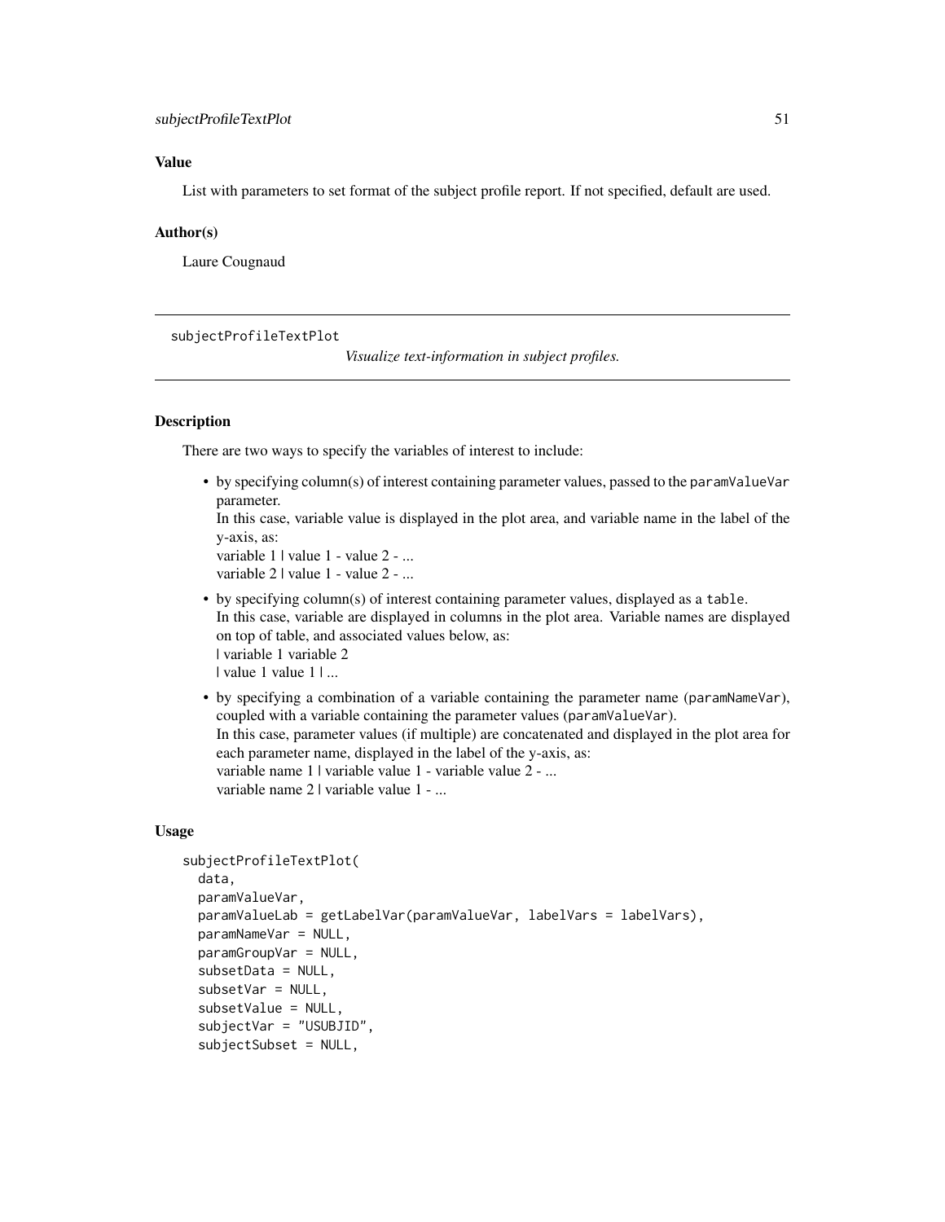## Value

List with parameters to set format of the subject profile report. If not specified, default are used.

## Author(s)

Laure Cougnaud

---

`subjectProfileTextPlot` — *Visualize text-information in subject profiles.*

---

## Description

There are two ways to specify the variables of interest to include:

- by specifying column(s) of interest containing parameter values, passed to the `paramValueVar` parameter.
  In this case, variable value is displayed in the plot area, and variable name in the label of the y-axis, as:
  variable 1 | value 1 - value 2 - ...
  variable 2 | value 1 - value 2 - ...
- by specifying column(s) of interest containing parameter values, displayed as a `table`.
  In this case, variable are displayed in columns in the plot area. Variable names are displayed on top of table, and associated values below, as:
  | variable 1 variable 2
  | value 1 value 1 | ...
- by specifying a combination of a variable containing the parameter name (`paramNameVar`), coupled with a variable containing the parameter values (`paramValueVar`).
  In this case, parameter values (if multiple) are concatenated and displayed in the plot area for each parameter name, displayed in the label of the y-axis, as:
  variable name 1 | variable value 1 - variable value 2 - ...
  variable name 2 | variable value 1 - ...

## Usage

```
subjectProfileTextPlot(
  data,
  paramValueVar,
  paramValueLab = getLabelVar(paramValueVar, labelVars = labelVars),
  paramNameVar = NULL,
  paramGroupVar = NULL,
  subsetData = NULL,
  subsetVar = NULL,
  subsetValue = NULL,
  subjectVar = "USUBJID",
  subjectSubset = NULL,
```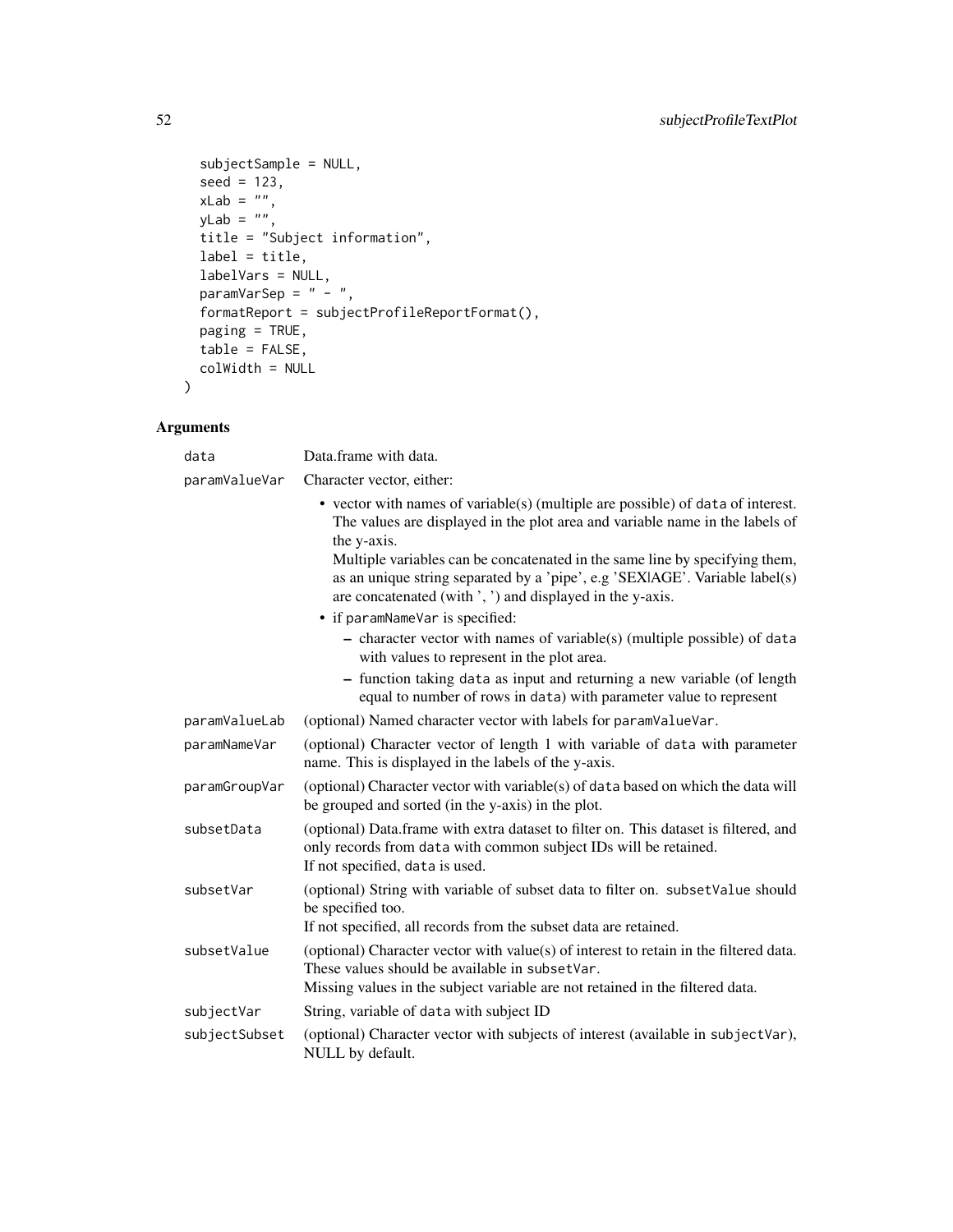```
  subjectSample = NULL,
  seed = 123,
  xLab = "",
  yLab = "",
  title = "Subject information",
  label = title,
  labelVars = NULL,
  paramVarSep = " - ",
  formatReport = subjectProfileReportFormat(),
  paging = TRUE,
  table = FALSE,
  colWidth = NULL
)
```

## Arguments

| | |
|---|---|
| `data` | Data.frame with data. |
| `paramValueVar` | Character vector, either: <br>• vector with names of variable(s) (multiple are possible) of `data` of interest. The values are displayed in the plot area and variable name in the labels of the y-axis. <br>Multiple variables can be concatenated in the same line by specifying them, as an unique string separated by a 'pipe', e.g 'SEX\|AGE'. Variable label(s) are concatenated (with ', ') and displayed in the y-axis. <br>• if `paramNameVar` is specified: <br>– character vector with names of variable(s) (multiple possible) of `data` with values to represent in the plot area. <br>– function taking `data` as input and returning a new variable (of length equal to number of rows in `data`) with parameter value to represent |
| `paramValueLab` | (optional) Named character vector with labels for `paramValueVar`. |
| `paramNameVar` | (optional) Character vector of length 1 with variable of `data` with parameter name. This is displayed in the labels of the y-axis. |
| `paramGroupVar` | (optional) Character vector with variable(s) of `data` based on which the data will be grouped and sorted (in the y-axis) in the plot. |
| `subsetData` | (optional) Data.frame with extra dataset to filter on. This dataset is filtered, and only records from `data` with common subject IDs will be retained. <br>If not specified, `data` is used. |
| `subsetVar` | (optional) String with variable of subset data to filter on. `subsetValue` should be specified too. <br>If not specified, all records from the subset data are retained. |
| `subsetValue` | (optional) Character vector with value(s) of interest to retain in the filtered data. These values should be available in `subsetVar`. <br>Missing values in the subject variable are not retained in the filtered data. |
| `subjectVar` | String, variable of `data` with subject ID |
| `subjectSubset` | (optional) Character vector with subjects of interest (available in `subjectVar`), NULL by default. |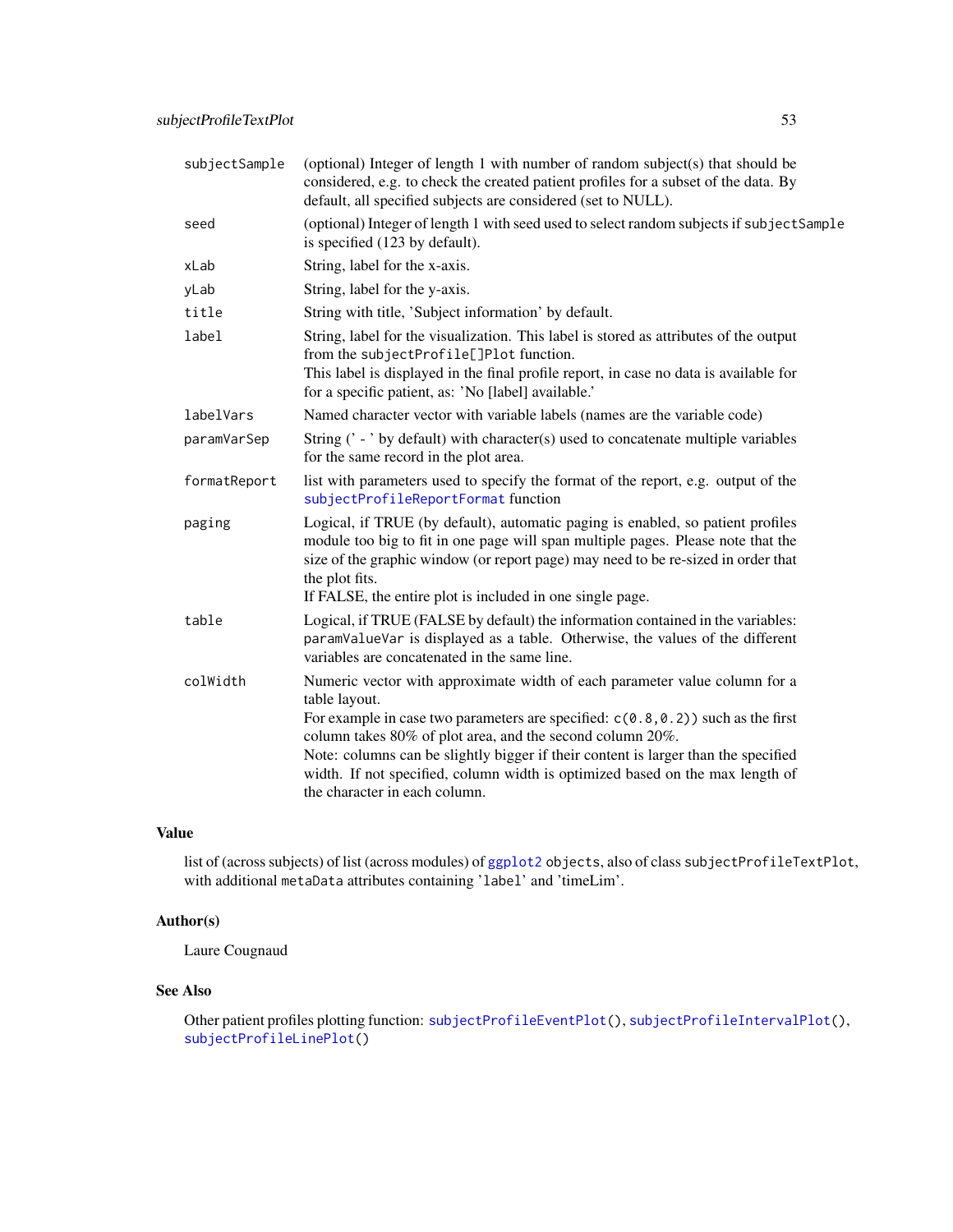| | |
|---|---|
| `subjectSample` | (optional) Integer of length 1 with number of random subject(s) that should be considered, e.g. to check the created patient profiles for a subset of the data. By default, all specified subjects are considered (set to NULL). |
| `seed` | (optional) Integer of length 1 with seed used to select random subjects if `subjectSample` is specified (123 by default). |
| `xLab` | String, label for the x-axis. |
| `yLab` | String, label for the y-axis. |
| `title` | String with title, 'Subject information' by default. |
| `label` | String, label for the visualization. This label is stored as attributes of the output from the `subjectProfile[]Plot` function.<br>This label is displayed in the final profile report, in case no data is available for for a specific patient, as: 'No [label] available.' |
| `labelVars` | Named character vector with variable labels (names are the variable code) |
| `paramVarSep` | String (' - ' by default) with character(s) used to concatenate multiple variables for the same record in the plot area. |
| `formatReport` | list with parameters used to specify the format of the report, e.g. output of the `subjectProfileReportFormat` function |
| `paging` | Logical, if TRUE (by default), automatic paging is enabled, so patient profiles module too big to fit in one page will span multiple pages. Please note that the size of the graphic window (or report page) may need to be re-sized in order that the plot fits.<br>If FALSE, the entire plot is included in one single page. |
| `table` | Logical, if TRUE (FALSE by default) the information contained in the variables: `paramValueVar` is displayed as a table. Otherwise, the values of the different variables are concatenated in the same line. |
| `colWidth` | Numeric vector with approximate width of each parameter value column for a table layout.<br>For example in case two parameters are specified: `c(0.8,0.2))` such as the first column takes 80% of plot area, and the second column 20%.<br>Note: columns can be slightly bigger if their content is larger than the specified width. If not specified, column width is optimized based on the max length of the character in each column. |

## Value

list of (across subjects) of list (across modules) of `ggplot2` objects, also of class `subjectProfileTextPlot`, with additional `metaData` attributes containing '`label`' and 'timeLim'.

## Author(s)

Laure Cougnaud

## See Also

Other patient profiles plotting function: `subjectProfileEventPlot()`, `subjectProfileIntervalPlot()`, `subjectProfileLinePlot()`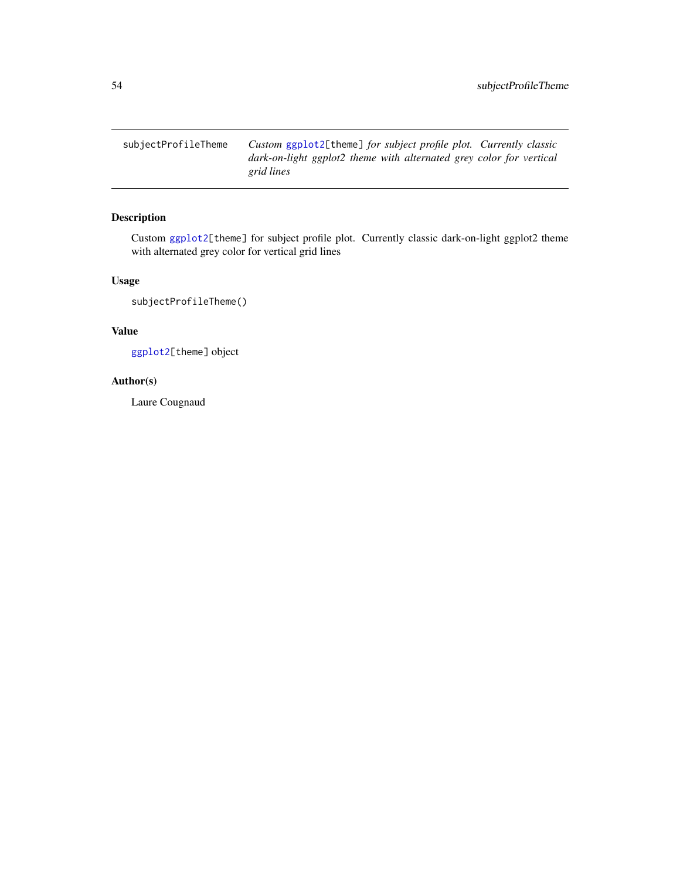| subjectProfileTheme | *Custom ggplot2[theme] for subject profile plot. Currently classic dark-on-light ggplot2 theme with alternated grey color for vertical grid lines* |
| --- | --- |

## Description

Custom ggplot2[theme] for subject profile plot. Currently classic dark-on-light ggplot2 theme with alternated grey color for vertical grid lines

## Usage

```
subjectProfileTheme()
```

## Value

ggplot2[theme] object

## Author(s)

Laure Cougnaud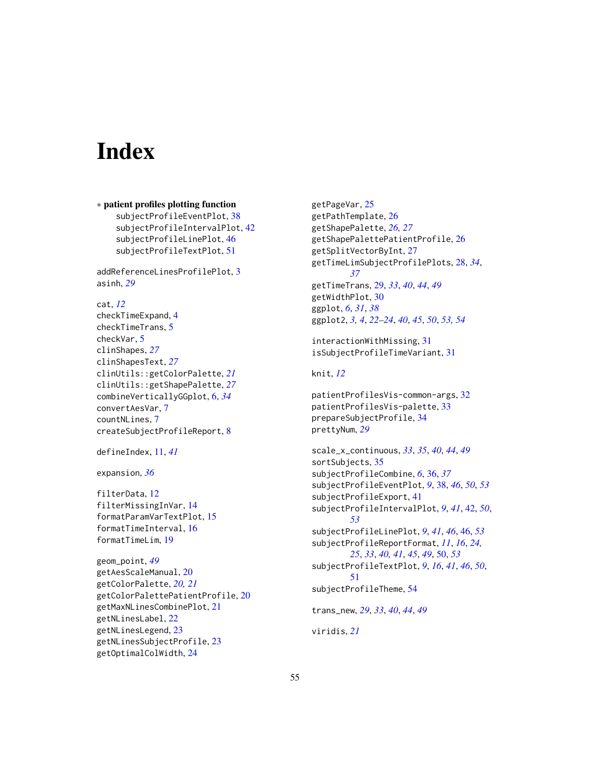# Index

∗ **patient profiles plotting function**

subjectProfileEventPlot, 38
subjectProfileIntervalPlot, 42
subjectProfileLinePlot, 46
subjectProfileTextPlot, 51

addReferenceLinesProfilePlot, 3
asinh, *29*

cat, *12*
checkTimeExpand, 4
checkTimeTrans, 5
checkVar, 5
clinShapes, *27*
clinShapesText, *27*
clinUtils::getColorPalette, *21*
clinUtils::getShapePalette, *27*
combineVerticallyGGplot, 6, *34*
convertAesVar, 7
countNLines, 7
createSubjectProfileReport, 8

defineIndex, 11, *41*

expansion, *36*

filterData, 12
filterMissingInVar, 14
formatParamVarTextPlot, 15
formatTimeInterval, 16
formatTimeLim, 19

geom_point, *49*
getAesScaleManual, 20
getColorPalette, *20, 21*
getColorPalettePatientProfile, 20
getMaxNLinesCombinePlot, 21
getNLinesLabel, 22
getNLinesLegend, 23
getNLinesSubjectProfile, 23
getOptimalColWidth, 24
getPageVar, 25
getPathTemplate, 26
getShapePalette, *26, 27*
getShapePalettePatientProfile, 26
getSplitVectorByInt, 27
getTimeLimSubjectProfilePlots, 28, *34*, *37*
getTimeTrans, 29, *33*, *40*, *44*, *49*
getWidthPlot, 30
ggplot, *6*, *31*, *38*
ggplot2, *3, 4*, *22–24*, *40*, *45*, *50*, *53, 54*

interactionWithMissing, 31
isSubjectProfileTimeVariant, 31

knit, *12*

patientProfilesVis-common-args, 32
patientProfilesVis-palette, 33
prepareSubjectProfile, 34
prettyNum, *29*

scale_x_continuous, *33*, *35*, *40*, *44*, *49*
sortSubjects, 35
subjectProfileCombine, *6*, 36, *37*
subjectProfileEventPlot, *9*, 38, *46*, *50*, *53*
subjectProfileExport, 41
subjectProfileIntervalPlot, *9*, *41*, 42, *50*, *53*
subjectProfileLinePlot, *9*, *41*, *46*, 46, *53*
subjectProfileReportFormat, *11*, *16*, *24, 25*, *33*, *40, 41*, *45*, *49*, 50, *53*
subjectProfileTextPlot, *9*, *16*, *41*, *46*, *50*, 51
subjectProfileTheme, 54

trans_new, *29*, *33*, *40*, *44*, *49*

viridis, *21*